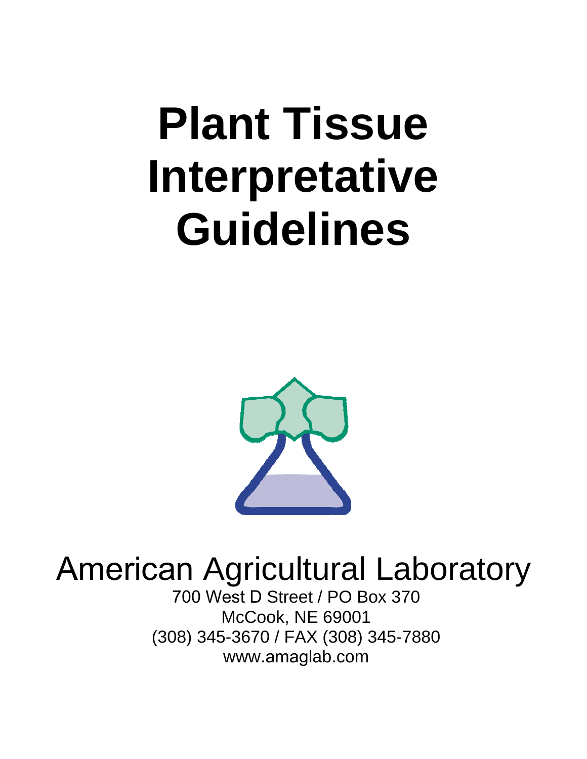# Plant Tissue Interpretative Guidelines

American Agricultural Laboratory

700 West D Street / PO Box 370

McCook, NE 69001

(308) 345-3670 / FAX (308) 345-7880

www.amaglab.com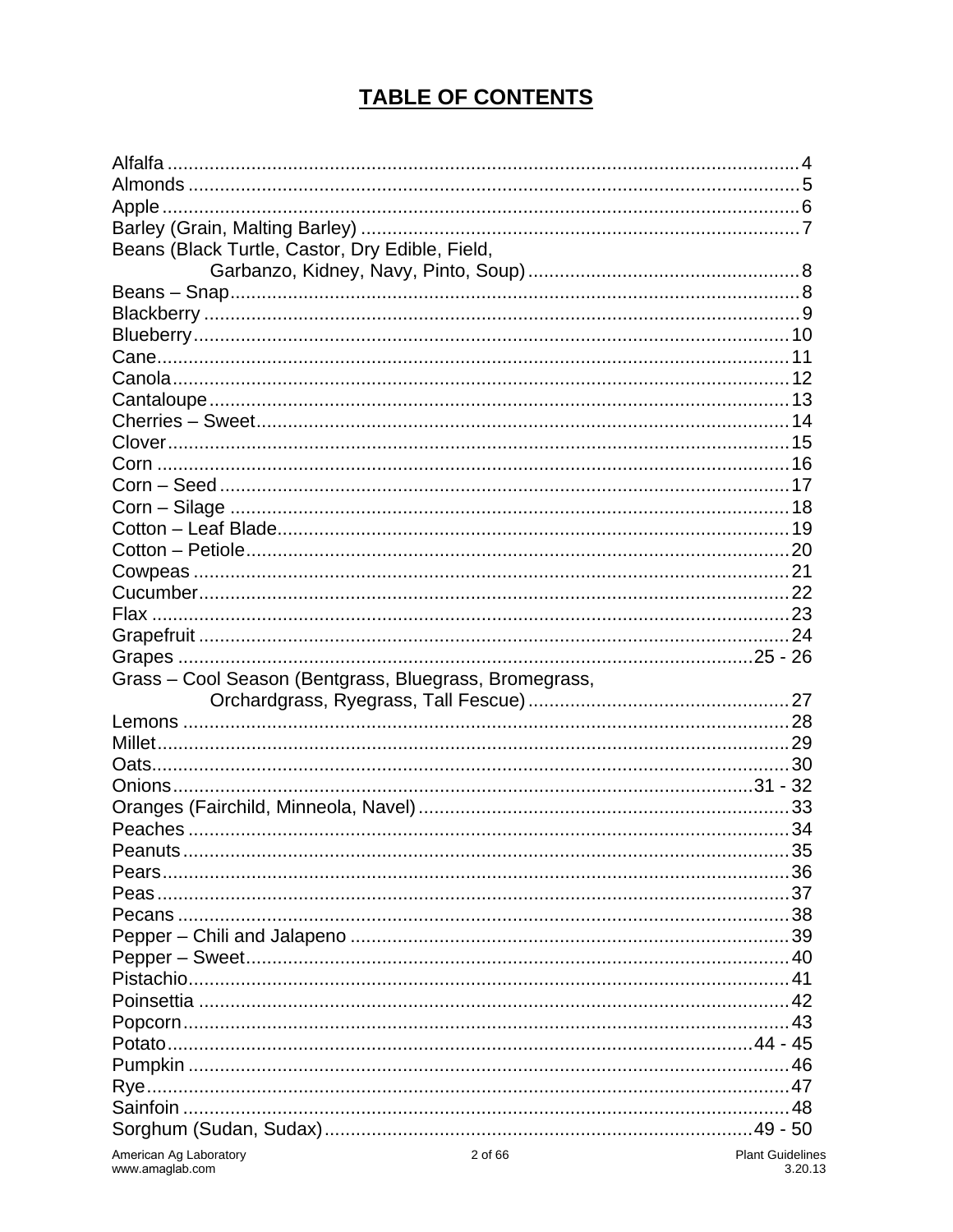# TABLE OF CONTENTS

| | |
|---|---|
| Alfalfa | 4 |
| Almonds | 5 |
| Apple | 6 |
| Barley (Grain, Malting Barley) | 7 |
| Beans (Black Turtle, Castor, Dry Edible, Field, Garbanzo, Kidney, Navy, Pinto, Soup) | 8 |
| Beans – Snap | 8 |
| Blackberry | 9 |
| Blueberry | 10 |
| Cane | 11 |
| Canola | 12 |
| Cantaloupe | 13 |
| Cherries – Sweet | 14 |
| Clover | 15 |
| Corn | 16 |
| Corn – Seed | 17 |
| Corn – Silage | 18 |
| Cotton – Leaf Blade | 19 |
| Cotton – Petiole | 20 |
| Cowpeas | 21 |
| Cucumber | 22 |
| Flax | 23 |
| Grapefruit | 24 |
| Grapes | 25 - 26 |
| Grass – Cool Season (Bentgrass, Bluegrass, Bromegrass, Orchardgrass, Ryegrass, Tall Fescue) | 27 |
| Lemons | 28 |
| Millet | 29 |
| Oats | 30 |
| Onions | 31 - 32 |
| Oranges (Fairchild, Minneola, Navel) | 33 |
| Peaches | 34 |
| Peanuts | 35 |
| Pears | 36 |
| Peas | 37 |
| Pecans | 38 |
| Pepper – Chili and Jalapeno | 39 |
| Pepper – Sweet | 40 |
| Pistachio | 41 |
| Poinsettia | 42 |
| Popcorn | 43 |
| Potato | 44 - 45 |
| Pumpkin | 46 |
| Rye | 47 |
| Sainfoin | 48 |
| Sorghum (Sudan, Sudax) | 49 - 50 |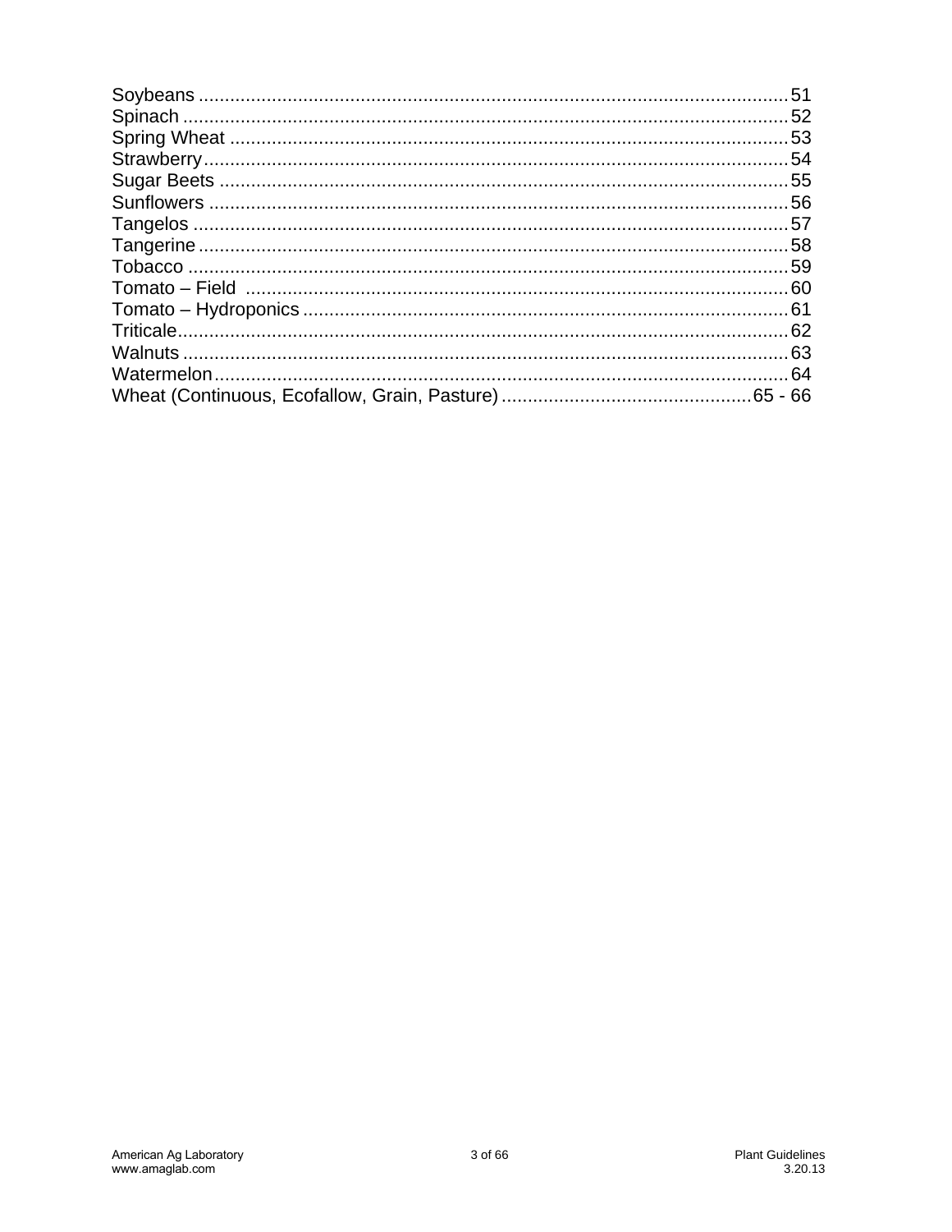Soybeans ........................................................................................................ 51
Spinach .......................................................................................................... 52
Spring Wheat ................................................................................................. 53
Strawberry...................................................................................................... 54
Sugar Beets ................................................................................................... 55
Sunflowers ..................................................................................................... 56
Tangelos ........................................................................................................ 57
Tangerine ....................................................................................................... 58
Tobacco ......................................................................................................... 59
Tomato – Field .............................................................................................. 60
Tomato – Hydroponics ................................................................................... 61
Triticale........................................................................................................... 62
Walnuts .......................................................................................................... 63
Watermelon .................................................................................................... 64
Wheat (Continuous, Ecofallow, Grain, Pasture) ...................................... 65 - 66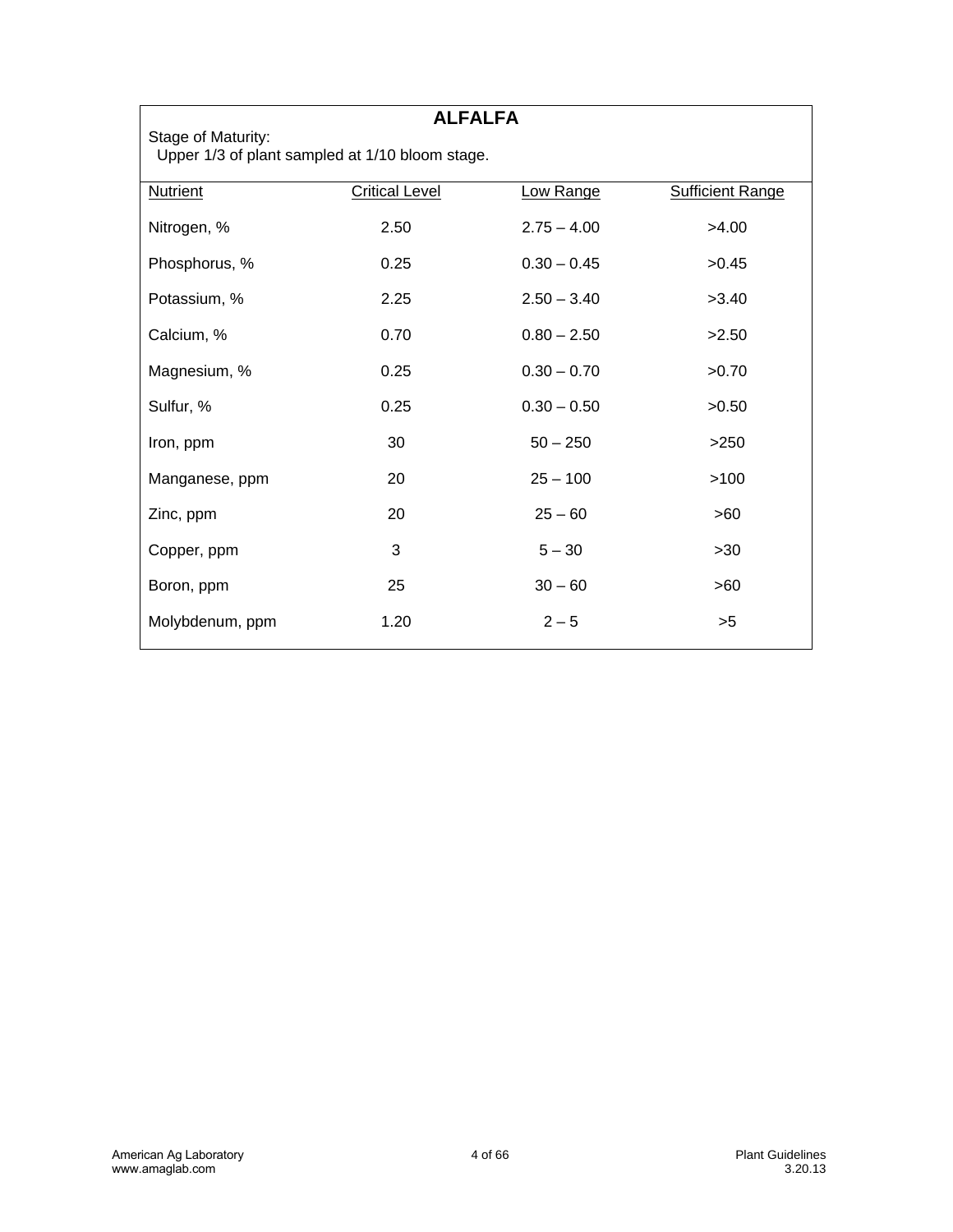## ALFALFA

Stage of Maturity:
Upper 1/3 of plant sampled at 1/10 bloom stage.

| Nutrient | Critical Level | Low Range | Sufficient Range |
|---|---|---|---|
| Nitrogen, % | 2.50 | 2.75 – 4.00 | >4.00 |
| Phosphorus, % | 0.25 | 0.30 – 0.45 | >0.45 |
| Potassium, % | 2.25 | 2.50 – 3.40 | >3.40 |
| Calcium, % | 0.70 | 0.80 – 2.50 | >2.50 |
| Magnesium, % | 0.25 | 0.30 – 0.70 | >0.70 |
| Sulfur, % | 0.25 | 0.30 – 0.50 | >0.50 |
| Iron, ppm | 30 | 50 – 250 | >250 |
| Manganese, ppm | 20 | 25 – 100 | >100 |
| Zinc, ppm | 20 | 25 – 60 | >60 |
| Copper, ppm | 3 | 5 – 30 | >30 |
| Boron, ppm | 25 | 30 – 60 | >60 |
| Molybdenum, ppm | 1.20 | 2 – 5 | >5 |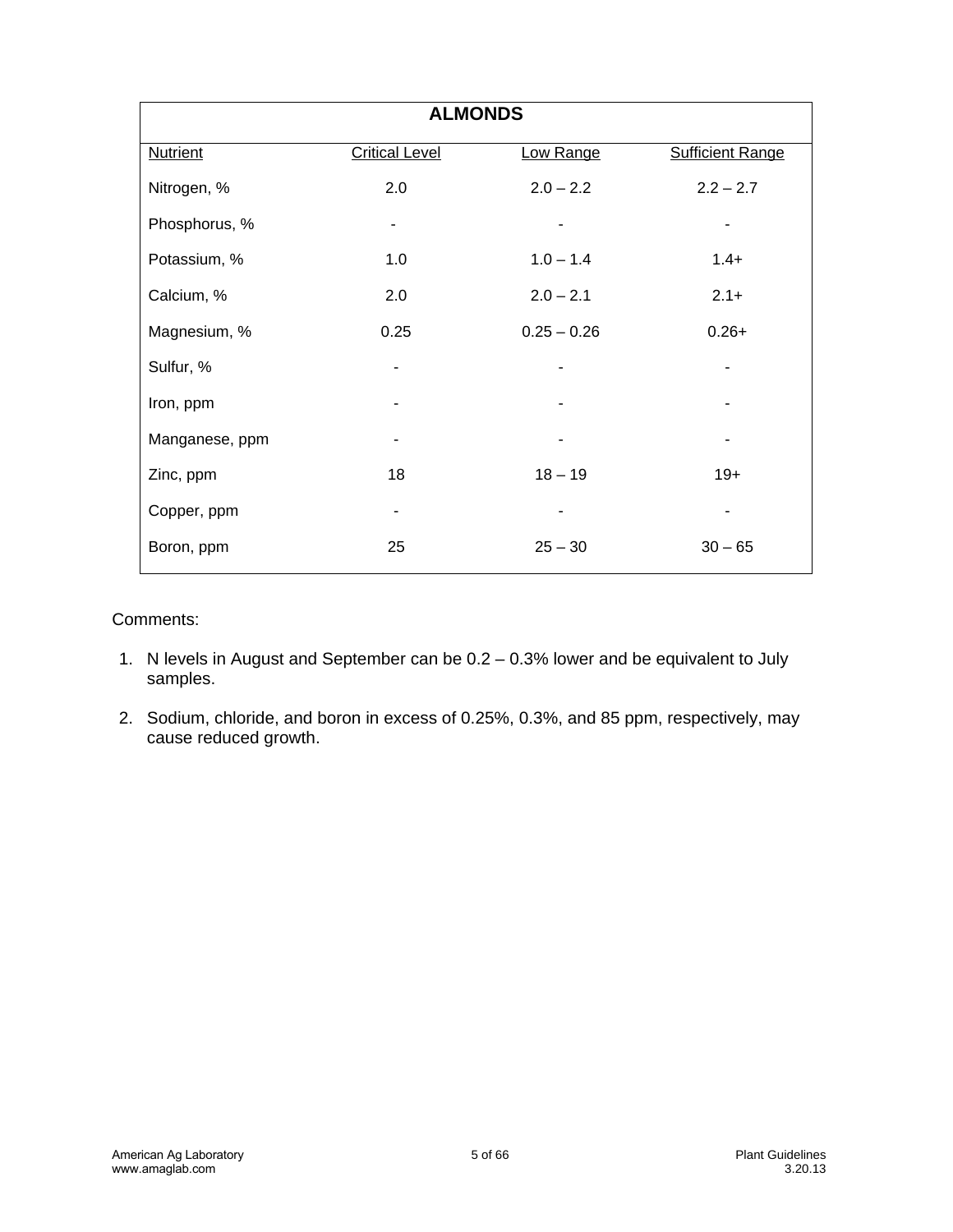## ALMONDS

| Nutrient | Critical Level | Low Range | Sufficient Range |
|---|---|---|---|
| Nitrogen, % | 2.0 | 2.0 – 2.2 | 2.2 – 2.7 |
| Phosphorus, % | - | - | - |
| Potassium, % | 1.0 | 1.0 – 1.4 | 1.4+ |
| Calcium, % | 2.0 | 2.0 – 2.1 | 2.1+ |
| Magnesium, % | 0.25 | 0.25 – 0.26 | 0.26+ |
| Sulfur, % | - | - | - |
| Iron, ppm | - | - | - |
| Manganese, ppm | - | - | - |
| Zinc, ppm | 18 | 18 – 19 | 19+ |
| Copper, ppm | - | - | - |
| Boron, ppm | 25 | 25 – 30 | 30 – 65 |

Comments:

1. N levels in August and September can be 0.2 – 0.3% lower and be equivalent to July samples.
2. Sodium, chloride, and boron in excess of 0.25%, 0.3%, and 85 ppm, respectively, may cause reduced growth.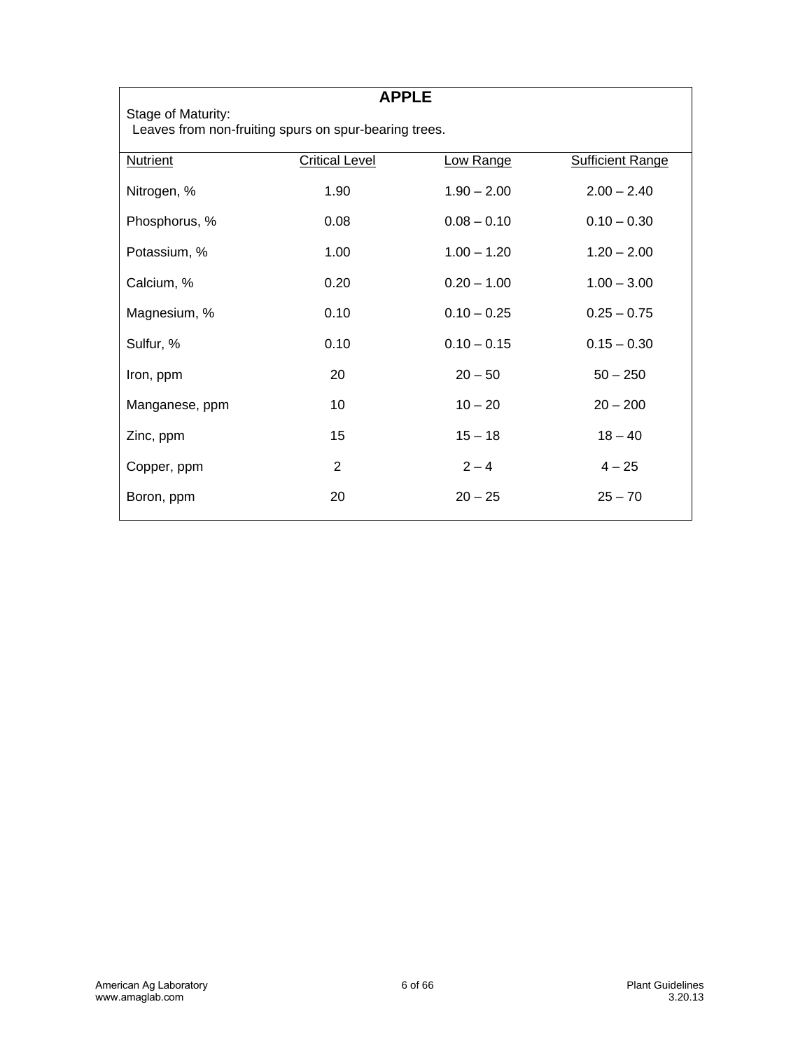## APPLE

Stage of Maturity:
Leaves from non-fruiting spurs on spur-bearing trees.

| Nutrient | Critical Level | Low Range | Sufficient Range |
|---|---|---|---|
| Nitrogen, % | 1.90 | 1.90 – 2.00 | 2.00 – 2.40 |
| Phosphorus, % | 0.08 | 0.08 – 0.10 | 0.10 – 0.30 |
| Potassium, % | 1.00 | 1.00 – 1.20 | 1.20 – 2.00 |
| Calcium, % | 0.20 | 0.20 – 1.00 | 1.00 – 3.00 |
| Magnesium, % | 0.10 | 0.10 – 0.25 | 0.25 – 0.75 |
| Sulfur, % | 0.10 | 0.10 – 0.15 | 0.15 – 0.30 |
| Iron, ppm | 20 | 20 – 50 | 50 – 250 |
| Manganese, ppm | 10 | 10 – 20 | 20 – 200 |
| Zinc, ppm | 15 | 15 – 18 | 18 – 40 |
| Copper, ppm | 2 | 2 – 4 | 4 – 25 |
| Boron, ppm | 20 | 20 – 25 | 25 – 70 |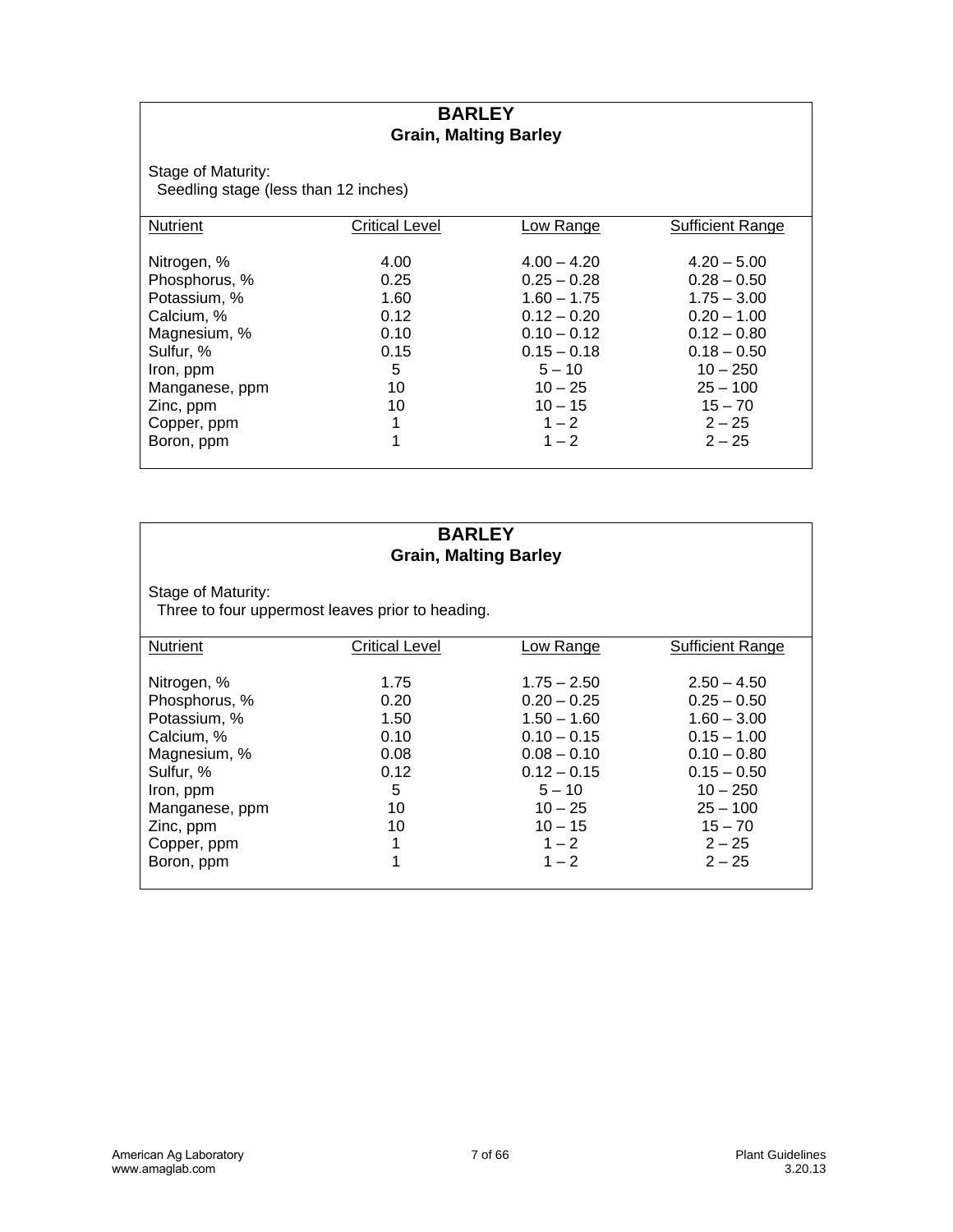## BARLEY
### Grain, Malting Barley

Stage of Maturity:
Seedling stage (less than 12 inches)

| Nutrient | Critical Level | Low Range | Sufficient Range |
|---|---|---|---|
| Nitrogen, % | 4.00 | 4.00 – 4.20 | 4.20 – 5.00 |
| Phosphorus, % | 0.25 | 0.25 – 0.28 | 0.28 – 0.50 |
| Potassium, % | 1.60 | 1.60 – 1.75 | 1.75 – 3.00 |
| Calcium, % | 0.12 | 0.12 – 0.20 | 0.20 – 1.00 |
| Magnesium, % | 0.10 | 0.10 – 0.12 | 0.12 – 0.80 |
| Sulfur, % | 0.15 | 0.15 – 0.18 | 0.18 – 0.50 |
| Iron, ppm | 5 | 5 – 10 | 10 – 250 |
| Manganese, ppm | 10 | 10 – 25 | 25 – 100 |
| Zinc, ppm | 10 | 10 – 15 | 15 – 70 |
| Copper, ppm | 1 | 1 – 2 | 2 – 25 |
| Boron, ppm | 1 | 1 – 2 | 2 – 25 |

## BARLEY
### Grain, Malting Barley

Stage of Maturity:
Three to four uppermost leaves prior to heading.

| Nutrient | Critical Level | Low Range | Sufficient Range |
|---|---|---|---|
| Nitrogen, % | 1.75 | 1.75 – 2.50 | 2.50 – 4.50 |
| Phosphorus, % | 0.20 | 0.20 – 0.25 | 0.25 – 0.50 |
| Potassium, % | 1.50 | 1.50 – 1.60 | 1.60 – 3.00 |
| Calcium, % | 0.10 | 0.10 – 0.15 | 0.15 – 1.00 |
| Magnesium, % | 0.08 | 0.08 – 0.10 | 0.10 – 0.80 |
| Sulfur, % | 0.12 | 0.12 – 0.15 | 0.15 – 0.50 |
| Iron, ppm | 5 | 5 – 10 | 10 – 250 |
| Manganese, ppm | 10 | 10 – 25 | 25 – 100 |
| Zinc, ppm | 10 | 10 – 15 | 15 – 70 |
| Copper, ppm | 1 | 1 – 2 | 2 – 25 |
| Boron, ppm | 1 | 1 – 2 | 2 – 25 |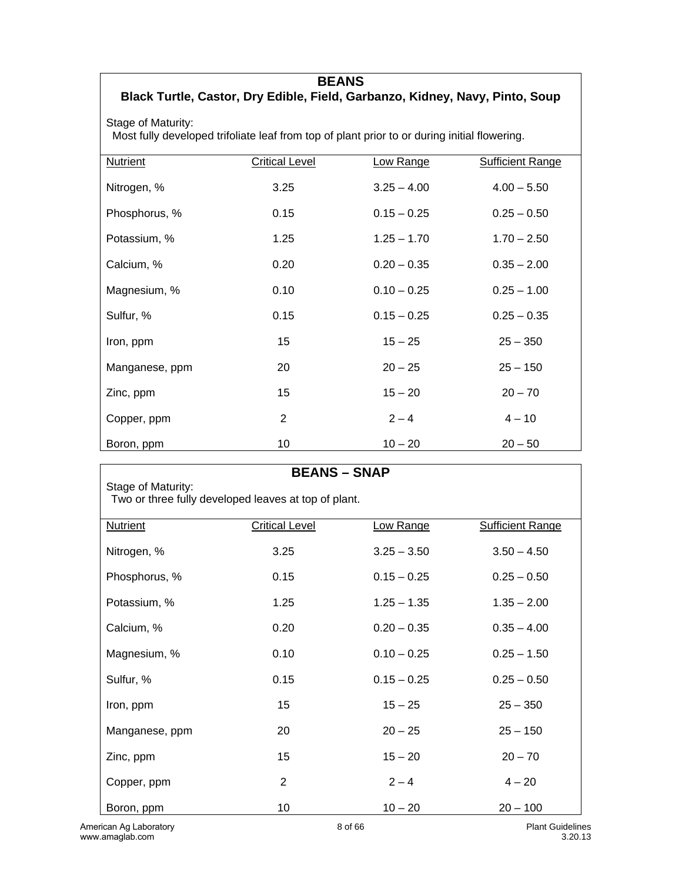## BEANS

### Black Turtle, Castor, Dry Edible, Field, Garbanzo, Kidney, Navy, Pinto, Soup

Stage of Maturity:
Most fully developed trifoliate leaf from top of plant prior to or during initial flowering.

| Nutrient | Critical Level | Low Range | Sufficient Range |
|---|---|---|---|
| Nitrogen, % | 3.25 | 3.25 – 4.00 | 4.00 – 5.50 |
| Phosphorus, % | 0.15 | 0.15 – 0.25 | 0.25 – 0.50 |
| Potassium, % | 1.25 | 1.25 – 1.70 | 1.70 – 2.50 |
| Calcium, % | 0.20 | 0.20 – 0.35 | 0.35 – 2.00 |
| Magnesium, % | 0.10 | 0.10 – 0.25 | 0.25 – 1.00 |
| Sulfur, % | 0.15 | 0.15 – 0.25 | 0.25 – 0.35 |
| Iron, ppm | 15 | 15 – 25 | 25 – 350 |
| Manganese, ppm | 20 | 20 – 25 | 25 – 150 |
| Zinc, ppm | 15 | 15 – 20 | 20 – 70 |
| Copper, ppm | 2 | 2 – 4 | 4 – 10 |
| Boron, ppm | 10 | 10 – 20 | 20 – 50 |

## BEANS – SNAP

Stage of Maturity:
Two or three fully developed leaves at top of plant.

| Nutrient | Critical Level | Low Range | Sufficient Range |
|---|---|---|---|
| Nitrogen, % | 3.25 | 3.25 – 3.50 | 3.50 – 4.50 |
| Phosphorus, % | 0.15 | 0.15 – 0.25 | 0.25 – 0.50 |
| Potassium, % | 1.25 | 1.25 – 1.35 | 1.35 – 2.00 |
| Calcium, % | 0.20 | 0.20 – 0.35 | 0.35 – 4.00 |
| Magnesium, % | 0.10 | 0.10 – 0.25 | 0.25 – 1.50 |
| Sulfur, % | 0.15 | 0.15 – 0.25 | 0.25 – 0.50 |
| Iron, ppm | 15 | 15 – 25 | 25 – 350 |
| Manganese, ppm | 20 | 20 – 25 | 25 – 150 |
| Zinc, ppm | 15 | 15 – 20 | 20 – 70 |
| Copper, ppm | 2 | 2 – 4 | 4 – 20 |
| Boron, ppm | 10 | 10 – 20 | 20 – 100 |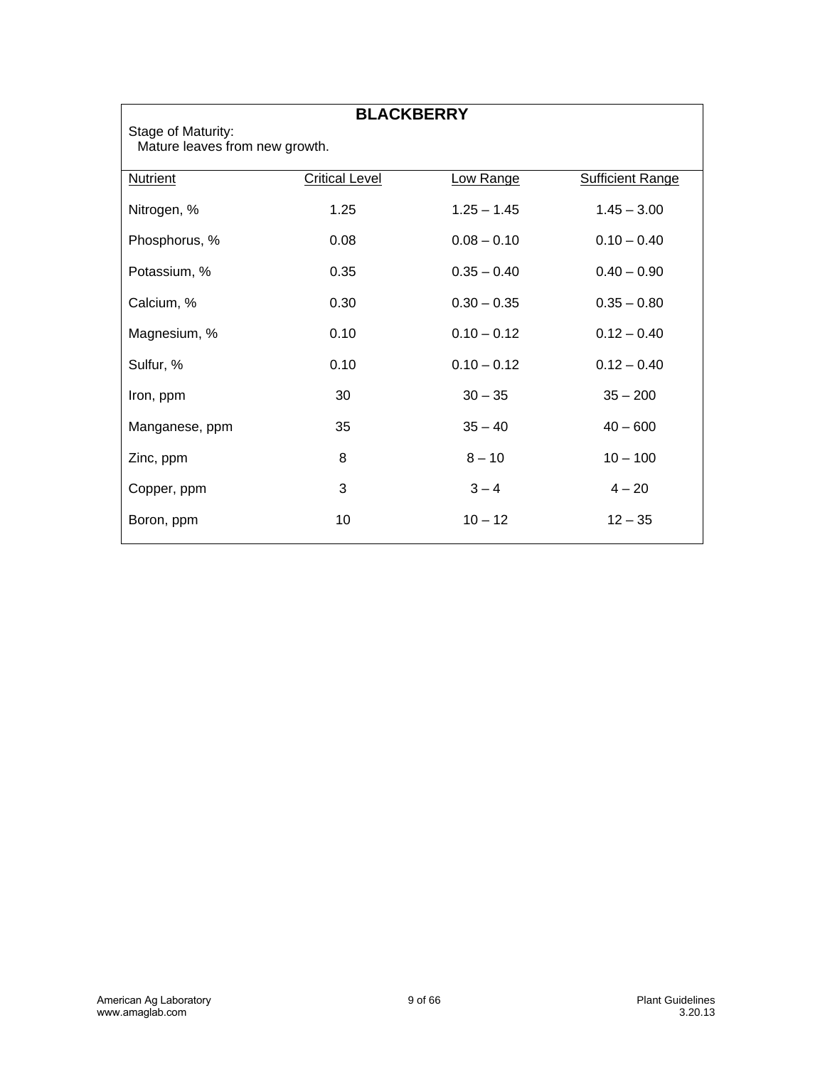## BLACKBERRY

Stage of Maturity:
Mature leaves from new growth.

| Nutrient | Critical Level | Low Range | Sufficient Range |
|---|---|---|---|
| Nitrogen, % | 1.25 | 1.25 – 1.45 | 1.45 – 3.00 |
| Phosphorus, % | 0.08 | 0.08 – 0.10 | 0.10 – 0.40 |
| Potassium, % | 0.35 | 0.35 – 0.40 | 0.40 – 0.90 |
| Calcium, % | 0.30 | 0.30 – 0.35 | 0.35 – 0.80 |
| Magnesium, % | 0.10 | 0.10 – 0.12 | 0.12 – 0.40 |
| Sulfur, % | 0.10 | 0.10 – 0.12 | 0.12 – 0.40 |
| Iron, ppm | 30 | 30 – 35 | 35 – 200 |
| Manganese, ppm | 35 | 35 – 40 | 40 – 600 |
| Zinc, ppm | 8 | 8 – 10 | 10 – 100 |
| Copper, ppm | 3 | 3 – 4 | 4 – 20 |
| Boron, ppm | 10 | 10 – 12 | 12 – 35 |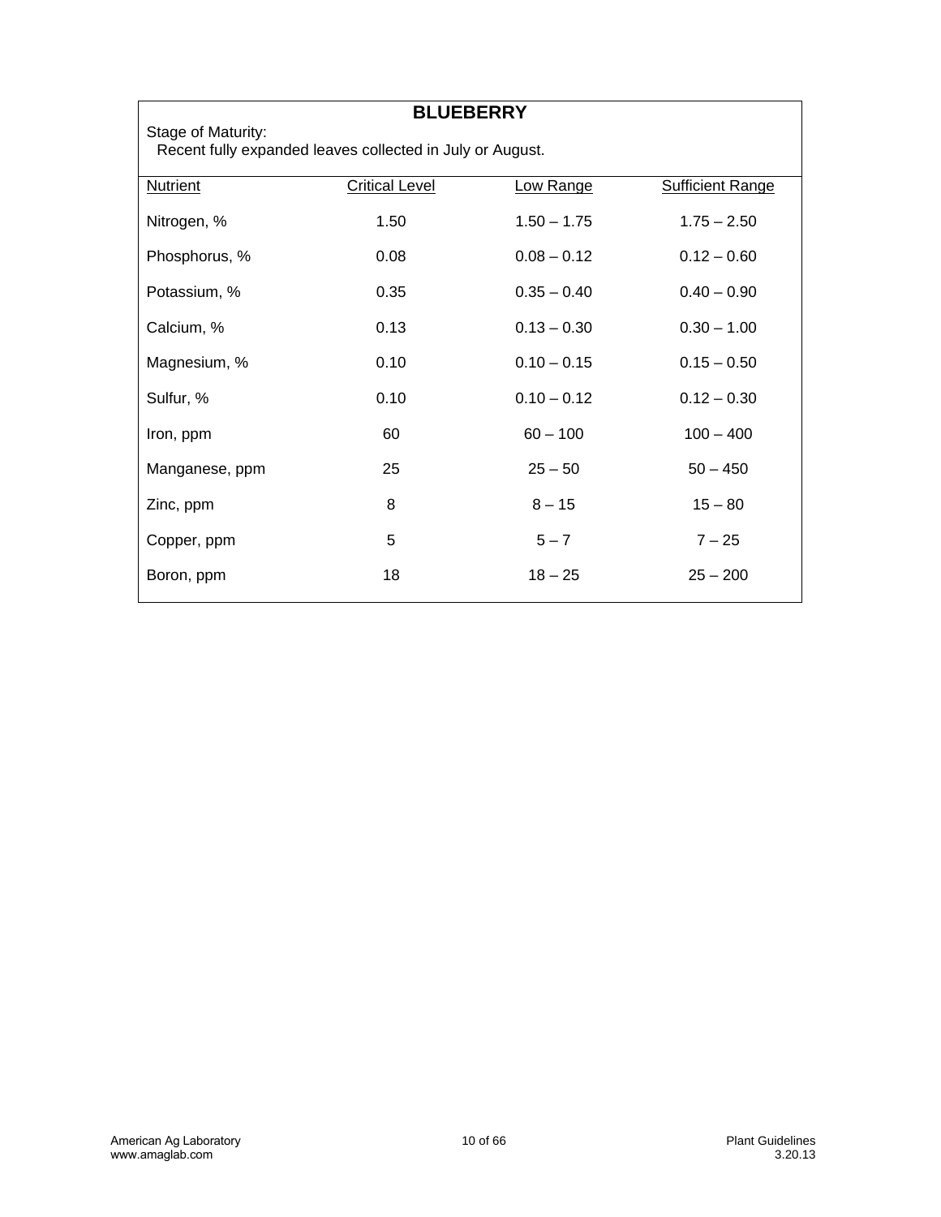## BLUEBERRY

Stage of Maturity:
Recent fully expanded leaves collected in July or August.

| Nutrient | Critical Level | Low Range | Sufficient Range |
|---|---|---|---|
| Nitrogen, % | 1.50 | 1.50 – 1.75 | 1.75 – 2.50 |
| Phosphorus, % | 0.08 | 0.08 – 0.12 | 0.12 – 0.60 |
| Potassium, % | 0.35 | 0.35 – 0.40 | 0.40 – 0.90 |
| Calcium, % | 0.13 | 0.13 – 0.30 | 0.30 – 1.00 |
| Magnesium, % | 0.10 | 0.10 – 0.15 | 0.15 – 0.50 |
| Sulfur, % | 0.10 | 0.10 – 0.12 | 0.12 – 0.30 |
| Iron, ppm | 60 | 60 – 100 | 100 – 400 |
| Manganese, ppm | 25 | 25 – 50 | 50 – 450 |
| Zinc, ppm | 8 | 8 – 15 | 15 – 80 |
| Copper, ppm | 5 | 5 – 7 | 7 – 25 |
| Boron, ppm | 18 | 18 – 25 | 25 – 200 |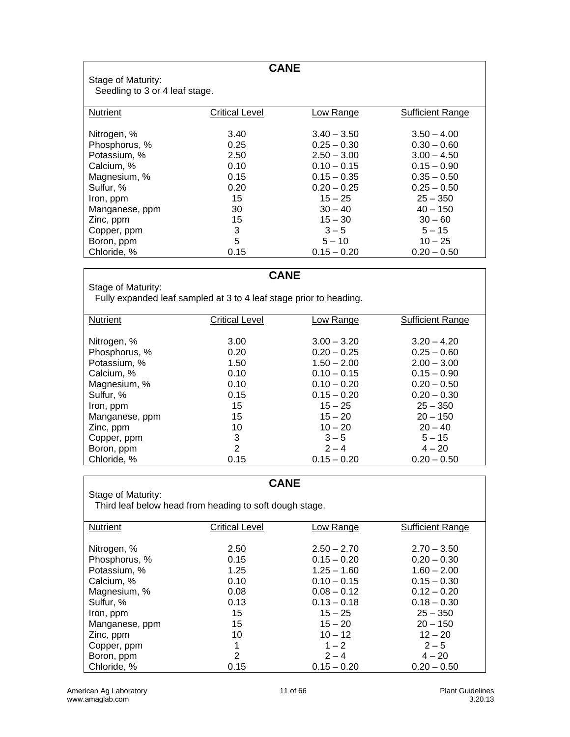## CANE

Stage of Maturity:
Seedling to 3 or 4 leaf stage.

| Nutrient | Critical Level | Low Range | Sufficient Range |
|---|---|---|---|
| Nitrogen, % | 3.40 | 3.40 – 3.50 | 3.50 – 4.00 |
| Phosphorus, % | 0.25 | 0.25 – 0.30 | 0.30 – 0.60 |
| Potassium, % | 2.50 | 2.50 – 3.00 | 3.00 – 4.50 |
| Calcium, % | 0.10 | 0.10 – 0.15 | 0.15 – 0.90 |
| Magnesium, % | 0.15 | 0.15 – 0.35 | 0.35 – 0.50 |
| Sulfur, % | 0.20 | 0.20 – 0.25 | 0.25 – 0.50 |
| Iron, ppm | 15 | 15 – 25 | 25 – 350 |
| Manganese, ppm | 30 | 30 – 40 | 40 – 150 |
| Zinc, ppm | 15 | 15 – 30 | 30 – 60 |
| Copper, ppm | 3 | 3 – 5 | 5 – 15 |
| Boron, ppm | 5 | 5 – 10 | 10 – 25 |
| Chloride, % | 0.15 | 0.15 – 0.20 | 0.20 – 0.50 |

## CANE

Stage of Maturity:
Fully expanded leaf sampled at 3 to 4 leaf stage prior to heading.

| Nutrient | Critical Level | Low Range | Sufficient Range |
|---|---|---|---|
| Nitrogen, % | 3.00 | 3.00 – 3.20 | 3.20 – 4.20 |
| Phosphorus, % | 0.20 | 0.20 – 0.25 | 0.25 – 0.60 |
| Potassium, % | 1.50 | 1.50 – 2.00 | 2.00 – 3.00 |
| Calcium, % | 0.10 | 0.10 – 0.15 | 0.15 – 0.90 |
| Magnesium, % | 0.10 | 0.10 – 0.20 | 0.20 – 0.50 |
| Sulfur, % | 0.15 | 0.15 – 0.20 | 0.20 – 0.30 |
| Iron, ppm | 15 | 15 – 25 | 25 – 350 |
| Manganese, ppm | 15 | 15 – 20 | 20 – 150 |
| Zinc, ppm | 10 | 10 – 20 | 20 – 40 |
| Copper, ppm | 3 | 3 – 5 | 5 – 15 |
| Boron, ppm | 2 | 2 – 4 | 4 – 20 |
| Chloride, % | 0.15 | 0.15 – 0.20 | 0.20 – 0.50 |

## CANE

Stage of Maturity:
Third leaf below head from heading to soft dough stage.

| Nutrient | Critical Level | Low Range | Sufficient Range |
|---|---|---|---|
| Nitrogen, % | 2.50 | 2.50 – 2.70 | 2.70 – 3.50 |
| Phosphorus, % | 0.15 | 0.15 – 0.20 | 0.20 – 0.30 |
| Potassium, % | 1.25 | 1.25 – 1.60 | 1.60 – 2.00 |
| Calcium, % | 0.10 | 0.10 – 0.15 | 0.15 – 0.30 |
| Magnesium, % | 0.08 | 0.08 – 0.12 | 0.12 – 0.20 |
| Sulfur, % | 0.13 | 0.13 – 0.18 | 0.18 – 0.30 |
| Iron, ppm | 15 | 15 – 25 | 25 – 350 |
| Manganese, ppm | 15 | 15 – 20 | 20 – 150 |
| Zinc, ppm | 10 | 10 – 12 | 12 – 20 |
| Copper, ppm | 1 | 1 – 2 | 2 – 5 |
| Boron, ppm | 2 | 2 – 4 | 4 – 20 |
| Chloride, % | 0.15 | 0.15 – 0.20 | 0.20 – 0.50 |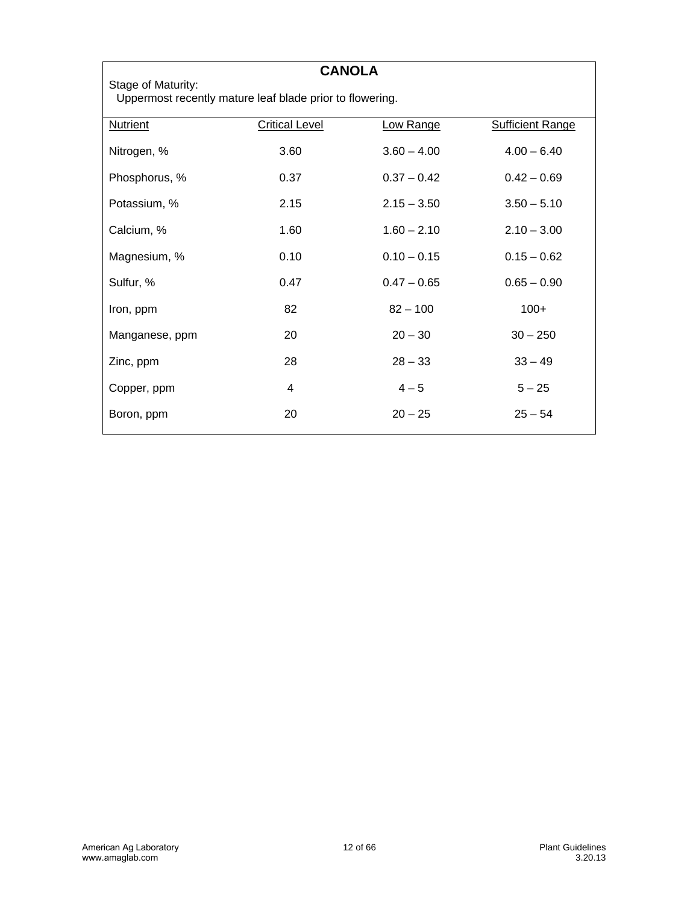## CANOLA

Stage of Maturity:
Uppermost recently mature leaf blade prior to flowering.

| Nutrient | Critical Level | Low Range | Sufficient Range |
|---|---|---|---|
| Nitrogen, % | 3.60 | 3.60 – 4.00 | 4.00 – 6.40 |
| Phosphorus, % | 0.37 | 0.37 – 0.42 | 0.42 – 0.69 |
| Potassium, % | 2.15 | 2.15 – 3.50 | 3.50 – 5.10 |
| Calcium, % | 1.60 | 1.60 – 2.10 | 2.10 – 3.00 |
| Magnesium, % | 0.10 | 0.10 – 0.15 | 0.15 – 0.62 |
| Sulfur, % | 0.47 | 0.47 – 0.65 | 0.65 – 0.90 |
| Iron, ppm | 82 | 82 – 100 | 100+ |
| Manganese, ppm | 20 | 20 – 30 | 30 – 250 |
| Zinc, ppm | 28 | 28 – 33 | 33 – 49 |
| Copper, ppm | 4 | 4 – 5 | 5 – 25 |
| Boron, ppm | 20 | 20 – 25 | 25 – 54 |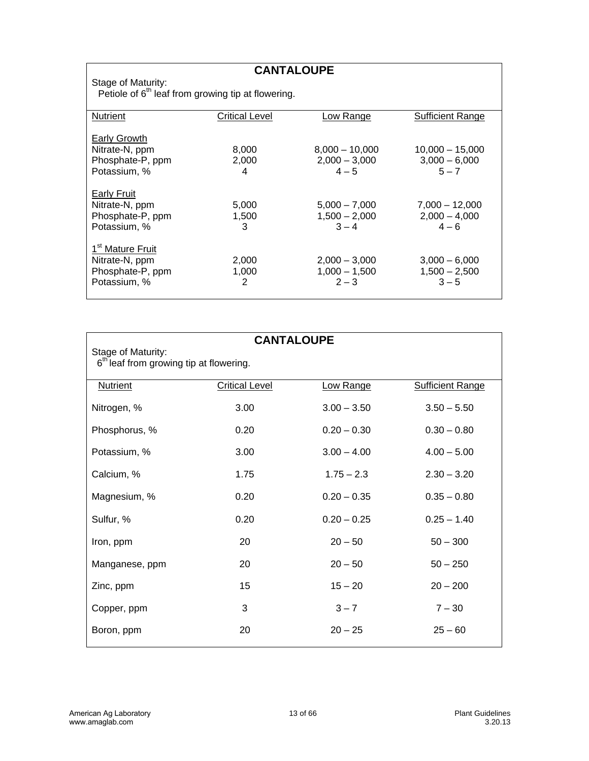## CANTALOUPE

Stage of Maturity:
Petiole of 6th leaf from growing tip at flowering.

| Nutrient | Critical Level | Low Range | Sufficient Range |
|---|---|---|---|
| **Early Growth** | | | |
| Nitrate-N, ppm | 8,000 | 8,000 – 10,000 | 10,000 – 15,000 |
| Phosphate-P, ppm | 2,000 | 2,000 – 3,000 | 3,000 – 6,000 |
| Potassium, % | 4 | 4 – 5 | 5 – 7 |
| **Early Fruit** | | | |
| Nitrate-N, ppm | 5,000 | 5,000 – 7,000 | 7,000 – 12,000 |
| Phosphate-P, ppm | 1,500 | 1,500 – 2,000 | 2,000 – 4,000 |
| Potassium, % | 3 | 3 – 4 | 4 – 6 |
| **1st Mature Fruit** | | | |
| Nitrate-N, ppm | 2,000 | 2,000 – 3,000 | 3,000 – 6,000 |
| Phosphate-P, ppm | 1,000 | 1,000 – 1,500 | 1,500 – 2,500 |
| Potassium, % | 2 | 2 – 3 | 3 – 5 |

## CANTALOUPE

Stage of Maturity:
6th leaf from growing tip at flowering.

| Nutrient | Critical Level | Low Range | Sufficient Range |
|---|---|---|---|
| Nitrogen, % | 3.00 | 3.00 – 3.50 | 3.50 – 5.50 |
| Phosphorus, % | 0.20 | 0.20 – 0.30 | 0.30 – 0.80 |
| Potassium, % | 3.00 | 3.00 – 4.00 | 4.00 – 5.00 |
| Calcium, % | 1.75 | 1.75 – 2.3 | 2.30 – 3.20 |
| Magnesium, % | 0.20 | 0.20 – 0.35 | 0.35 – 0.80 |
| Sulfur, % | 0.20 | 0.20 – 0.25 | 0.25 – 1.40 |
| Iron, ppm | 20 | 20 – 50 | 50 – 300 |
| Manganese, ppm | 20 | 20 – 50 | 50 – 250 |
| Zinc, ppm | 15 | 15 – 20 | 20 – 200 |
| Copper, ppm | 3 | 3 – 7 | 7 – 30 |
| Boron, ppm | 20 | 20 – 25 | 25 – 60 |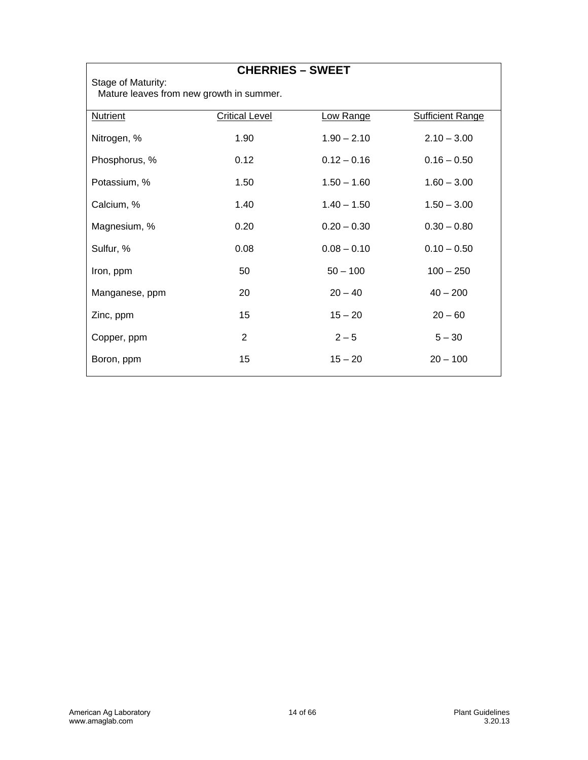## CHERRIES – SWEET

Stage of Maturity:
Mature leaves from new growth in summer.

| Nutrient | Critical Level | Low Range | Sufficient Range |
|---|---|---|---|
| Nitrogen, % | 1.90 | 1.90 – 2.10 | 2.10 – 3.00 |
| Phosphorus, % | 0.12 | 0.12 – 0.16 | 0.16 – 0.50 |
| Potassium, % | 1.50 | 1.50 – 1.60 | 1.60 – 3.00 |
| Calcium, % | 1.40 | 1.40 – 1.50 | 1.50 – 3.00 |
| Magnesium, % | 0.20 | 0.20 – 0.30 | 0.30 – 0.80 |
| Sulfur, % | 0.08 | 0.08 – 0.10 | 0.10 – 0.50 |
| Iron, ppm | 50 | 50 – 100 | 100 – 250 |
| Manganese, ppm | 20 | 20 – 40 | 40 – 200 |
| Zinc, ppm | 15 | 15 – 20 | 20 – 60 |
| Copper, ppm | 2 | 2 – 5 | 5 – 30 |
| Boron, ppm | 15 | 15 – 20 | 20 – 100 |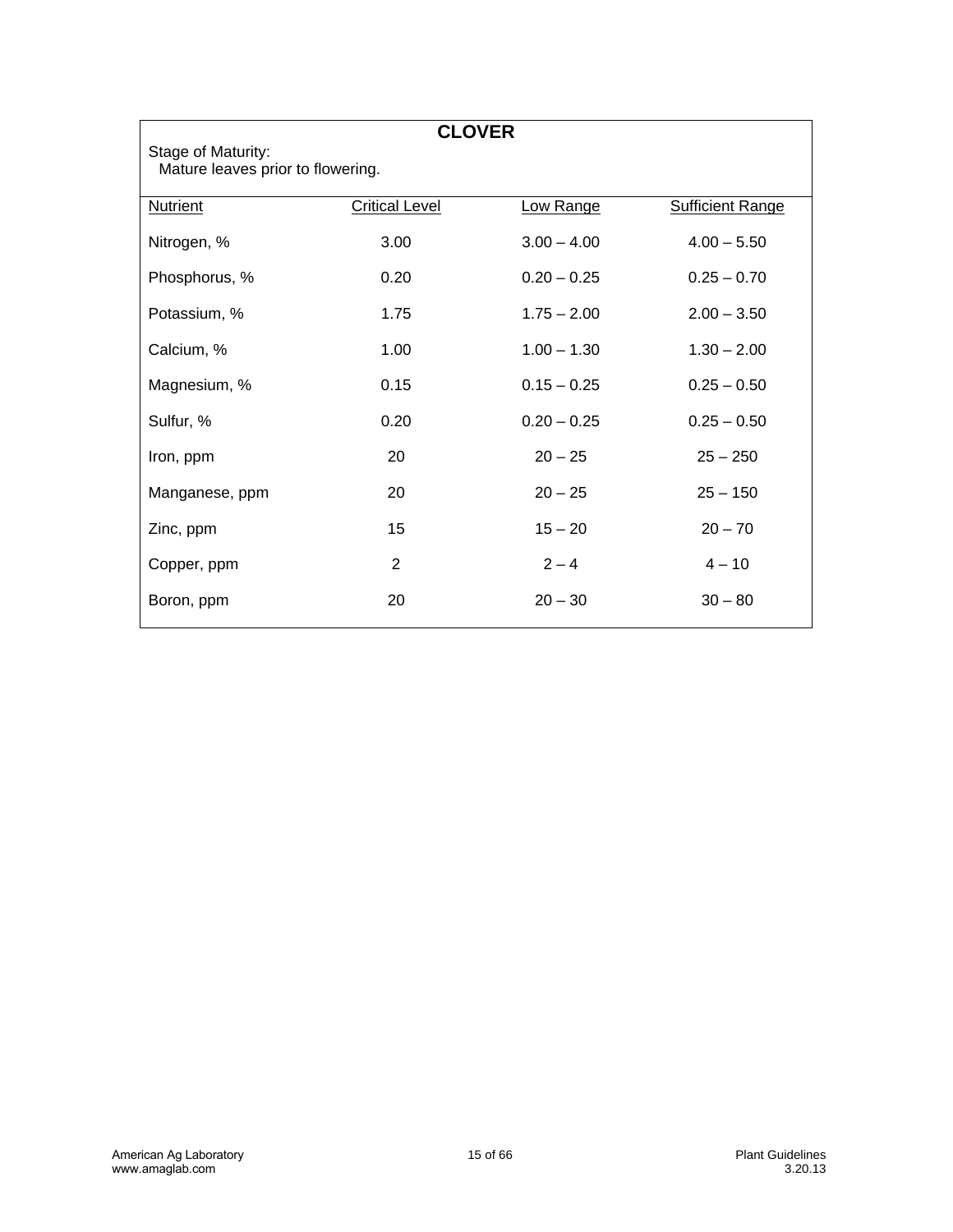## CLOVER

Stage of Maturity:
Mature leaves prior to flowering.

| Nutrient | Critical Level | Low Range | Sufficient Range |
|---|---|---|---|
| Nitrogen, % | 3.00 | 3.00 – 4.00 | 4.00 – 5.50 |
| Phosphorus, % | 0.20 | 0.20 – 0.25 | 0.25 – 0.70 |
| Potassium, % | 1.75 | 1.75 – 2.00 | 2.00 – 3.50 |
| Calcium, % | 1.00 | 1.00 – 1.30 | 1.30 – 2.00 |
| Magnesium, % | 0.15 | 0.15 – 0.25 | 0.25 – 0.50 |
| Sulfur, % | 0.20 | 0.20 – 0.25 | 0.25 – 0.50 |
| Iron, ppm | 20 | 20 – 25 | 25 – 250 |
| Manganese, ppm | 20 | 20 – 25 | 25 – 150 |
| Zinc, ppm | 15 | 15 – 20 | 20 – 70 |
| Copper, ppm | 2 | 2 – 4 | 4 – 10 |
| Boron, ppm | 20 | 20 – 30 | 30 – 80 |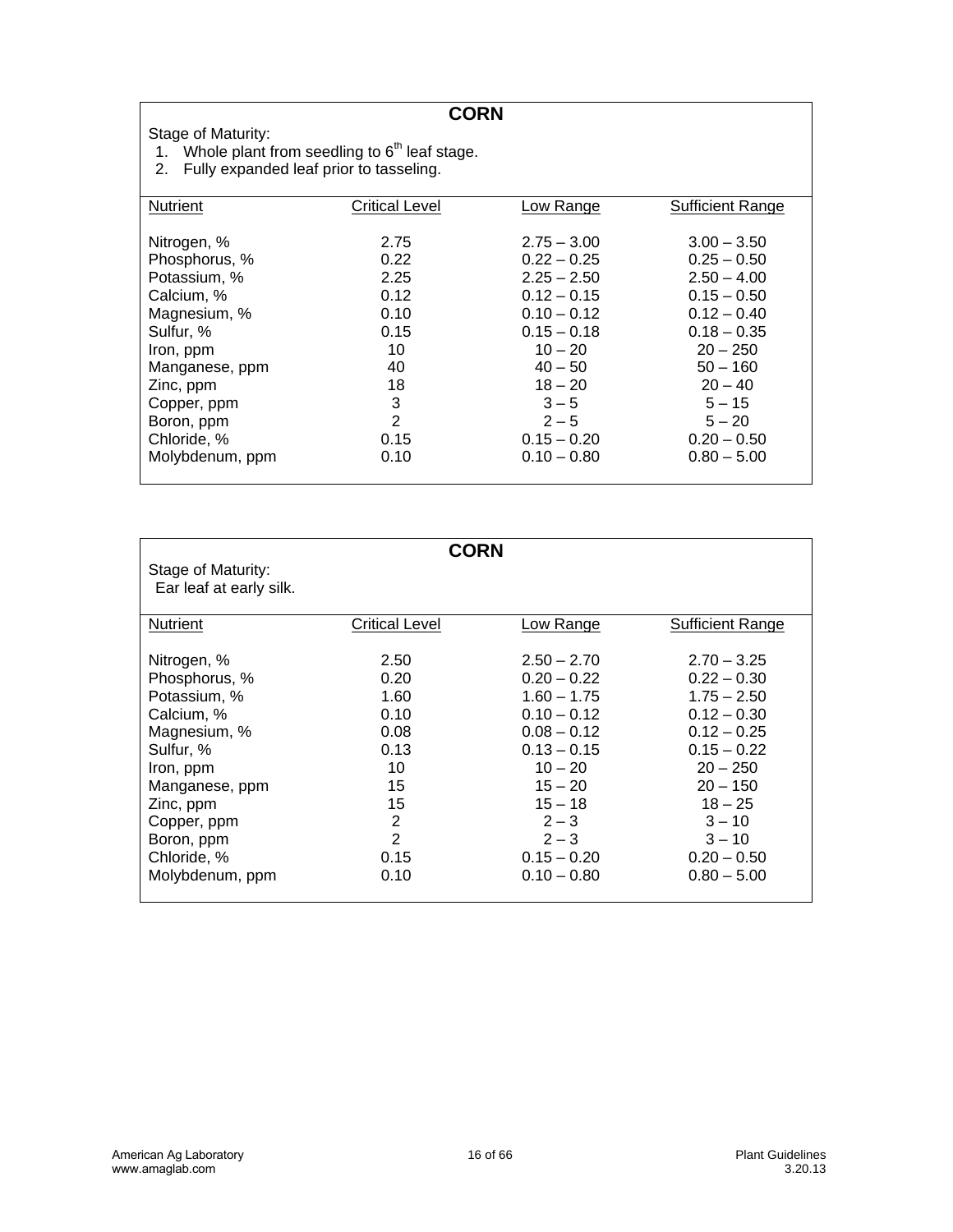## CORN

Stage of Maturity:

1. Whole plant from seedling to 6th leaf stage.
2. Fully expanded leaf prior to tasseling.

| Nutrient | Critical Level | Low Range | Sufficient Range |
|---|---|---|---|
| Nitrogen, % | 2.75 | 2.75 – 3.00 | 3.00 – 3.50 |
| Phosphorus, % | 0.22 | 0.22 – 0.25 | 0.25 – 0.50 |
| Potassium, % | 2.25 | 2.25 – 2.50 | 2.50 – 4.00 |
| Calcium, % | 0.12 | 0.12 – 0.15 | 0.15 – 0.50 |
| Magnesium, % | 0.10 | 0.10 – 0.12 | 0.12 – 0.40 |
| Sulfur, % | 0.15 | 0.15 – 0.18 | 0.18 – 0.35 |
| Iron, ppm | 10 | 10 – 20 | 20 – 250 |
| Manganese, ppm | 40 | 40 – 50 | 50 – 160 |
| Zinc, ppm | 18 | 18 – 20 | 20 – 40 |
| Copper, ppm | 3 | 3 – 5 | 5 – 15 |
| Boron, ppm | 2 | 2 – 5 | 5 – 20 |
| Chloride, % | 0.15 | 0.15 – 0.20 | 0.20 – 0.50 |
| Molybdenum, ppm | 0.10 | 0.10 – 0.80 | 0.80 – 5.00 |

## CORN

Stage of Maturity:
Ear leaf at early silk.

| Nutrient | Critical Level | Low Range | Sufficient Range |
|---|---|---|---|
| Nitrogen, % | 2.50 | 2.50 – 2.70 | 2.70 – 3.25 |
| Phosphorus, % | 0.20 | 0.20 – 0.22 | 0.22 – 0.30 |
| Potassium, % | 1.60 | 1.60 – 1.75 | 1.75 – 2.50 |
| Calcium, % | 0.10 | 0.10 – 0.12 | 0.12 – 0.30 |
| Magnesium, % | 0.08 | 0.08 – 0.12 | 0.12 – 0.25 |
| Sulfur, % | 0.13 | 0.13 – 0.15 | 0.15 – 0.22 |
| Iron, ppm | 10 | 10 – 20 | 20 – 250 |
| Manganese, ppm | 15 | 15 – 20 | 20 – 150 |
| Zinc, ppm | 15 | 15 – 18 | 18 – 25 |
| Copper, ppm | 2 | 2 – 3 | 3 – 10 |
| Boron, ppm | 2 | 2 – 3 | 3 – 10 |
| Chloride, % | 0.15 | 0.15 – 0.20 | 0.20 – 0.50 |
| Molybdenum, ppm | 0.10 | 0.10 – 0.80 | 0.80 – 5.00 |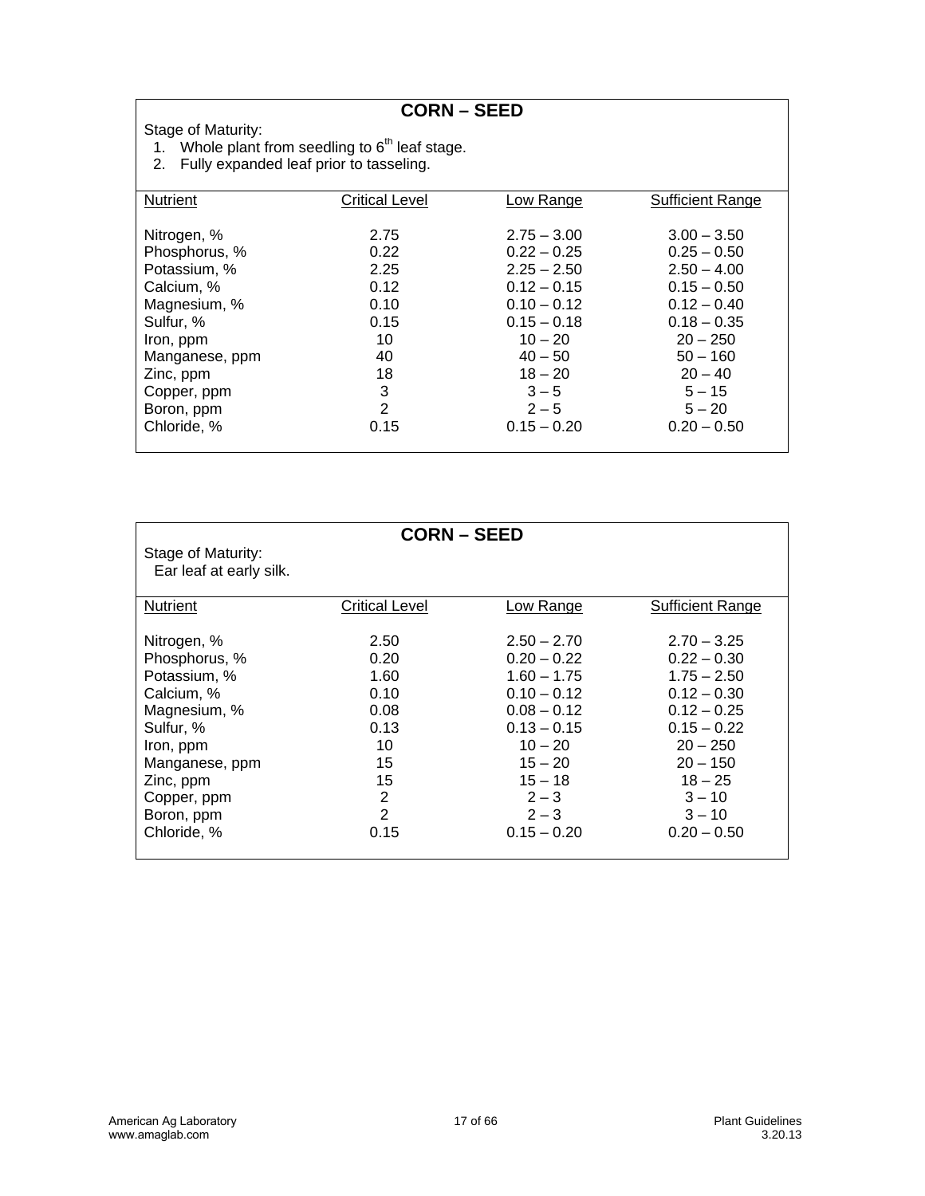## CORN – SEED

Stage of Maturity:

1. Whole plant from seedling to 6$^{th}$ leaf stage.
2. Fully expanded leaf prior to tasseling.

| Nutrient | Critical Level | Low Range | Sufficient Range |
|---|---|---|---|
| Nitrogen, % | 2.75 | 2.75 – 3.00 | 3.00 – 3.50 |
| Phosphorus, % | 0.22 | 0.22 – 0.25 | 0.25 – 0.50 |
| Potassium, % | 2.25 | 2.25 – 2.50 | 2.50 – 4.00 |
| Calcium, % | 0.12 | 0.12 – 0.15 | 0.15 – 0.50 |
| Magnesium, % | 0.10 | 0.10 – 0.12 | 0.12 – 0.40 |
| Sulfur, % | 0.15 | 0.15 – 0.18 | 0.18 – 0.35 |
| Iron, ppm | 10 | 10 – 20 | 20 – 250 |
| Manganese, ppm | 40 | 40 – 50 | 50 – 160 |
| Zinc, ppm | 18 | 18 – 20 | 20 – 40 |
| Copper, ppm | 3 | 3 – 5 | 5 – 15 |
| Boron, ppm | 2 | 2 – 5 | 5 – 20 |
| Chloride, % | 0.15 | 0.15 – 0.20 | 0.20 – 0.50 |

## CORN – SEED

Stage of Maturity:
Ear leaf at early silk.

| Nutrient | Critical Level | Low Range | Sufficient Range |
|---|---|---|---|
| Nitrogen, % | 2.50 | 2.50 – 2.70 | 2.70 – 3.25 |
| Phosphorus, % | 0.20 | 0.20 – 0.22 | 0.22 – 0.30 |
| Potassium, % | 1.60 | 1.60 – 1.75 | 1.75 – 2.50 |
| Calcium, % | 0.10 | 0.10 – 0.12 | 0.12 – 0.30 |
| Magnesium, % | 0.08 | 0.08 – 0.12 | 0.12 – 0.25 |
| Sulfur, % | 0.13 | 0.13 – 0.15 | 0.15 – 0.22 |
| Iron, ppm | 10 | 10 – 20 | 20 – 250 |
| Manganese, ppm | 15 | 15 – 20 | 20 – 150 |
| Zinc, ppm | 15 | 15 – 18 | 18 – 25 |
| Copper, ppm | 2 | 2 – 3 | 3 – 10 |
| Boron, ppm | 2 | 2 – 3 | 3 – 10 |
| Chloride, % | 0.15 | 0.15 – 0.20 | 0.20 – 0.50 |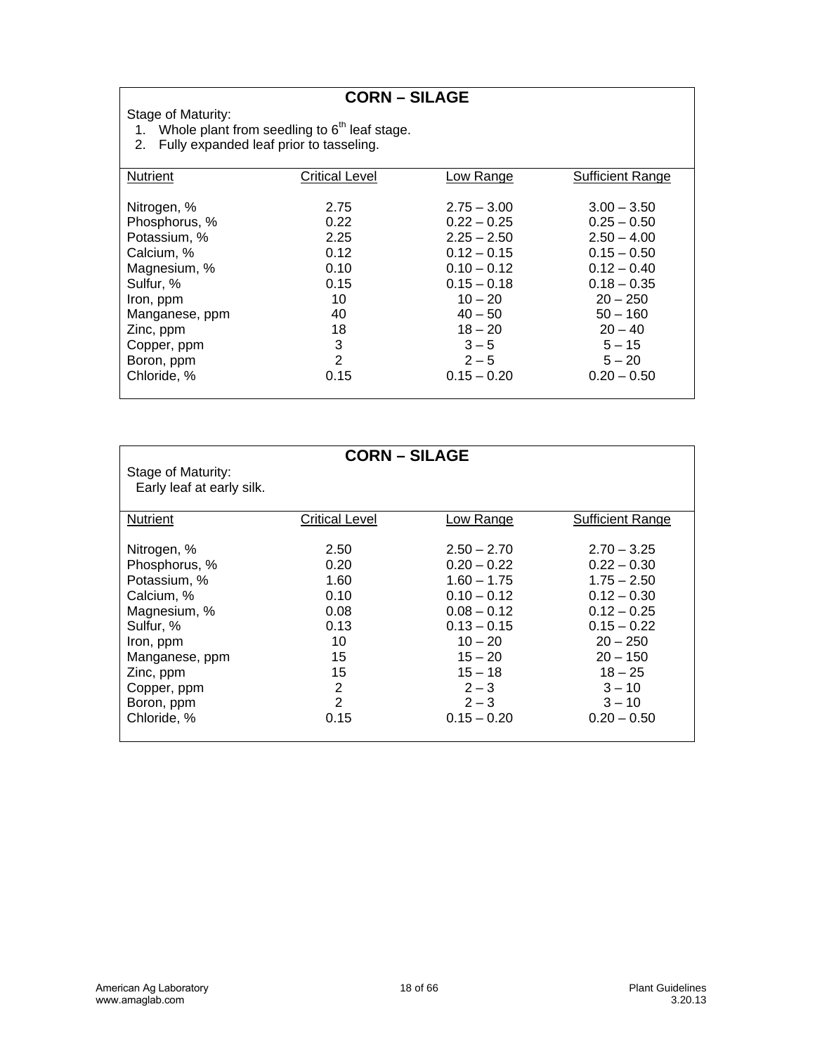## CORN – SILAGE

Stage of Maturity:

1. Whole plant from seedling to 6th leaf stage.
2. Fully expanded leaf prior to tasseling.

| Nutrient | Critical Level | Low Range | Sufficient Range |
|---|---|---|---|
| Nitrogen, % | 2.75 | 2.75 – 3.00 | 3.00 – 3.50 |
| Phosphorus, % | 0.22 | 0.22 – 0.25 | 0.25 – 0.50 |
| Potassium, % | 2.25 | 2.25 – 2.50 | 2.50 – 4.00 |
| Calcium, % | 0.12 | 0.12 – 0.15 | 0.15 – 0.50 |
| Magnesium, % | 0.10 | 0.10 – 0.12 | 0.12 – 0.40 |
| Sulfur, % | 0.15 | 0.15 – 0.18 | 0.18 – 0.35 |
| Iron, ppm | 10 | 10 – 20 | 20 – 250 |
| Manganese, ppm | 40 | 40 – 50 | 50 – 160 |
| Zinc, ppm | 18 | 18 – 20 | 20 – 40 |
| Copper, ppm | 3 | 3 – 5 | 5 – 15 |
| Boron, ppm | 2 | 2 – 5 | 5 – 20 |
| Chloride, % | 0.15 | 0.15 – 0.20 | 0.20 – 0.50 |

## CORN – SILAGE

Stage of Maturity:
Early leaf at early silk.

| Nutrient | Critical Level | Low Range | Sufficient Range |
|---|---|---|---|
| Nitrogen, % | 2.50 | 2.50 – 2.70 | 2.70 – 3.25 |
| Phosphorus, % | 0.20 | 0.20 – 0.22 | 0.22 – 0.30 |
| Potassium, % | 1.60 | 1.60 – 1.75 | 1.75 – 2.50 |
| Calcium, % | 0.10 | 0.10 – 0.12 | 0.12 – 0.30 |
| Magnesium, % | 0.08 | 0.08 – 0.12 | 0.12 – 0.25 |
| Sulfur, % | 0.13 | 0.13 – 0.15 | 0.15 – 0.22 |
| Iron, ppm | 10 | 10 – 20 | 20 – 250 |
| Manganese, ppm | 15 | 15 – 20 | 20 – 150 |
| Zinc, ppm | 15 | 15 – 18 | 18 – 25 |
| Copper, ppm | 2 | 2 – 3 | 3 – 10 |
| Boron, ppm | 2 | 2 – 3 | 3 – 10 |
| Chloride, % | 0.15 | 0.15 – 0.20 | 0.20 – 0.50 |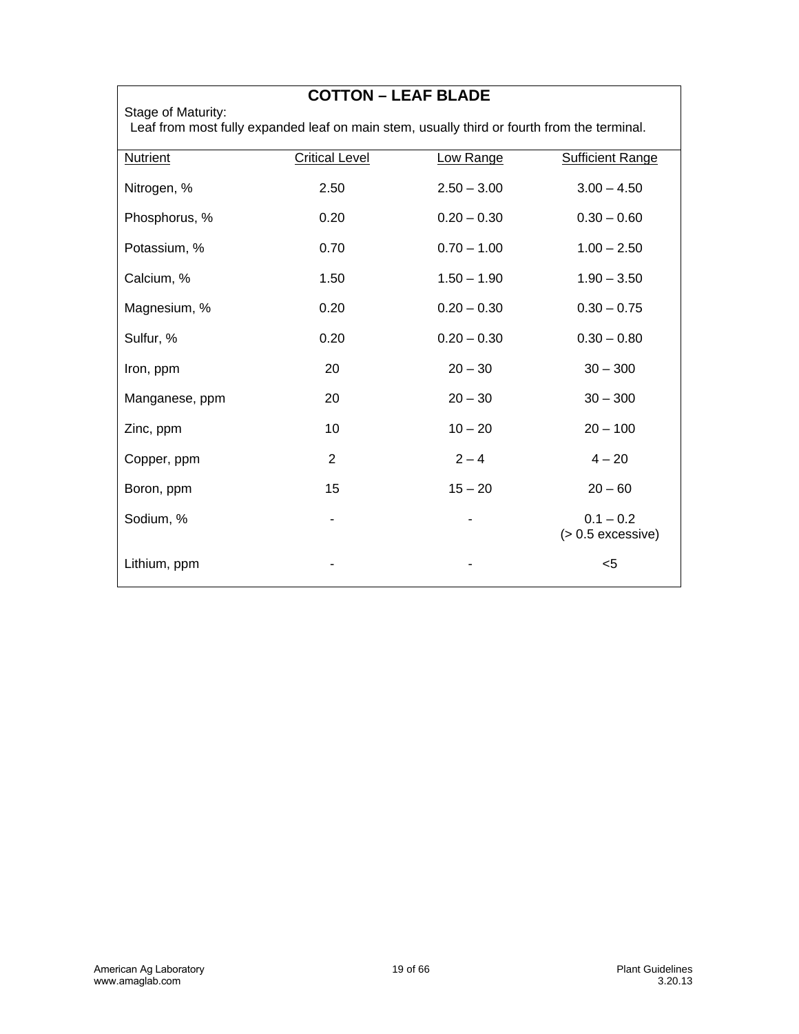## COTTON – LEAF BLADE

Stage of Maturity:
Leaf from most fully expanded leaf on main stem, usually third or fourth from the terminal.

| Nutrient | Critical Level | Low Range | Sufficient Range |
|---|---|---|---|
| Nitrogen, % | 2.50 | 2.50 – 3.00 | 3.00 – 4.50 |
| Phosphorus, % | 0.20 | 0.20 – 0.30 | 0.30 – 0.60 |
| Potassium, % | 0.70 | 0.70 – 1.00 | 1.00 – 2.50 |
| Calcium, % | 1.50 | 1.50 – 1.90 | 1.90 – 3.50 |
| Magnesium, % | 0.20 | 0.20 – 0.30 | 0.30 – 0.75 |
| Sulfur, % | 0.20 | 0.20 – 0.30 | 0.30 – 0.80 |
| Iron, ppm | 20 | 20 – 30 | 30 – 300 |
| Manganese, ppm | 20 | 20 – 30 | 30 – 300 |
| Zinc, ppm | 10 | 10 – 20 | 20 – 100 |
| Copper, ppm | 2 | 2 – 4 | 4 – 20 |
| Boron, ppm | 15 | 15 – 20 | 20 – 60 |
| Sodium, % | - | - | 0.1 – 0.2 (> 0.5 excessive) |
| Lithium, ppm | - | - | <5 |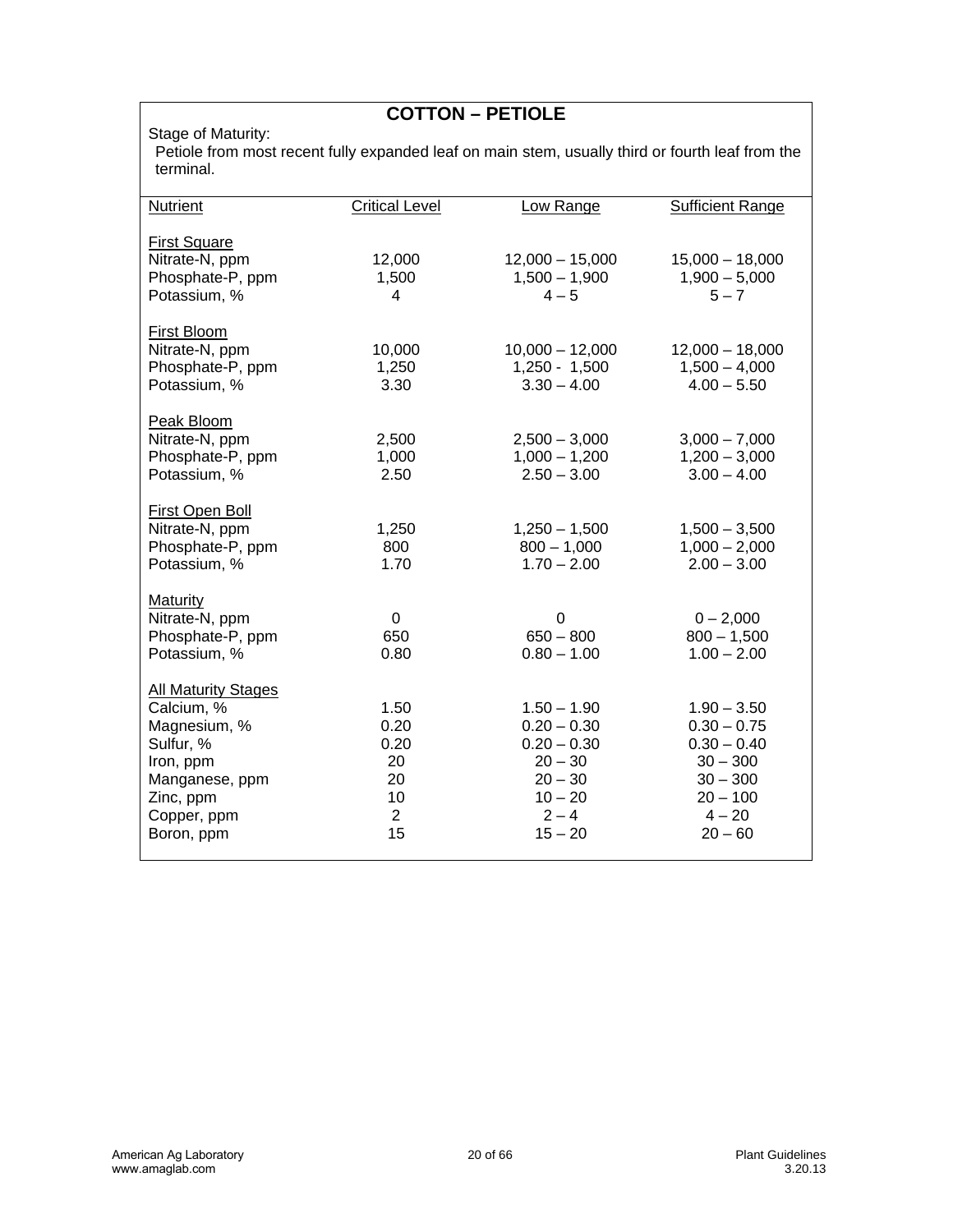# COTTON – PETIOLE

Stage of Maturity:
Petiole from most recent fully expanded leaf on main stem, usually third or fourth leaf from the terminal.

| Nutrient | Critical Level | Low Range | Sufficient Range |
|---|---|---|---|
| First Square | | | |
| Nitrate-N, ppm | 12,000 | 12,000 – 15,000 | 15,000 – 18,000 |
| Phosphate-P, ppm | 1,500 | 1,500 – 1,900 | 1,900 – 5,000 |
| Potassium, % | 4 | 4 – 5 | 5 – 7 |
| First Bloom | | | |
| Nitrate-N, ppm | 10,000 | 10,000 – 12,000 | 12,000 – 18,000 |
| Phosphate-P, ppm | 1,250 | 1,250 - 1,500 | 1,500 – 4,000 |
| Potassium, % | 3.30 | 3.30 – 4.00 | 4.00 – 5.50 |
| Peak Bloom | | | |
| Nitrate-N, ppm | 2,500 | 2,500 – 3,000 | 3,000 – 7,000 |
| Phosphate-P, ppm | 1,000 | 1,000 – 1,200 | 1,200 – 3,000 |
| Potassium, % | 2.50 | 2.50 – 3.00 | 3.00 – 4.00 |
| First Open Boll | | | |
| Nitrate-N, ppm | 1,250 | 1,250 – 1,500 | 1,500 – 3,500 |
| Phosphate-P, ppm | 800 | 800 – 1,000 | 1,000 – 2,000 |
| Potassium, % | 1.70 | 1.70 – 2.00 | 2.00 – 3.00 |
| Maturity | | | |
| Nitrate-N, ppm | 0 | 0 | 0 – 2,000 |
| Phosphate-P, ppm | 650 | 650 – 800 | 800 – 1,500 |
| Potassium, % | 0.80 | 0.80 – 1.00 | 1.00 – 2.00 |
| All Maturity Stages | | | |
| Calcium, % | 1.50 | 1.50 – 1.90 | 1.90 – 3.50 |
| Magnesium, % | 0.20 | 0.20 – 0.30 | 0.30 – 0.75 |
| Sulfur, % | 0.20 | 0.20 – 0.30 | 0.30 – 0.40 |
| Iron, ppm | 20 | 20 – 30 | 30 – 300 |
| Manganese, ppm | 20 | 20 – 30 | 30 – 300 |
| Zinc, ppm | 10 | 10 – 20 | 20 – 100 |
| Copper, ppm | 2 | 2 – 4 | 4 – 20 |
| Boron, ppm | 15 | 15 – 20 | 20 – 60 |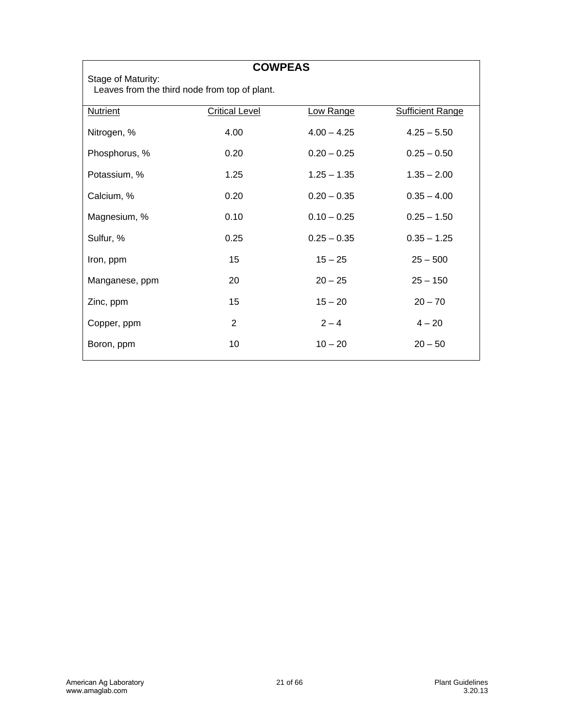## COWPEAS

Stage of Maturity:
Leaves from the third node from top of plant.

| Nutrient | Critical Level | Low Range | Sufficient Range |
| --- | --- | --- | --- |
| Nitrogen, % | 4.00 | 4.00 – 4.25 | 4.25 – 5.50 |
| Phosphorus, % | 0.20 | 0.20 – 0.25 | 0.25 – 0.50 |
| Potassium, % | 1.25 | 1.25 – 1.35 | 1.35 – 2.00 |
| Calcium, % | 0.20 | 0.20 – 0.35 | 0.35 – 4.00 |
| Magnesium, % | 0.10 | 0.10 – 0.25 | 0.25 – 1.50 |
| Sulfur, % | 0.25 | 0.25 – 0.35 | 0.35 – 1.25 |
| Iron, ppm | 15 | 15 – 25 | 25 – 500 |
| Manganese, ppm | 20 | 20 – 25 | 25 – 150 |
| Zinc, ppm | 15 | 15 – 20 | 20 – 70 |
| Copper, ppm | 2 | 2 – 4 | 4 – 20 |
| Boron, ppm | 10 | 10 – 20 | 20 – 50 |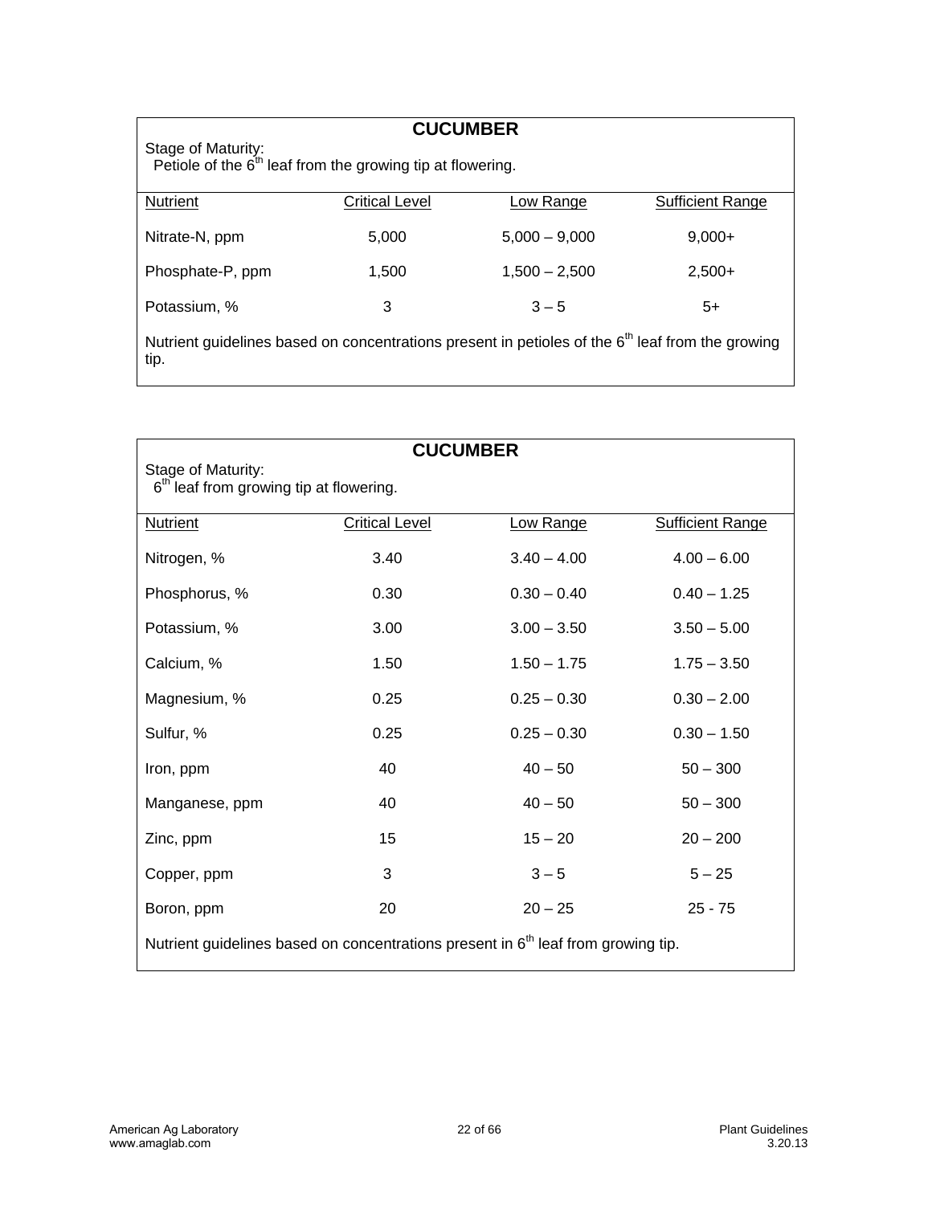## CUCUMBER

Stage of Maturity:
Petiole of the 6th leaf from the growing tip at flowering.

| Nutrient | Critical Level | Low Range | Sufficient Range |
|---|---|---|---|
| Nitrate-N, ppm | 5,000 | 5,000 – 9,000 | 9,000+ |
| Phosphate-P, ppm | 1,500 | 1,500 – 2,500 | 2,500+ |
| Potassium, % | 3 | 3 – 5 | 5+ |

Nutrient guidelines based on concentrations present in petioles of the 6th leaf from the growing tip.

## CUCUMBER

Stage of Maturity:
6th leaf from growing tip at flowering.

| Nutrient | Critical Level | Low Range | Sufficient Range |
|---|---|---|---|
| Nitrogen, % | 3.40 | 3.40 – 4.00 | 4.00 – 6.00 |
| Phosphorus, % | 0.30 | 0.30 – 0.40 | 0.40 – 1.25 |
| Potassium, % | 3.00 | 3.00 – 3.50 | 3.50 – 5.00 |
| Calcium, % | 1.50 | 1.50 – 1.75 | 1.75 – 3.50 |
| Magnesium, % | 0.25 | 0.25 – 0.30 | 0.30 – 2.00 |
| Sulfur, % | 0.25 | 0.25 – 0.30 | 0.30 – 1.50 |
| Iron, ppm | 40 | 40 – 50 | 50 – 300 |
| Manganese, ppm | 40 | 40 – 50 | 50 – 300 |
| Zinc, ppm | 15 | 15 – 20 | 20 – 200 |
| Copper, ppm | 3 | 3 – 5 | 5 – 25 |
| Boron, ppm | 20 | 20 – 25 | 25 - 75 |

Nutrient guidelines based on concentrations present in 6th leaf from growing tip.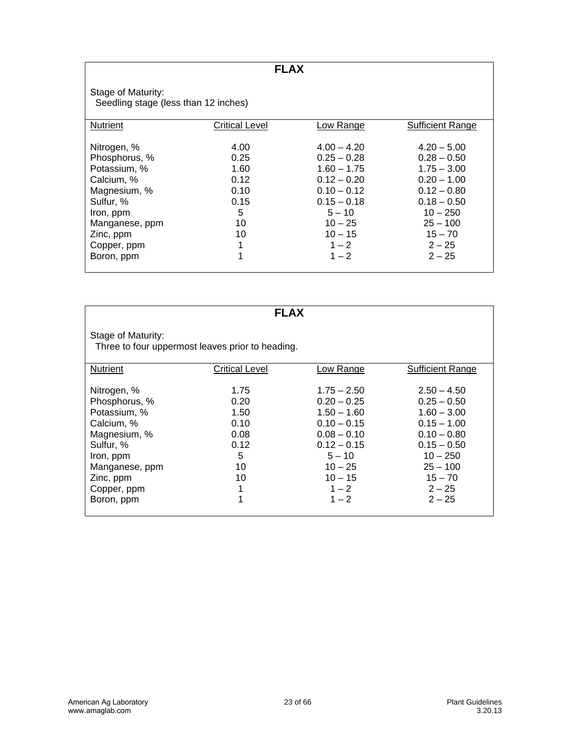## FLAX

Stage of Maturity:
Seedling stage (less than 12 inches)

| Nutrient | Critical Level | Low Range | Sufficient Range |
| --- | --- | --- | --- |
| Nitrogen, % | 4.00 | 4.00 – 4.20 | 4.20 – 5.00 |
| Phosphorus, % | 0.25 | 0.25 – 0.28 | 0.28 – 0.50 |
| Potassium, % | 1.60 | 1.60 – 1.75 | 1.75 – 3.00 |
| Calcium, % | 0.12 | 0.12 – 0.20 | 0.20 – 1.00 |
| Magnesium, % | 0.10 | 0.10 – 0.12 | 0.12 – 0.80 |
| Sulfur, % | 0.15 | 0.15 – 0.18 | 0.18 – 0.50 |
| Iron, ppm | 5 | 5 – 10 | 10 – 250 |
| Manganese, ppm | 10 | 10 – 25 | 25 – 100 |
| Zinc, ppm | 10 | 10 – 15 | 15 – 70 |
| Copper, ppm | 1 | 1 – 2 | 2 – 25 |
| Boron, ppm | 1 | 1 – 2 | 2 – 25 |

## FLAX

Stage of Maturity:
Three to four uppermost leaves prior to heading.

| Nutrient | Critical Level | Low Range | Sufficient Range |
| --- | --- | --- | --- |
| Nitrogen, % | 1.75 | 1.75 – 2.50 | 2.50 – 4.50 |
| Phosphorus, % | 0.20 | 0.20 – 0.25 | 0.25 – 0.50 |
| Potassium, % | 1.50 | 1.50 – 1.60 | 1.60 – 3.00 |
| Calcium, % | 0.10 | 0.10 – 0.15 | 0.15 – 1.00 |
| Magnesium, % | 0.08 | 0.08 – 0.10 | 0.10 – 0.80 |
| Sulfur, % | 0.12 | 0.12 – 0.15 | 0.15 – 0.50 |
| Iron, ppm | 5 | 5 – 10 | 10 – 250 |
| Manganese, ppm | 10 | 10 – 25 | 25 – 100 |
| Zinc, ppm | 10 | 10 – 15 | 15 – 70 |
| Copper, ppm | 1 | 1 – 2 | 2 – 25 |
| Boron, ppm | 1 | 1 – 2 | 2 – 25 |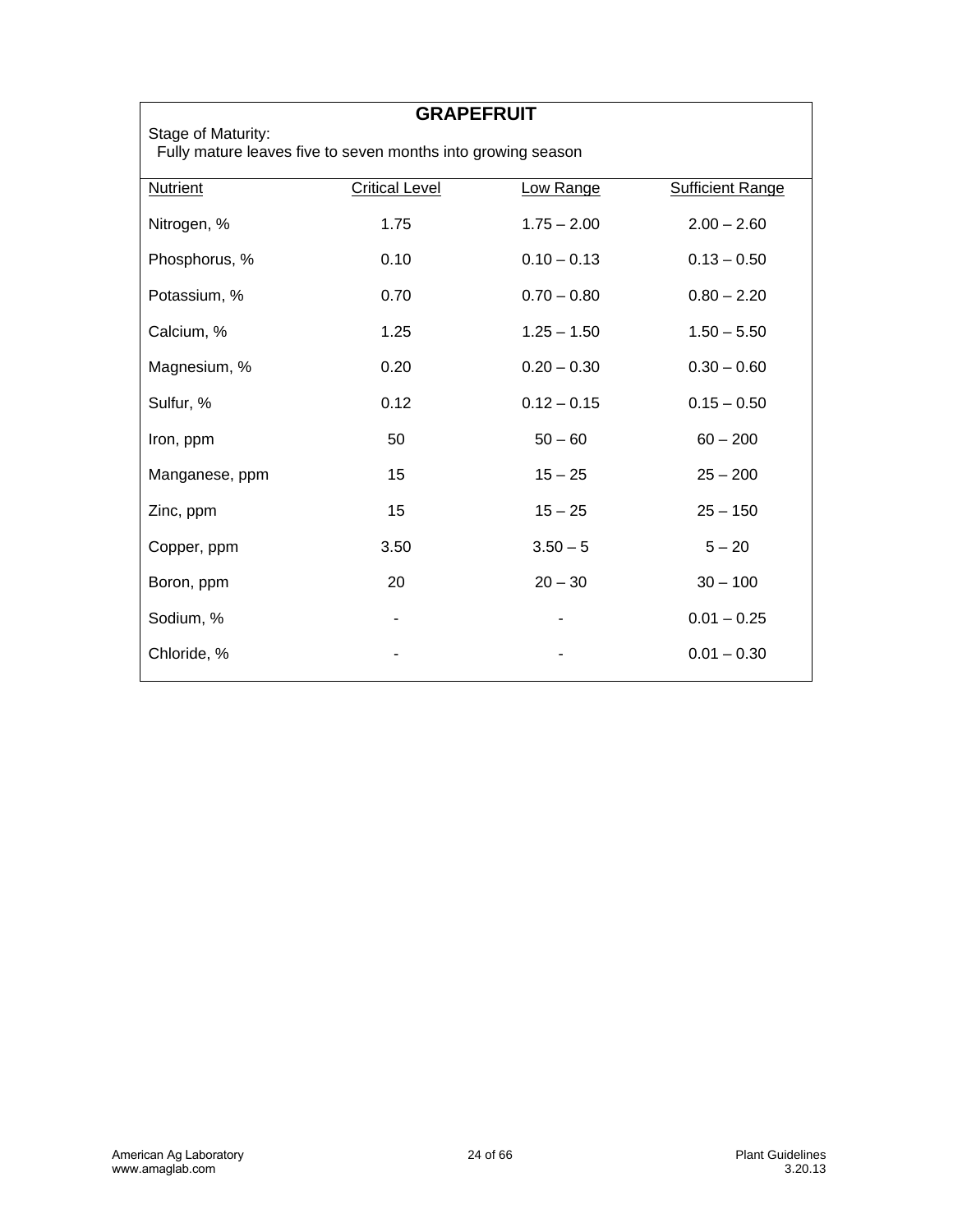## GRAPEFRUIT

Stage of Maturity:
Fully mature leaves five to seven months into growing season

| Nutrient | Critical Level | Low Range | Sufficient Range |
|---|---|---|---|
| Nitrogen, % | 1.75 | 1.75 – 2.00 | 2.00 – 2.60 |
| Phosphorus, % | 0.10 | 0.10 – 0.13 | 0.13 – 0.50 |
| Potassium, % | 0.70 | 0.70 – 0.80 | 0.80 – 2.20 |
| Calcium, % | 1.25 | 1.25 – 1.50 | 1.50 – 5.50 |
| Magnesium, % | 0.20 | 0.20 – 0.30 | 0.30 – 0.60 |
| Sulfur, % | 0.12 | 0.12 – 0.15 | 0.15 – 0.50 |
| Iron, ppm | 50 | 50 – 60 | 60 – 200 |
| Manganese, ppm | 15 | 15 – 25 | 25 – 200 |
| Zinc, ppm | 15 | 15 – 25 | 25 – 150 |
| Copper, ppm | 3.50 | 3.50 – 5 | 5 – 20 |
| Boron, ppm | 20 | 20 – 30 | 30 – 100 |
| Sodium, % | - | - | 0.01 – 0.25 |
| Chloride, % | - | - | 0.01 – 0.30 |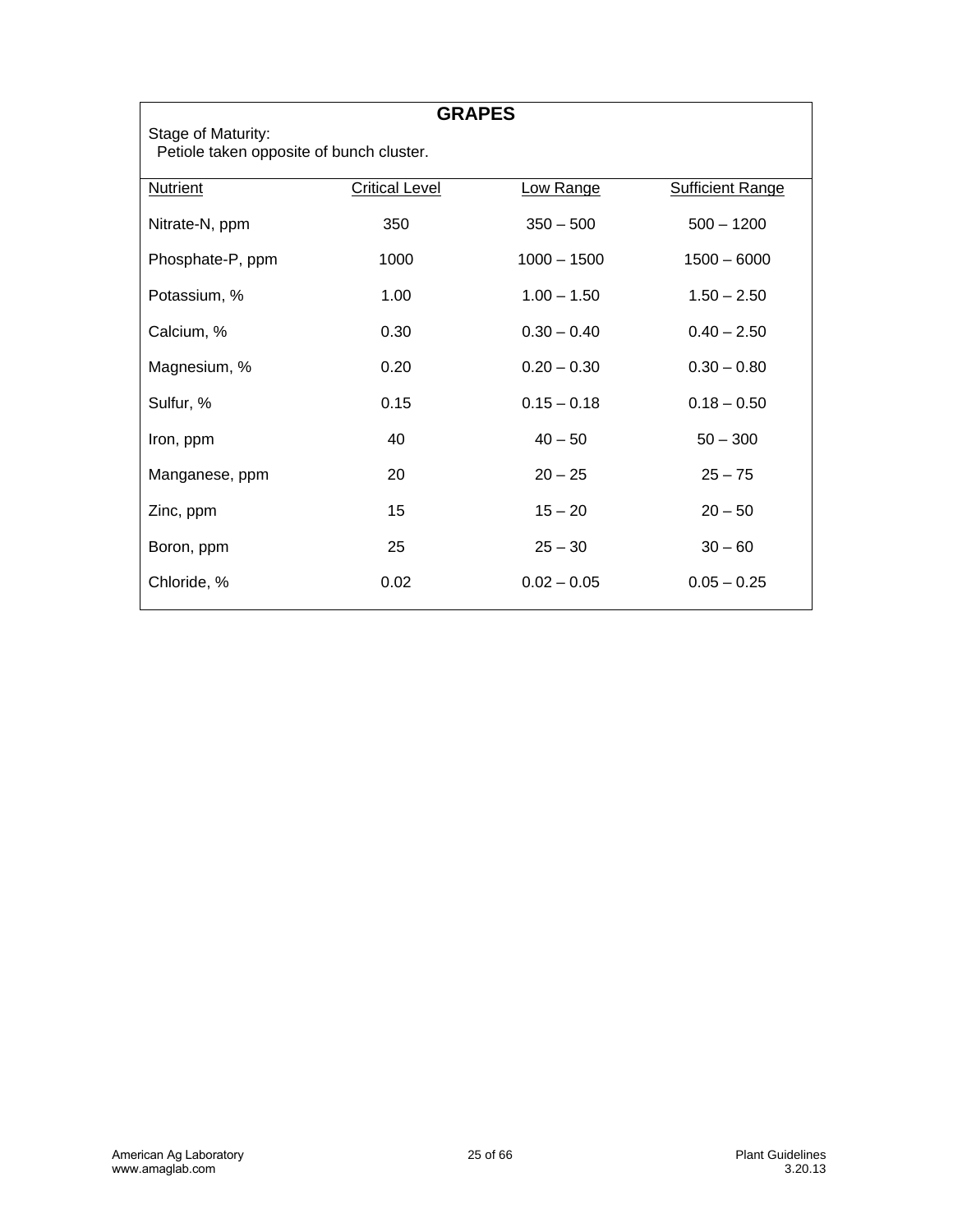# GRAPES

Stage of Maturity:
Petiole taken opposite of bunch cluster.

| Nutrient | Critical Level | Low Range | Sufficient Range |
|---|---|---|---|
| Nitrate-N, ppm | 350 | 350 – 500 | 500 – 1200 |
| Phosphate-P, ppm | 1000 | 1000 – 1500 | 1500 – 6000 |
| Potassium, % | 1.00 | 1.00 – 1.50 | 1.50 – 2.50 |
| Calcium, % | 0.30 | 0.30 – 0.40 | 0.40 – 2.50 |
| Magnesium, % | 0.20 | 0.20 – 0.30 | 0.30 – 0.80 |
| Sulfur, % | 0.15 | 0.15 – 0.18 | 0.18 – 0.50 |
| Iron, ppm | 40 | 40 – 50 | 50 – 300 |
| Manganese, ppm | 20 | 20 – 25 | 25 – 75 |
| Zinc, ppm | 15 | 15 – 20 | 20 – 50 |
| Boron, ppm | 25 | 25 – 30 | 30 – 60 |
| Chloride, % | 0.02 | 0.02 – 0.05 | 0.05 – 0.25 |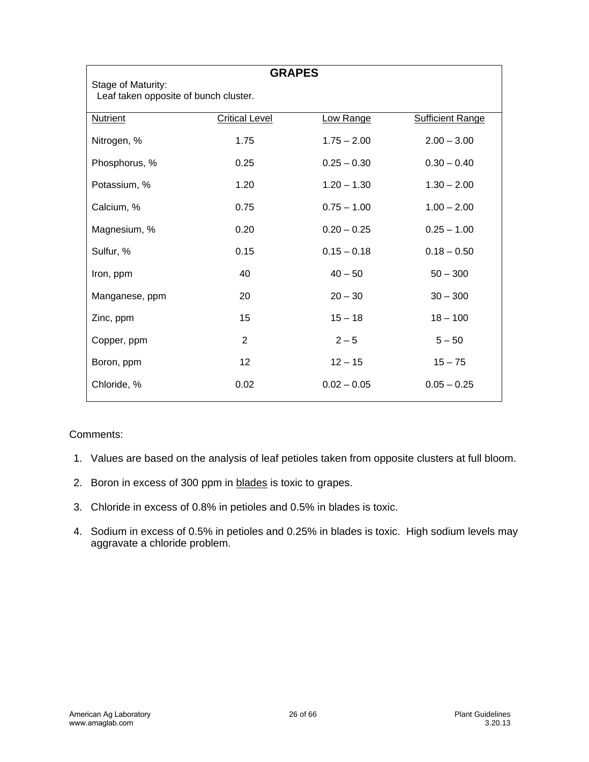## GRAPES

Stage of Maturity:
Leaf taken opposite of bunch cluster.

| Nutrient | Critical Level | Low Range | Sufficient Range |
|---|---|---|---|
| Nitrogen, % | 1.75 | 1.75 – 2.00 | 2.00 – 3.00 |
| Phosphorus, % | 0.25 | 0.25 – 0.30 | 0.30 – 0.40 |
| Potassium, % | 1.20 | 1.20 – 1.30 | 1.30 – 2.00 |
| Calcium, % | 0.75 | 0.75 – 1.00 | 1.00 – 2.00 |
| Magnesium, % | 0.20 | 0.20 – 0.25 | 0.25 – 1.00 |
| Sulfur, % | 0.15 | 0.15 – 0.18 | 0.18 – 0.50 |
| Iron, ppm | 40 | 40 – 50 | 50 – 300 |
| Manganese, ppm | 20 | 20 – 30 | 30 – 300 |
| Zinc, ppm | 15 | 15 – 18 | 18 – 100 |
| Copper, ppm | 2 | 2 – 5 | 5 – 50 |
| Boron, ppm | 12 | 12 – 15 | 15 – 75 |
| Chloride, % | 0.02 | 0.02 – 0.05 | 0.05 – 0.25 |

Comments:

1. Values are based on the analysis of leaf petioles taken from opposite clusters at full bloom.
2. Boron in excess of 300 ppm in <u>blades</u> is toxic to grapes.
3. Chloride in excess of 0.8% in petioles and 0.5% in blades is toxic.
4. Sodium in excess of 0.5% in petioles and 0.25% in blades is toxic. High sodium levels may aggravate a chloride problem.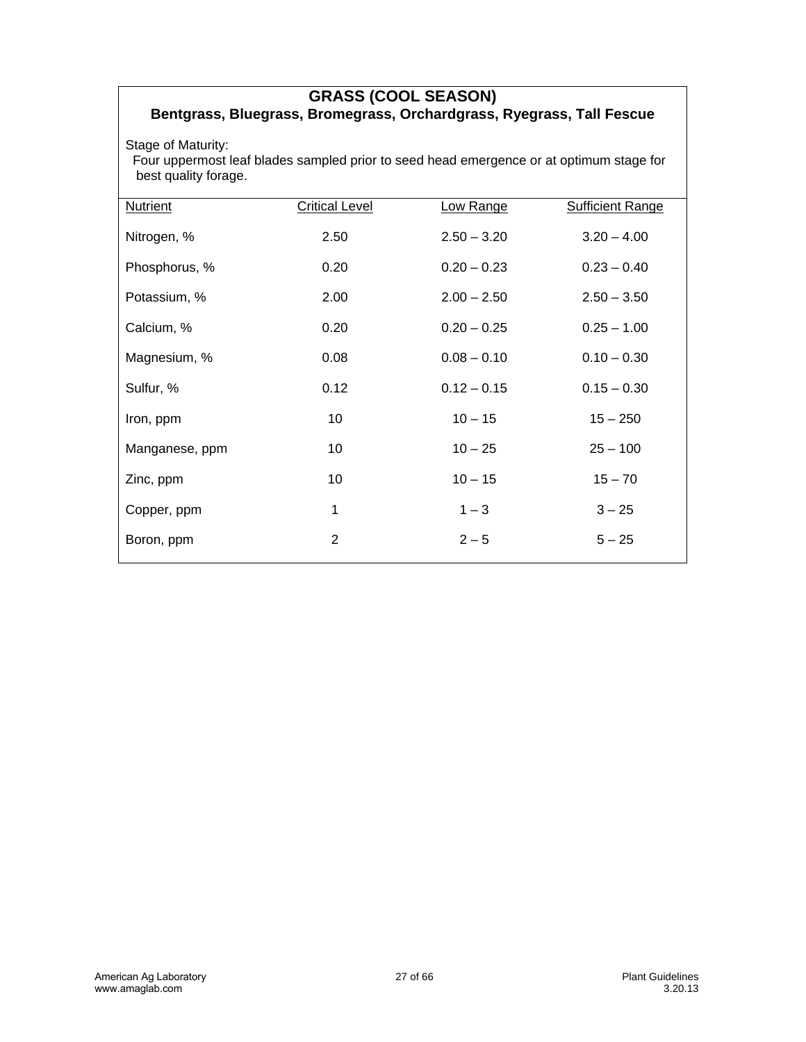# GRASS (COOL SEASON)

## Bentgrass, Bluegrass, Bromegrass, Orchardgrass, Ryegrass, Tall Fescue

Stage of Maturity:
Four uppermost leaf blades sampled prior to seed head emergence or at optimum stage for best quality forage.

| Nutrient | Critical Level | Low Range | Sufficient Range |
|---|---|---|---|
| Nitrogen, % | 2.50 | 2.50 – 3.20 | 3.20 – 4.00 |
| Phosphorus, % | 0.20 | 0.20 – 0.23 | 0.23 – 0.40 |
| Potassium, % | 2.00 | 2.00 – 2.50 | 2.50 – 3.50 |
| Calcium, % | 0.20 | 0.20 – 0.25 | 0.25 – 1.00 |
| Magnesium, % | 0.08 | 0.08 – 0.10 | 0.10 – 0.30 |
| Sulfur, % | 0.12 | 0.12 – 0.15 | 0.15 – 0.30 |
| Iron, ppm | 10 | 10 – 15 | 15 – 250 |
| Manganese, ppm | 10 | 10 – 25 | 25 – 100 |
| Zinc, ppm | 10 | 10 – 15 | 15 – 70 |
| Copper, ppm | 1 | 1 – 3 | 3 – 25 |
| Boron, ppm | 2 | 2 – 5 | 5 – 25 |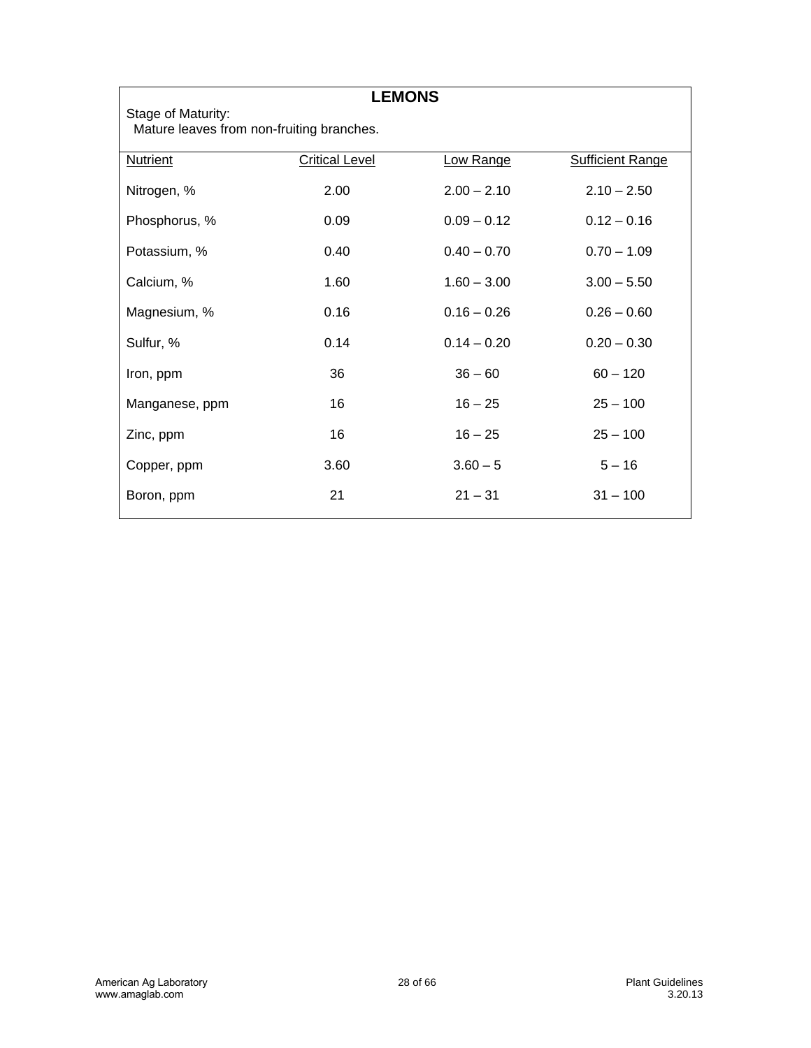## LEMONS

Stage of Maturity:
Mature leaves from non-fruiting branches.

| Nutrient | Critical Level | Low Range | Sufficient Range |
|---|---|---|---|
| Nitrogen, % | 2.00 | 2.00 – 2.10 | 2.10 – 2.50 |
| Phosphorus, % | 0.09 | 0.09 – 0.12 | 0.12 – 0.16 |
| Potassium, % | 0.40 | 0.40 – 0.70 | 0.70 – 1.09 |
| Calcium, % | 1.60 | 1.60 – 3.00 | 3.00 – 5.50 |
| Magnesium, % | 0.16 | 0.16 – 0.26 | 0.26 – 0.60 |
| Sulfur, % | 0.14 | 0.14 – 0.20 | 0.20 – 0.30 |
| Iron, ppm | 36 | 36 – 60 | 60 – 120 |
| Manganese, ppm | 16 | 16 – 25 | 25 – 100 |
| Zinc, ppm | 16 | 16 – 25 | 25 – 100 |
| Copper, ppm | 3.60 | 3.60 – 5 | 5 – 16 |
| Boron, ppm | 21 | 21 – 31 | 31 – 100 |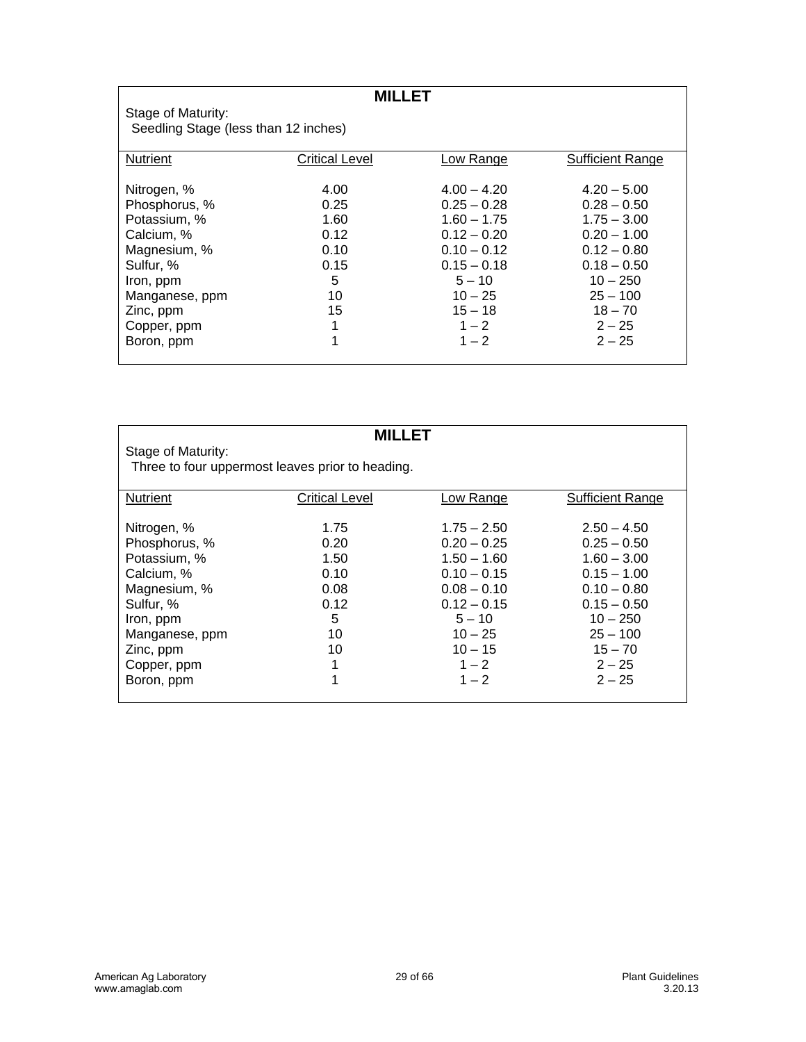## MILLET

Stage of Maturity:
Seedling Stage (less than 12 inches)

| Nutrient | Critical Level | Low Range | Sufficient Range |
|---|---|---|---|
| Nitrogen, % | 4.00 | 4.00 – 4.20 | 4.20 – 5.00 |
| Phosphorus, % | 0.25 | 0.25 – 0.28 | 0.28 – 0.50 |
| Potassium, % | 1.60 | 1.60 – 1.75 | 1.75 – 3.00 |
| Calcium, % | 0.12 | 0.12 – 0.20 | 0.20 – 1.00 |
| Magnesium, % | 0.10 | 0.10 – 0.12 | 0.12 – 0.80 |
| Sulfur, % | 0.15 | 0.15 – 0.18 | 0.18 – 0.50 |
| Iron, ppm | 5 | 5 – 10 | 10 – 250 |
| Manganese, ppm | 10 | 10 – 25 | 25 – 100 |
| Zinc, ppm | 15 | 15 – 18 | 18 – 70 |
| Copper, ppm | 1 | 1 – 2 | 2 – 25 |
| Boron, ppm | 1 | 1 – 2 | 2 – 25 |

## MILLET

Stage of Maturity:
Three to four uppermost leaves prior to heading.

| Nutrient | Critical Level | Low Range | Sufficient Range |
|---|---|---|---|
| Nitrogen, % | 1.75 | 1.75 – 2.50 | 2.50 – 4.50 |
| Phosphorus, % | 0.20 | 0.20 – 0.25 | 0.25 – 0.50 |
| Potassium, % | 1.50 | 1.50 – 1.60 | 1.60 – 3.00 |
| Calcium, % | 0.10 | 0.10 – 0.15 | 0.15 – 1.00 |
| Magnesium, % | 0.08 | 0.08 – 0.10 | 0.10 – 0.80 |
| Sulfur, % | 0.12 | 0.12 – 0.15 | 0.15 – 0.50 |
| Iron, ppm | 5 | 5 – 10 | 10 – 250 |
| Manganese, ppm | 10 | 10 – 25 | 25 – 100 |
| Zinc, ppm | 10 | 10 – 15 | 15 – 70 |
| Copper, ppm | 1 | 1 – 2 | 2 – 25 |
| Boron, ppm | 1 | 1 – 2 | 2 – 25 |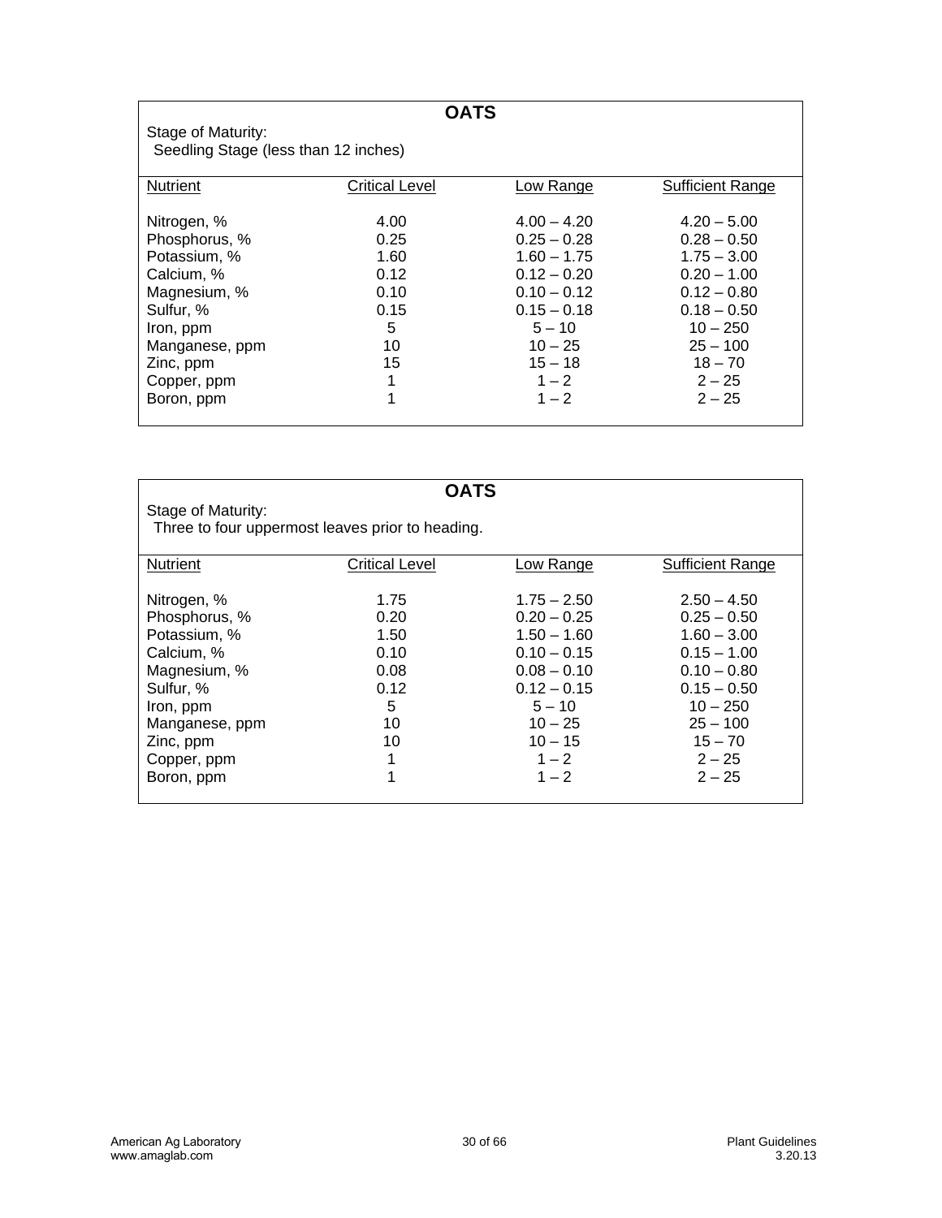## OATS

Stage of Maturity:
Seedling Stage (less than 12 inches)

| Nutrient | Critical Level | Low Range | Sufficient Range |
|---|---|---|---|
| Nitrogen, % | 4.00 | 4.00 – 4.20 | 4.20 – 5.00 |
| Phosphorus, % | 0.25 | 0.25 – 0.28 | 0.28 – 0.50 |
| Potassium, % | 1.60 | 1.60 – 1.75 | 1.75 – 3.00 |
| Calcium, % | 0.12 | 0.12 – 0.20 | 0.20 – 1.00 |
| Magnesium, % | 0.10 | 0.10 – 0.12 | 0.12 – 0.80 |
| Sulfur, % | 0.15 | 0.15 – 0.18 | 0.18 – 0.50 |
| Iron, ppm | 5 | 5 – 10 | 10 – 250 |
| Manganese, ppm | 10 | 10 – 25 | 25 – 100 |
| Zinc, ppm | 15 | 15 – 18 | 18 – 70 |
| Copper, ppm | 1 | 1 – 2 | 2 – 25 |
| Boron, ppm | 1 | 1 – 2 | 2 – 25 |

## OATS

Stage of Maturity:
Three to four uppermost leaves prior to heading.

| Nutrient | Critical Level | Low Range | Sufficient Range |
|---|---|---|---|
| Nitrogen, % | 1.75 | 1.75 – 2.50 | 2.50 – 4.50 |
| Phosphorus, % | 0.20 | 0.20 – 0.25 | 0.25 – 0.50 |
| Potassium, % | 1.50 | 1.50 – 1.60 | 1.60 – 3.00 |
| Calcium, % | 0.10 | 0.10 – 0.15 | 0.15 – 1.00 |
| Magnesium, % | 0.08 | 0.08 – 0.10 | 0.10 – 0.80 |
| Sulfur, % | 0.12 | 0.12 – 0.15 | 0.15 – 0.50 |
| Iron, ppm | 5 | 5 – 10 | 10 – 250 |
| Manganese, ppm | 10 | 10 – 25 | 25 – 100 |
| Zinc, ppm | 10 | 10 – 15 | 15 – 70 |
| Copper, ppm | 1 | 1 – 2 | 2 – 25 |
| Boron, ppm | 1 | 1 – 2 | 2 – 25 |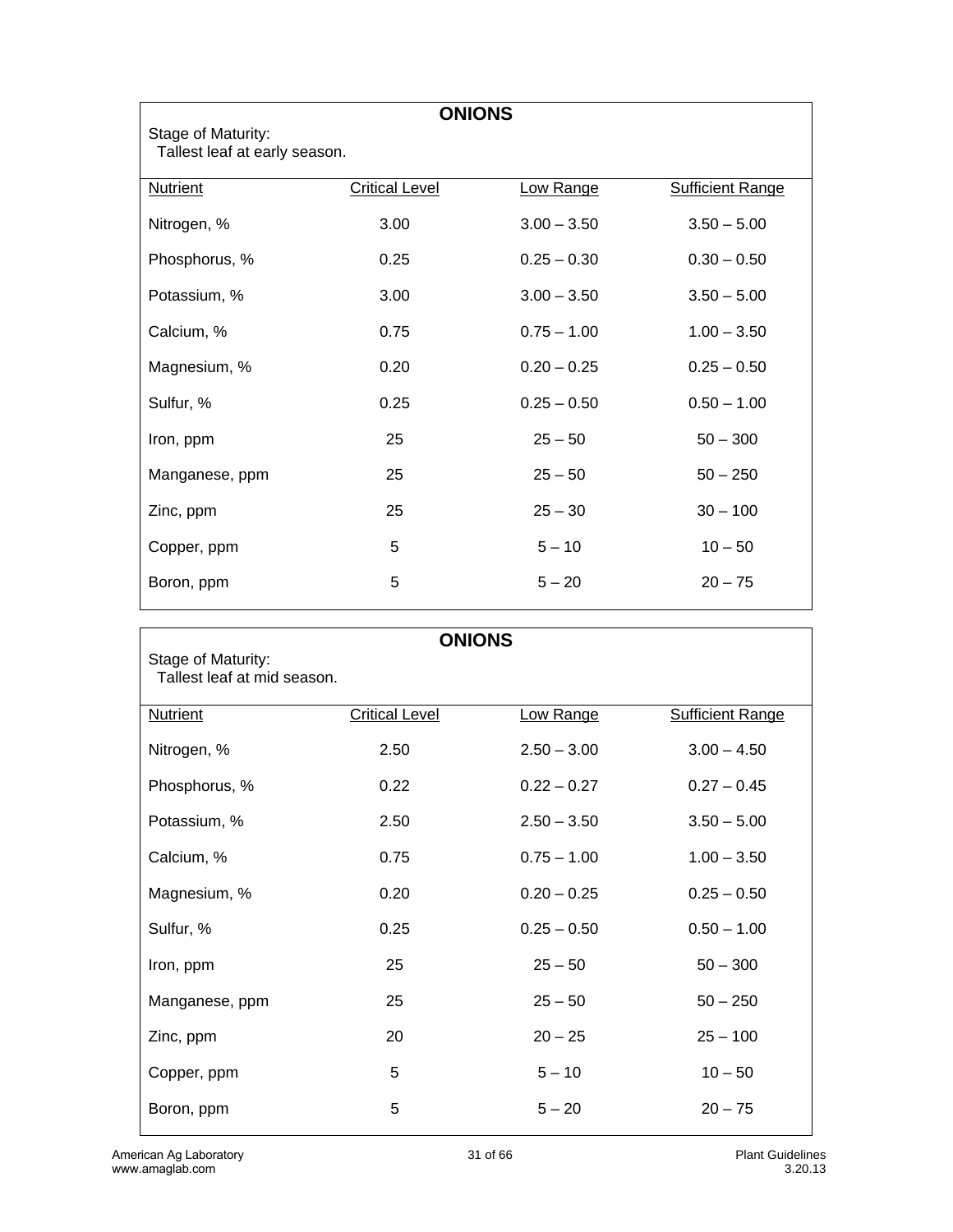## ONIONS

Stage of Maturity:
Tallest leaf at early season.

| Nutrient | Critical Level | Low Range | Sufficient Range |
|---|---|---|---|
| Nitrogen, % | 3.00 | 3.00 – 3.50 | 3.50 – 5.00 |
| Phosphorus, % | 0.25 | 0.25 – 0.30 | 0.30 – 0.50 |
| Potassium, % | 3.00 | 3.00 – 3.50 | 3.50 – 5.00 |
| Calcium, % | 0.75 | 0.75 – 1.00 | 1.00 – 3.50 |
| Magnesium, % | 0.20 | 0.20 – 0.25 | 0.25 – 0.50 |
| Sulfur, % | 0.25 | 0.25 – 0.50 | 0.50 – 1.00 |
| Iron, ppm | 25 | 25 – 50 | 50 – 300 |
| Manganese, ppm | 25 | 25 – 50 | 50 – 250 |
| Zinc, ppm | 25 | 25 – 30 | 30 – 100 |
| Copper, ppm | 5 | 5 – 10 | 10 – 50 |
| Boron, ppm | 5 | 5 – 20 | 20 – 75 |

## ONIONS

Stage of Maturity:
Tallest leaf at mid season.

| Nutrient | Critical Level | Low Range | Sufficient Range |
|---|---|---|---|
| Nitrogen, % | 2.50 | 2.50 – 3.00 | 3.00 – 4.50 |
| Phosphorus, % | 0.22 | 0.22 – 0.27 | 0.27 – 0.45 |
| Potassium, % | 2.50 | 2.50 – 3.50 | 3.50 – 5.00 |
| Calcium, % | 0.75 | 0.75 – 1.00 | 1.00 – 3.50 |
| Magnesium, % | 0.20 | 0.20 – 0.25 | 0.25 – 0.50 |
| Sulfur, % | 0.25 | 0.25 – 0.50 | 0.50 – 1.00 |
| Iron, ppm | 25 | 25 – 50 | 50 – 300 |
| Manganese, ppm | 25 | 25 – 50 | 50 – 250 |
| Zinc, ppm | 20 | 20 – 25 | 25 – 100 |
| Copper, ppm | 5 | 5 – 10 | 10 – 50 |
| Boron, ppm | 5 | 5 – 20 | 20 – 75 |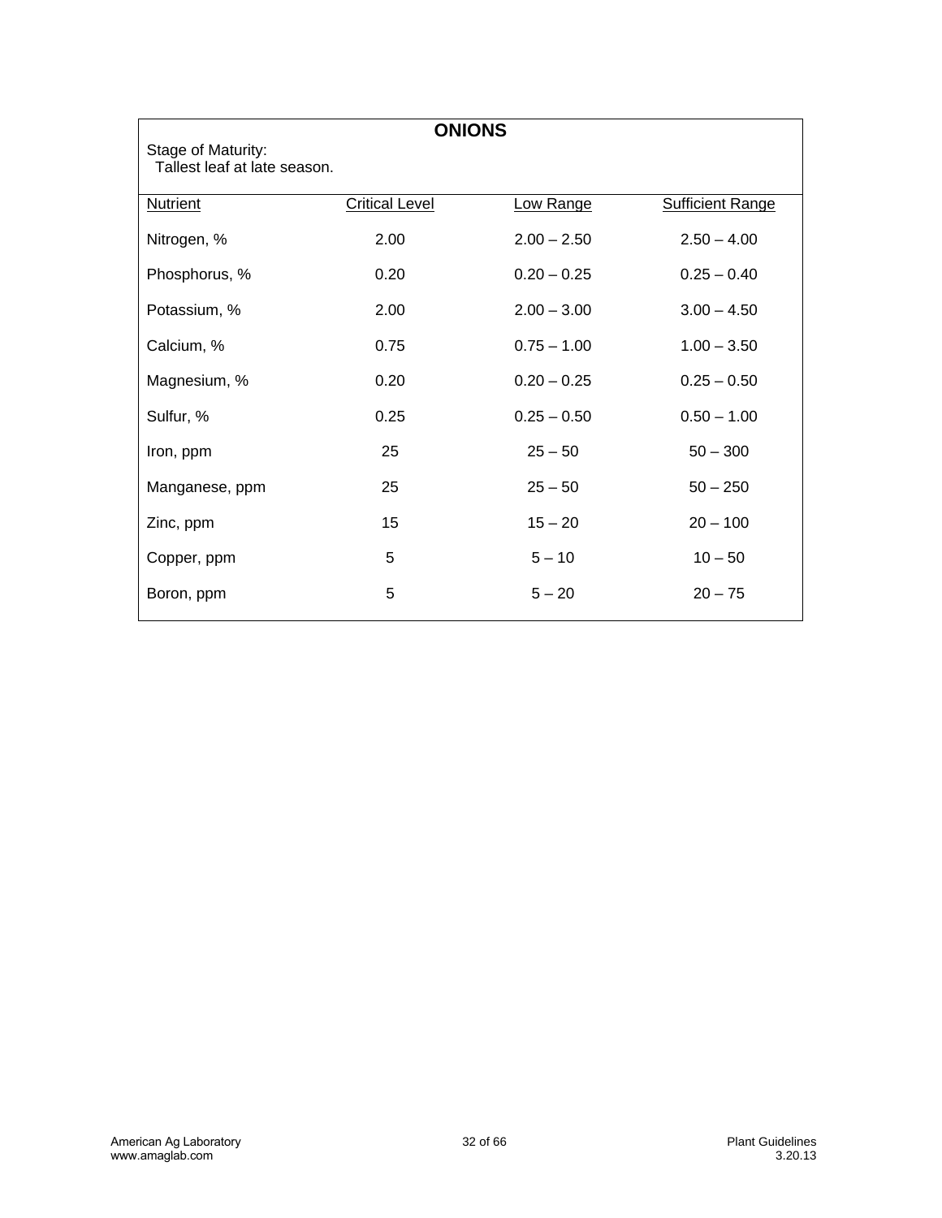## ONIONS

Stage of Maturity:
Tallest leaf at late season.

| Nutrient | Critical Level | Low Range | Sufficient Range |
|---|---|---|---|
| Nitrogen, % | 2.00 | 2.00 – 2.50 | 2.50 – 4.00 |
| Phosphorus, % | 0.20 | 0.20 – 0.25 | 0.25 – 0.40 |
| Potassium, % | 2.00 | 2.00 – 3.00 | 3.00 – 4.50 |
| Calcium, % | 0.75 | 0.75 – 1.00 | 1.00 – 3.50 |
| Magnesium, % | 0.20 | 0.20 – 0.25 | 0.25 – 0.50 |
| Sulfur, % | 0.25 | 0.25 – 0.50 | 0.50 – 1.00 |
| Iron, ppm | 25 | 25 – 50 | 50 – 300 |
| Manganese, ppm | 25 | 25 – 50 | 50 – 250 |
| Zinc, ppm | 15 | 15 – 20 | 20 – 100 |
| Copper, ppm | 5 | 5 – 10 | 10 – 50 |
| Boron, ppm | 5 | 5 – 20 | 20 – 75 |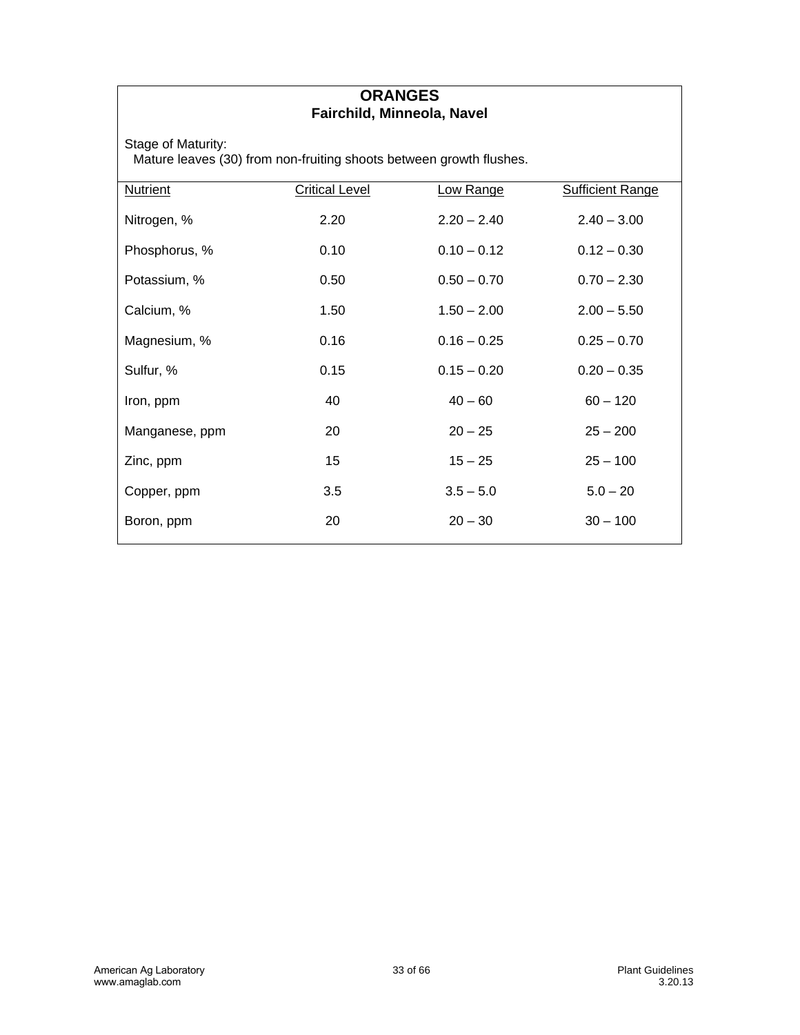# ORANGES

## Fairchild, Minneola, Navel

Stage of Maturity:
Mature leaves (30) from non-fruiting shoots between growth flushes.

| Nutrient | Critical Level | Low Range | Sufficient Range |
|---|---|---|---|
| Nitrogen, % | 2.20 | 2.20 – 2.40 | 2.40 – 3.00 |
| Phosphorus, % | 0.10 | 0.10 – 0.12 | 0.12 – 0.30 |
| Potassium, % | 0.50 | 0.50 – 0.70 | 0.70 – 2.30 |
| Calcium, % | 1.50 | 1.50 – 2.00 | 2.00 – 5.50 |
| Magnesium, % | 0.16 | 0.16 – 0.25 | 0.25 – 0.70 |
| Sulfur, % | 0.15 | 0.15 – 0.20 | 0.20 – 0.35 |
| Iron, ppm | 40 | 40 – 60 | 60 – 120 |
| Manganese, ppm | 20 | 20 – 25 | 25 – 200 |
| Zinc, ppm | 15 | 15 – 25 | 25 – 100 |
| Copper, ppm | 3.5 | 3.5 – 5.0 | 5.0 – 20 |
| Boron, ppm | 20 | 20 – 30 | 30 – 100 |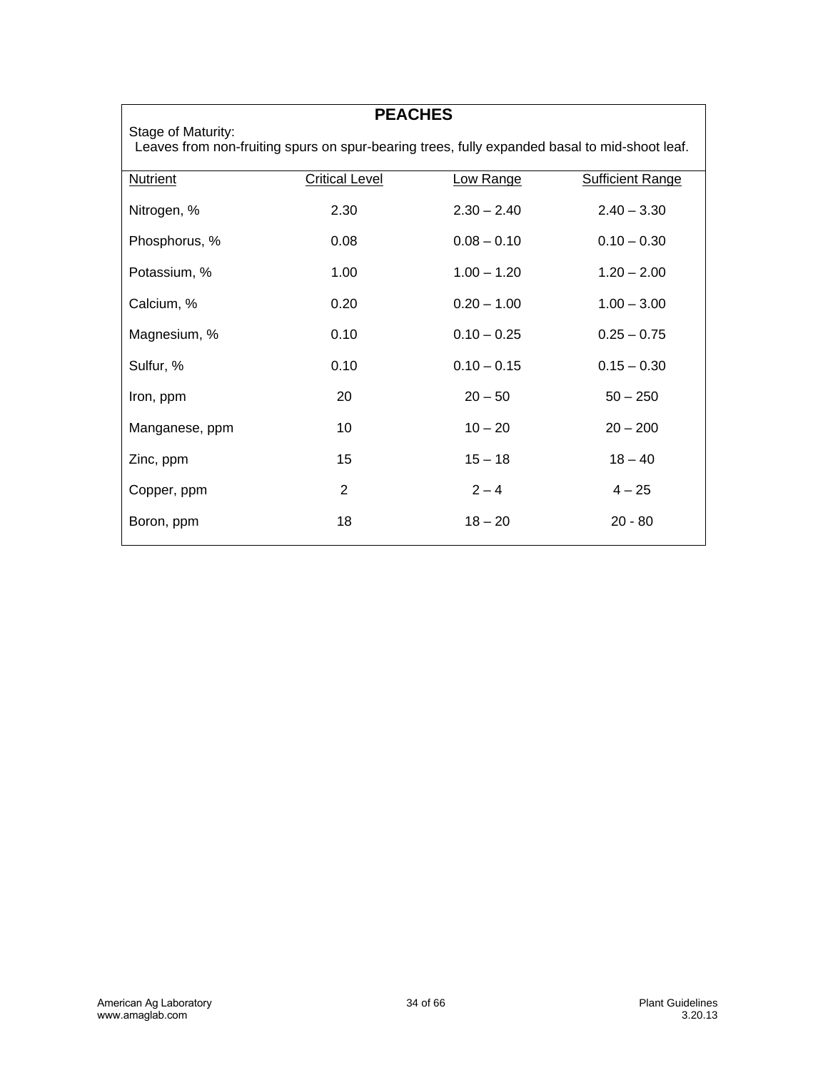## PEACHES

Stage of Maturity:
Leaves from non-fruiting spurs on spur-bearing trees, fully expanded basal to mid-shoot leaf.

| Nutrient | Critical Level | Low Range | Sufficient Range |
|---|---|---|---|
| Nitrogen, % | 2.30 | 2.30 – 2.40 | 2.40 – 3.30 |
| Phosphorus, % | 0.08 | 0.08 – 0.10 | 0.10 – 0.30 |
| Potassium, % | 1.00 | 1.00 – 1.20 | 1.20 – 2.00 |
| Calcium, % | 0.20 | 0.20 – 1.00 | 1.00 – 3.00 |
| Magnesium, % | 0.10 | 0.10 – 0.25 | 0.25 – 0.75 |
| Sulfur, % | 0.10 | 0.10 – 0.15 | 0.15 – 0.30 |
| Iron, ppm | 20 | 20 – 50 | 50 – 250 |
| Manganese, ppm | 10 | 10 – 20 | 20 – 200 |
| Zinc, ppm | 15 | 15 – 18 | 18 – 40 |
| Copper, ppm | 2 | 2 – 4 | 4 – 25 |
| Boron, ppm | 18 | 18 – 20 | 20 - 80 |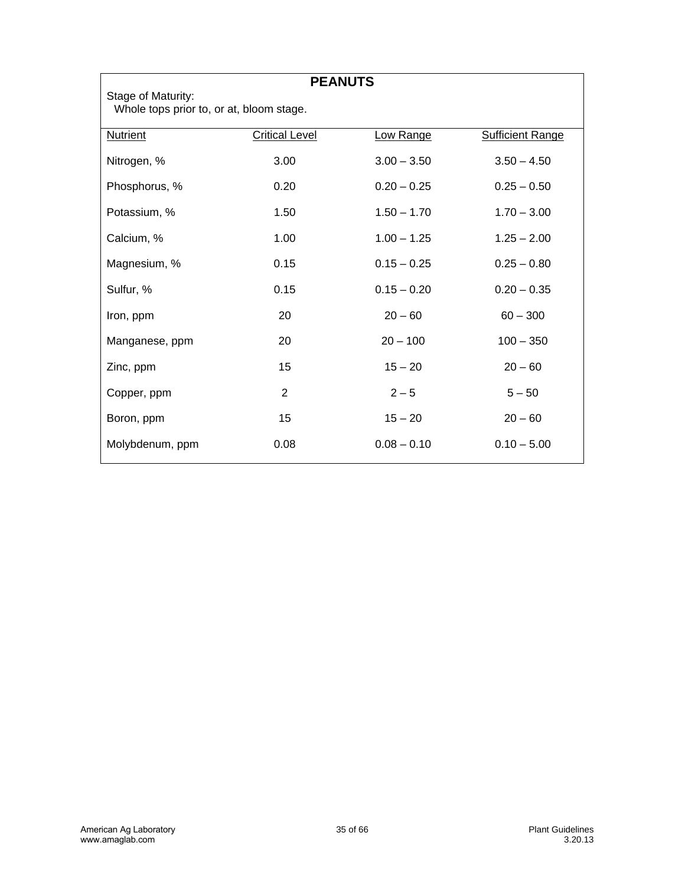# PEANUTS

Stage of Maturity:
Whole tops prior to, or at, bloom stage.

| Nutrient | Critical Level | Low Range | Sufficient Range |
|---|---|---|---|
| Nitrogen, % | 3.00 | 3.00 – 3.50 | 3.50 – 4.50 |
| Phosphorus, % | 0.20 | 0.20 – 0.25 | 0.25 – 0.50 |
| Potassium, % | 1.50 | 1.50 – 1.70 | 1.70 – 3.00 |
| Calcium, % | 1.00 | 1.00 – 1.25 | 1.25 – 2.00 |
| Magnesium, % | 0.15 | 0.15 – 0.25 | 0.25 – 0.80 |
| Sulfur, % | 0.15 | 0.15 – 0.20 | 0.20 – 0.35 |
| Iron, ppm | 20 | 20 – 60 | 60 – 300 |
| Manganese, ppm | 20 | 20 – 100 | 100 – 350 |
| Zinc, ppm | 15 | 15 – 20 | 20 – 60 |
| Copper, ppm | 2 | 2 – 5 | 5 – 50 |
| Boron, ppm | 15 | 15 – 20 | 20 – 60 |
| Molybdenum, ppm | 0.08 | 0.08 – 0.10 | 0.10 – 5.00 |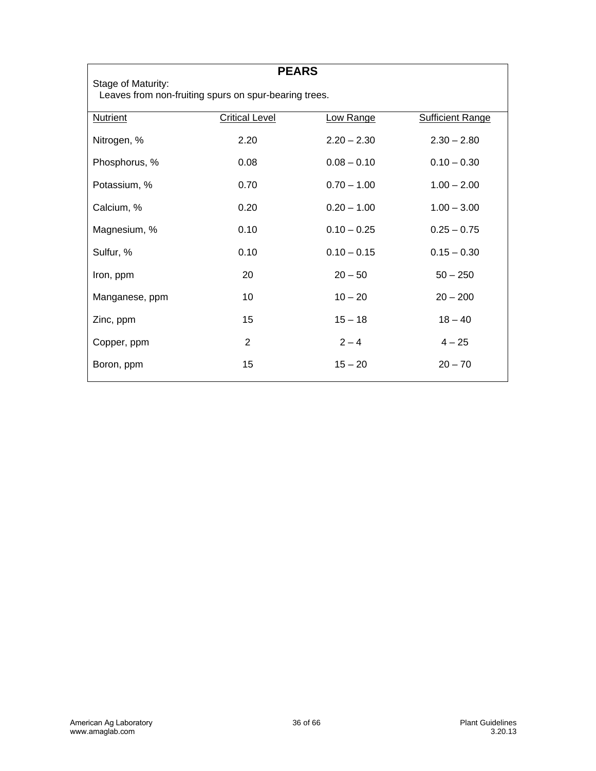## PEARS

Stage of Maturity:
Leaves from non-fruiting spurs on spur-bearing trees.

| Nutrient | Critical Level | Low Range | Sufficient Range |
| --- | --- | --- | --- |
| Nitrogen, % | 2.20 | 2.20 – 2.30 | 2.30 – 2.80 |
| Phosphorus, % | 0.08 | 0.08 – 0.10 | 0.10 – 0.30 |
| Potassium, % | 0.70 | 0.70 – 1.00 | 1.00 – 2.00 |
| Calcium, % | 0.20 | 0.20 – 1.00 | 1.00 – 3.00 |
| Magnesium, % | 0.10 | 0.10 – 0.25 | 0.25 – 0.75 |
| Sulfur, % | 0.10 | 0.10 – 0.15 | 0.15 – 0.30 |
| Iron, ppm | 20 | 20 – 50 | 50 – 250 |
| Manganese, ppm | 10 | 10 – 20 | 20 – 200 |
| Zinc, ppm | 15 | 15 – 18 | 18 – 40 |
| Copper, ppm | 2 | 2 – 4 | 4 – 25 |
| Boron, ppm | 15 | 15 – 20 | 20 – 70 |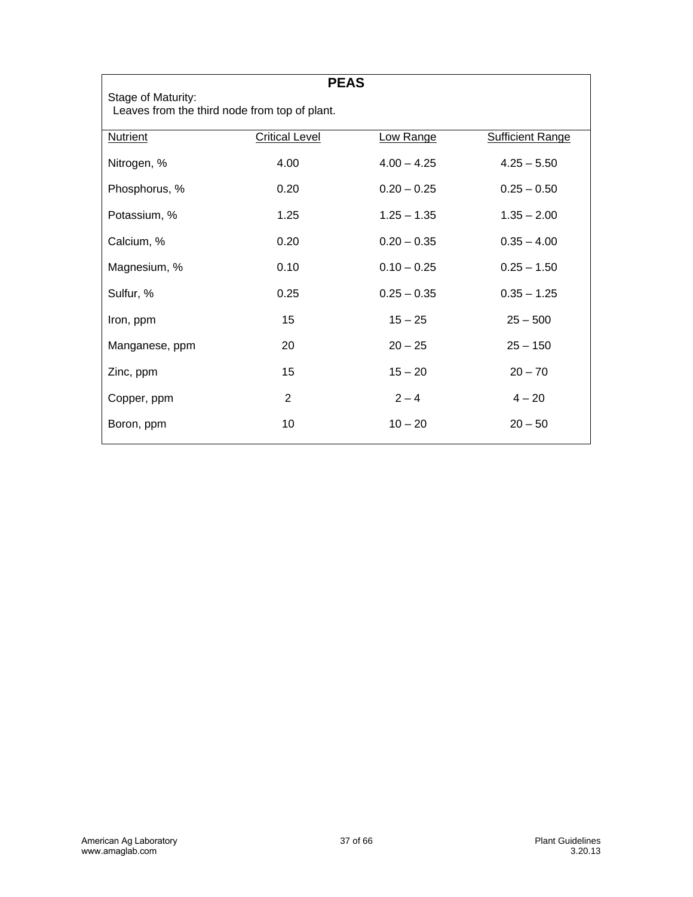# PEAS

Stage of Maturity:
Leaves from the third node from top of plant.

| Nutrient | Critical Level | Low Range | Sufficient Range |
|---|---|---|---|
| Nitrogen, % | 4.00 | 4.00 – 4.25 | 4.25 – 5.50 |
| Phosphorus, % | 0.20 | 0.20 – 0.25 | 0.25 – 0.50 |
| Potassium, % | 1.25 | 1.25 – 1.35 | 1.35 – 2.00 |
| Calcium, % | 0.20 | 0.20 – 0.35 | 0.35 – 4.00 |
| Magnesium, % | 0.10 | 0.10 – 0.25 | 0.25 – 1.50 |
| Sulfur, % | 0.25 | 0.25 – 0.35 | 0.35 – 1.25 |
| Iron, ppm | 15 | 15 – 25 | 25 – 500 |
| Manganese, ppm | 20 | 20 – 25 | 25 – 150 |
| Zinc, ppm | 15 | 15 – 20 | 20 – 70 |
| Copper, ppm | 2 | 2 – 4 | 4 – 20 |
| Boron, ppm | 10 | 10 – 20 | 20 – 50 |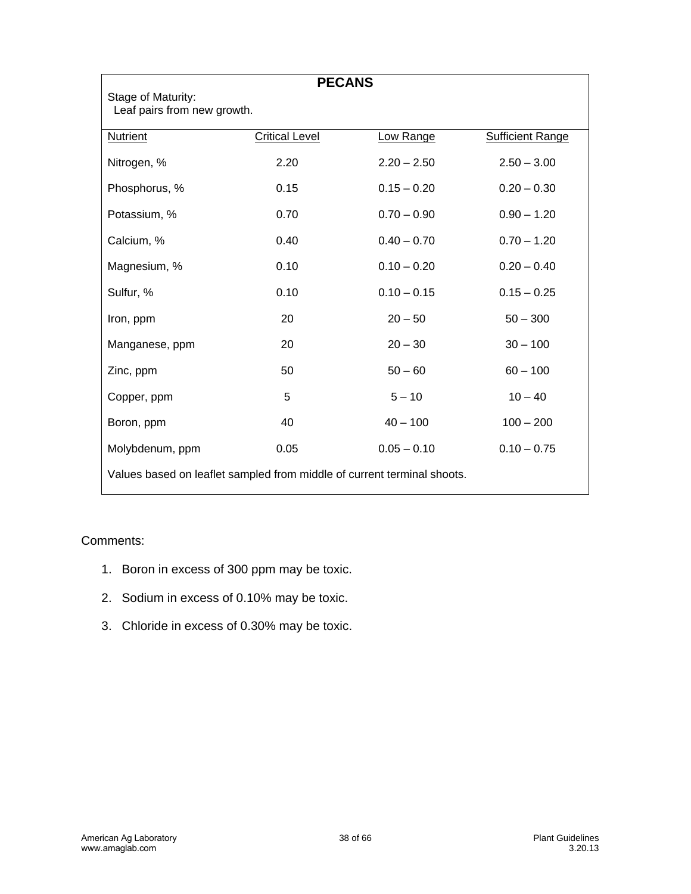## PECANS

Stage of Maturity:
Leaf pairs from new growth.

| Nutrient | Critical Level | Low Range | Sufficient Range |
|---|---|---|---|
| Nitrogen, % | 2.20 | 2.20 – 2.50 | 2.50 – 3.00 |
| Phosphorus, % | 0.15 | 0.15 – 0.20 | 0.20 – 0.30 |
| Potassium, % | 0.70 | 0.70 – 0.90 | 0.90 – 1.20 |
| Calcium, % | 0.40 | 0.40 – 0.70 | 0.70 – 1.20 |
| Magnesium, % | 0.10 | 0.10 – 0.20 | 0.20 – 0.40 |
| Sulfur, % | 0.10 | 0.10 – 0.15 | 0.15 – 0.25 |
| Iron, ppm | 20 | 20 – 50 | 50 – 300 |
| Manganese, ppm | 20 | 20 – 30 | 30 – 100 |
| Zinc, ppm | 50 | 50 – 60 | 60 – 100 |
| Copper, ppm | 5 | 5 – 10 | 10 – 40 |
| Boron, ppm | 40 | 40 – 100 | 100 – 200 |
| Molybdenum, ppm | 0.05 | 0.05 – 0.10 | 0.10 – 0.75 |

Values based on leaflet sampled from middle of current terminal shoots.

Comments:

1. Boron in excess of 300 ppm may be toxic.
2. Sodium in excess of 0.10% may be toxic.
3. Chloride in excess of 0.30% may be toxic.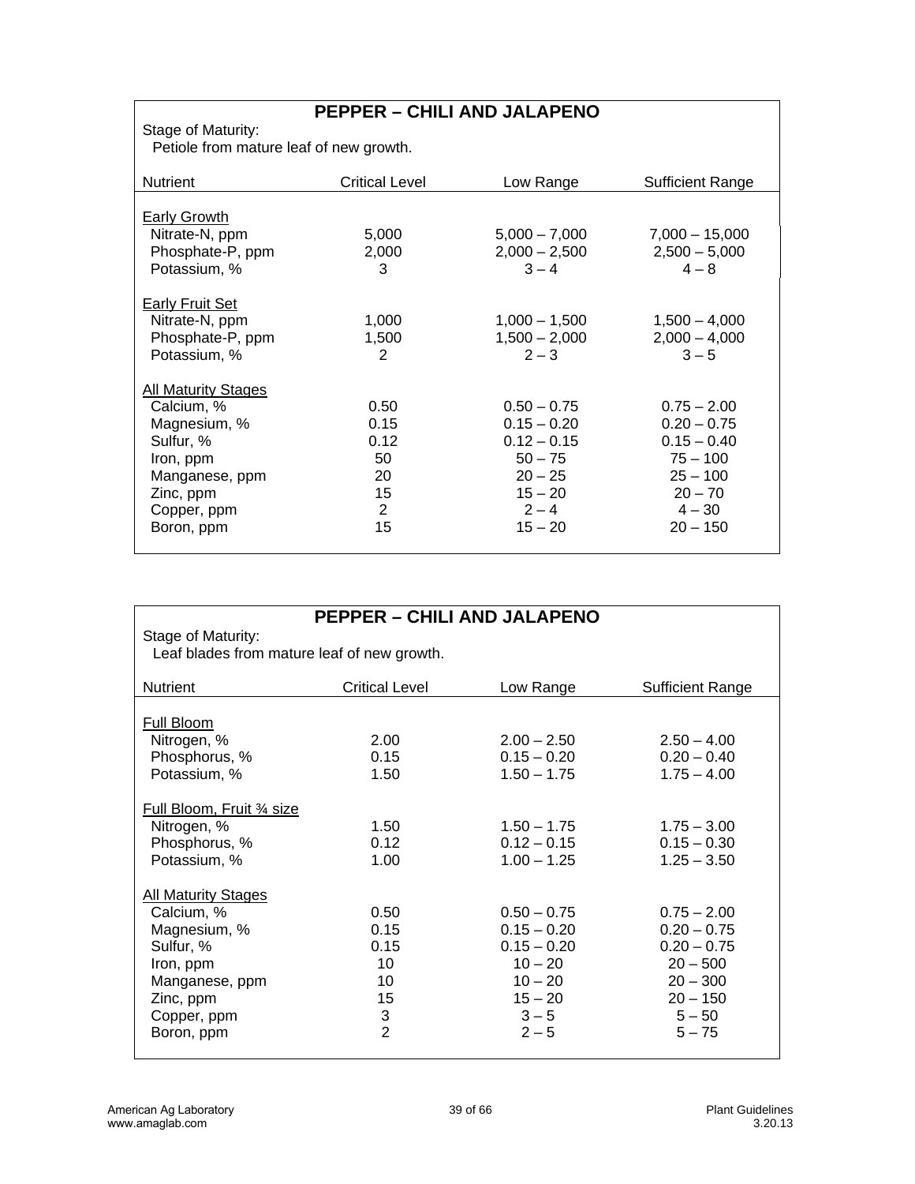## PEPPER – CHILI AND JALAPENO

Stage of Maturity:
Petiole from mature leaf of new growth.

| Nutrient | Critical Level | Low Range | Sufficient Range |
|---|---|---|---|
| Early Growth | | | |
| Nitrate-N, ppm | 5,000 | 5,000 – 7,000 | 7,000 – 15,000 |
| Phosphate-P, ppm | 2,000 | 2,000 – 2,500 | 2,500 – 5,000 |
| Potassium, % | 3 | 3 – 4 | 4 – 8 |
| Early Fruit Set | | | |
| Nitrate-N, ppm | 1,000 | 1,000 – 1,500 | 1,500 – 4,000 |
| Phosphate-P, ppm | 1,500 | 1,500 – 2,000 | 2,000 – 4,000 |
| Potassium, % | 2 | 2 – 3 | 3 – 5 |
| All Maturity Stages | | | |
| Calcium, % | 0.50 | 0.50 – 0.75 | 0.75 – 2.00 |
| Magnesium, % | 0.15 | 0.15 – 0.20 | 0.20 – 0.75 |
| Sulfur, % | 0.12 | 0.12 – 0.15 | 0.15 – 0.40 |
| Iron, ppm | 50 | 50 – 75 | 75 – 100 |
| Manganese, ppm | 20 | 20 – 25 | 25 – 100 |
| Zinc, ppm | 15 | 15 – 20 | 20 – 70 |
| Copper, ppm | 2 | 2 – 4 | 4 – 30 |
| Boron, ppm | 15 | 15 – 20 | 20 – 150 |

## PEPPER – CHILI AND JALAPENO

Stage of Maturity:
Leaf blades from mature leaf of new growth.

| Nutrient | Critical Level | Low Range | Sufficient Range |
|---|---|---|---|
| Full Bloom | | | |
| Nitrogen, % | 2.00 | 2.00 – 2.50 | 2.50 – 4.00 |
| Phosphorus, % | 0.15 | 0.15 – 0.20 | 0.20 – 0.40 |
| Potassium, % | 1.50 | 1.50 – 1.75 | 1.75 – 4.00 |
| Full Bloom, Fruit ¾ size | | | |
| Nitrogen, % | 1.50 | 1.50 – 1.75 | 1.75 – 3.00 |
| Phosphorus, % | 0.12 | 0.12 – 0.15 | 0.15 – 0.30 |
| Potassium, % | 1.00 | 1.00 – 1.25 | 1.25 – 3.50 |
| All Maturity Stages | | | |
| Calcium, % | 0.50 | 0.50 – 0.75 | 0.75 – 2.00 |
| Magnesium, % | 0.15 | 0.15 – 0.20 | 0.20 – 0.75 |
| Sulfur, % | 0.15 | 0.15 – 0.20 | 0.20 – 0.75 |
| Iron, ppm | 10 | 10 – 20 | 20 – 500 |
| Manganese, ppm | 10 | 10 – 20 | 20 – 300 |
| Zinc, ppm | 15 | 15 – 20 | 20 – 150 |
| Copper, ppm | 3 | 3 – 5 | 5 – 50 |
| Boron, ppm | 2 | 2 – 5 | 5 – 75 |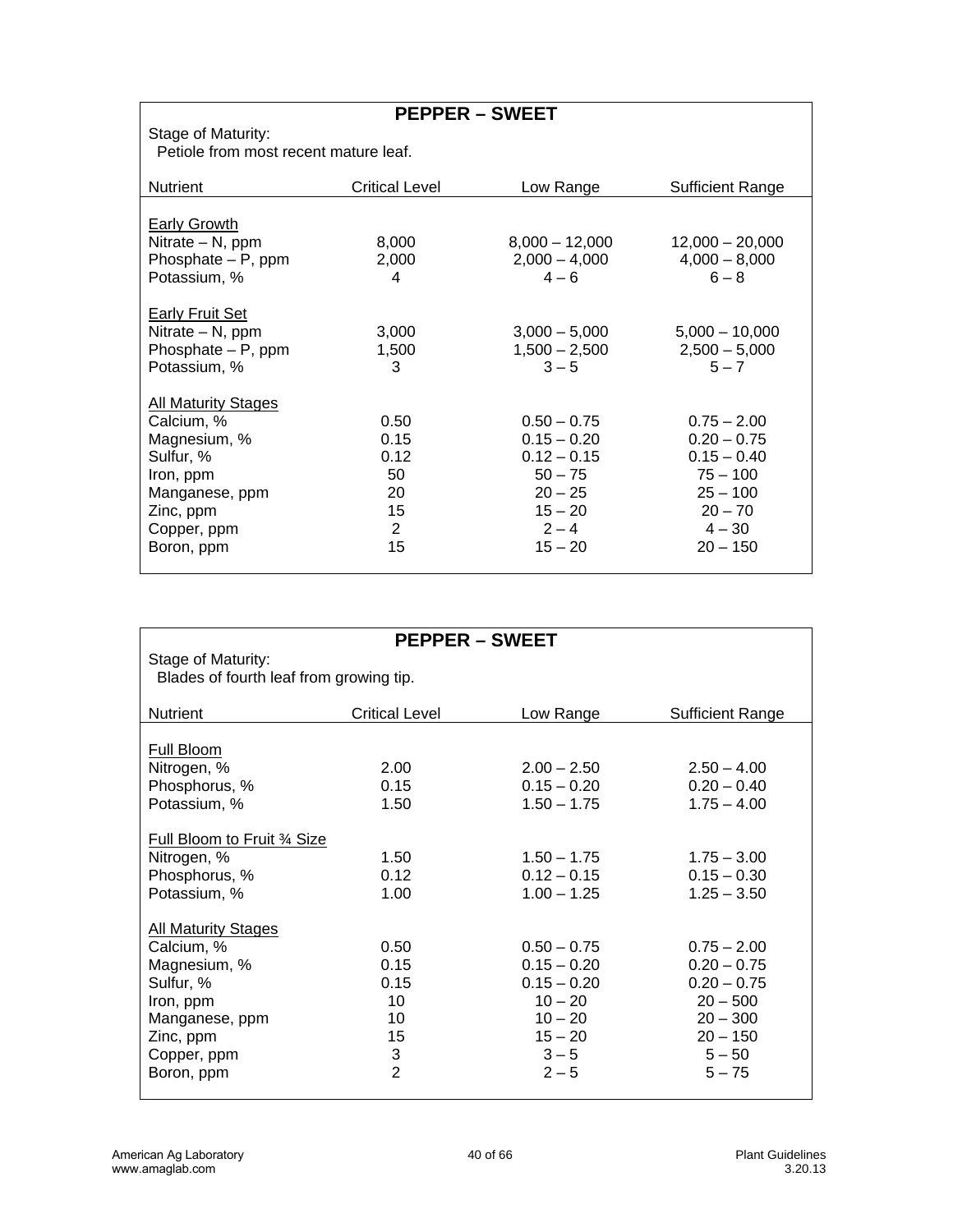## PEPPER – SWEET

Stage of Maturity:
Petiole from most recent mature leaf.

| Nutrient | Critical Level | Low Range | Sufficient Range |
|---|---|---|---|
| Early Growth | | | |
| Nitrate – N, ppm | 8,000 | 8,000 – 12,000 | 12,000 – 20,000 |
| Phosphate – P, ppm | 2,000 | 2,000 – 4,000 | 4,000 – 8,000 |
| Potassium, % | 4 | 4 – 6 | 6 – 8 |
| Early Fruit Set | | | |
| Nitrate – N, ppm | 3,000 | 3,000 – 5,000 | 5,000 – 10,000 |
| Phosphate – P, ppm | 1,500 | 1,500 – 2,500 | 2,500 – 5,000 |
| Potassium, % | 3 | 3 – 5 | 5 – 7 |
| All Maturity Stages | | | |
| Calcium, % | 0.50 | 0.50 – 0.75 | 0.75 – 2.00 |
| Magnesium, % | 0.15 | 0.15 – 0.20 | 0.20 – 0.75 |
| Sulfur, % | 0.12 | 0.12 – 0.15 | 0.15 – 0.40 |
| Iron, ppm | 50 | 50 – 75 | 75 – 100 |
| Manganese, ppm | 20 | 20 – 25 | 25 – 100 |
| Zinc, ppm | 15 | 15 – 20 | 20 – 70 |
| Copper, ppm | 2 | 2 – 4 | 4 – 30 |
| Boron, ppm | 15 | 15 – 20 | 20 – 150 |

## PEPPER – SWEET

Stage of Maturity:
Blades of fourth leaf from growing tip.

| Nutrient | Critical Level | Low Range | Sufficient Range |
|---|---|---|---|
| Full Bloom | | | |
| Nitrogen, % | 2.00 | 2.00 – 2.50 | 2.50 – 4.00 |
| Phosphorus, % | 0.15 | 0.15 – 0.20 | 0.20 – 0.40 |
| Potassium, % | 1.50 | 1.50 – 1.75 | 1.75 – 4.00 |
| Full Bloom to Fruit ¾ Size | | | |
| Nitrogen, % | 1.50 | 1.50 – 1.75 | 1.75 – 3.00 |
| Phosphorus, % | 0.12 | 0.12 – 0.15 | 0.15 – 0.30 |
| Potassium, % | 1.00 | 1.00 – 1.25 | 1.25 – 3.50 |
| All Maturity Stages | | | |
| Calcium, % | 0.50 | 0.50 – 0.75 | 0.75 – 2.00 |
| Magnesium, % | 0.15 | 0.15 – 0.20 | 0.20 – 0.75 |
| Sulfur, % | 0.15 | 0.15 – 0.20 | 0.20 – 0.75 |
| Iron, ppm | 10 | 10 – 20 | 20 – 500 |
| Manganese, ppm | 10 | 10 – 20 | 20 – 300 |
| Zinc, ppm | 15 | 15 – 20 | 20 – 150 |
| Copper, ppm | 3 | 3 – 5 | 5 – 50 |
| Boron, ppm | 2 | 2 – 5 | 5 – 75 |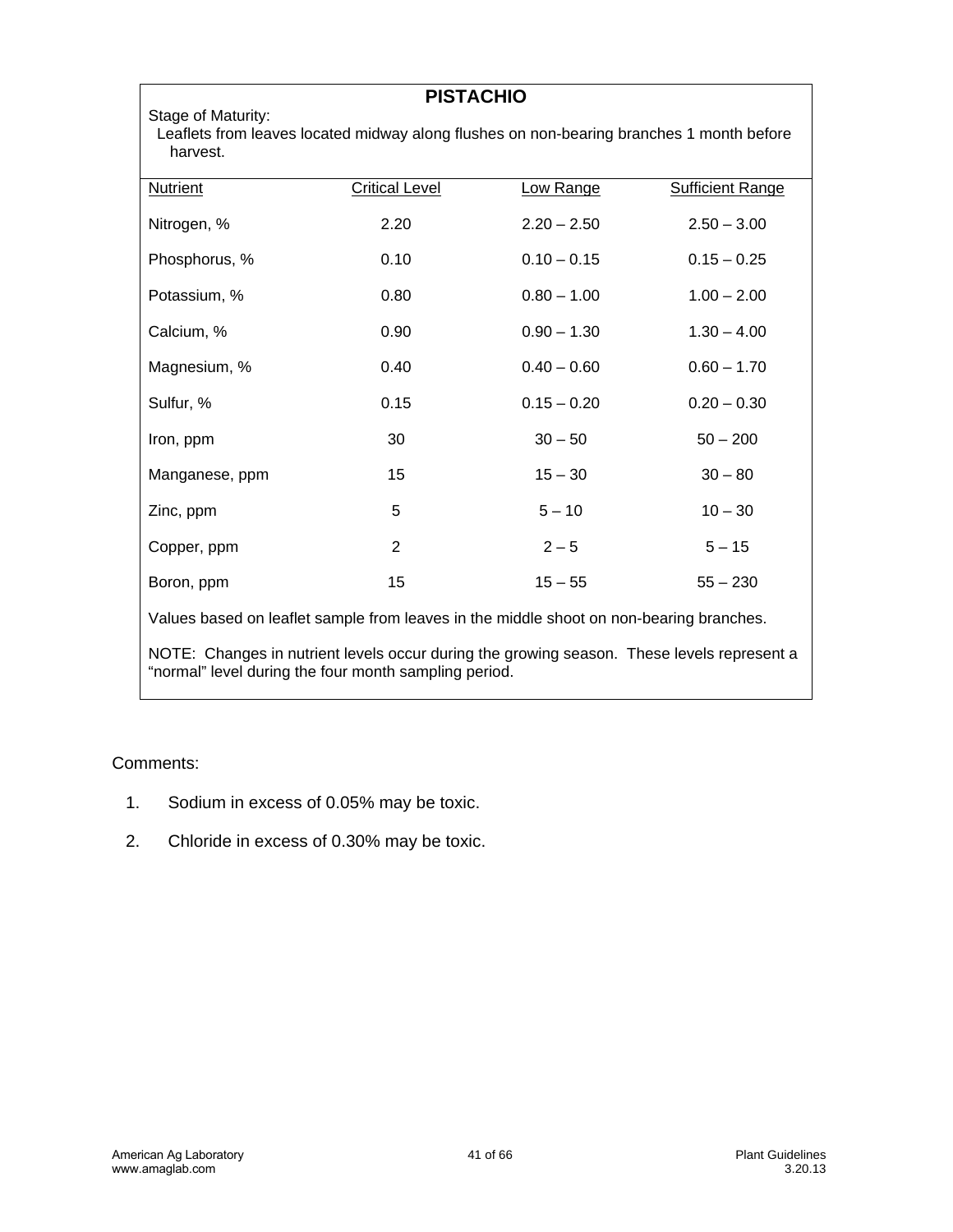# PISTACHIO

Stage of Maturity:

Leaflets from leaves located midway along flushes on non-bearing branches 1 month before harvest.

| Nutrient | Critical Level | Low Range | Sufficient Range |
|---|---|---|---|
| Nitrogen, % | 2.20 | 2.20 – 2.50 | 2.50 – 3.00 |
| Phosphorus, % | 0.10 | 0.10 – 0.15 | 0.15 – 0.25 |
| Potassium, % | 0.80 | 0.80 – 1.00 | 1.00 – 2.00 |
| Calcium, % | 0.90 | 0.90 – 1.30 | 1.30 – 4.00 |
| Magnesium, % | 0.40 | 0.40 – 0.60 | 0.60 – 1.70 |
| Sulfur, % | 0.15 | 0.15 – 0.20 | 0.20 – 0.30 |
| Iron, ppm | 30 | 30 – 50 | 50 – 200 |
| Manganese, ppm | 15 | 15 – 30 | 30 – 80 |
| Zinc, ppm | 5 | 5 – 10 | 10 – 30 |
| Copper, ppm | 2 | 2 – 5 | 5 – 15 |
| Boron, ppm | 15 | 15 – 55 | 55 – 230 |

Values based on leaflet sample from leaves in the middle shoot on non-bearing branches.

NOTE: Changes in nutrient levels occur during the growing season. These levels represent a "normal" level during the four month sampling period.

Comments:

1. Sodium in excess of 0.05% may be toxic.
2. Chloride in excess of 0.30% may be toxic.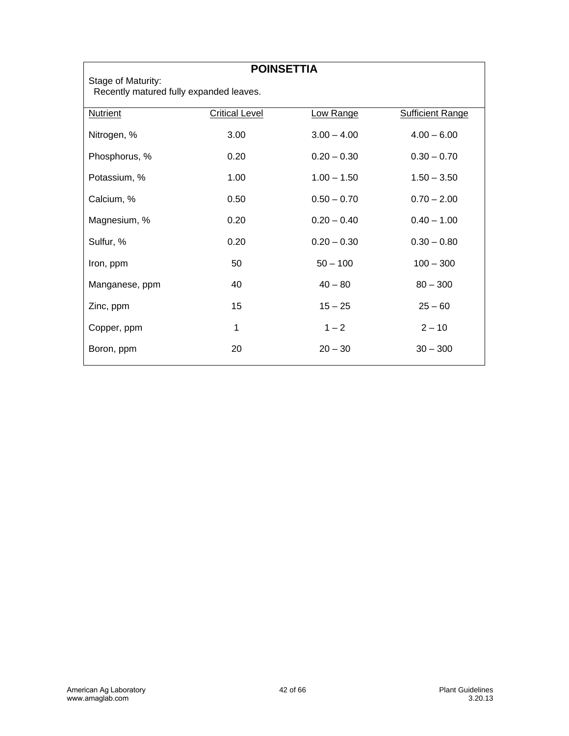## POINSETTIA

Stage of Maturity:
Recently matured fully expanded leaves.

| Nutrient | Critical Level | Low Range | Sufficient Range |
| --- | --- | --- | --- |
| Nitrogen, % | 3.00 | 3.00 – 4.00 | 4.00 – 6.00 |
| Phosphorus, % | 0.20 | 0.20 – 0.30 | 0.30 – 0.70 |
| Potassium, % | 1.00 | 1.00 – 1.50 | 1.50 – 3.50 |
| Calcium, % | 0.50 | 0.50 – 0.70 | 0.70 – 2.00 |
| Magnesium, % | 0.20 | 0.20 – 0.40 | 0.40 – 1.00 |
| Sulfur, % | 0.20 | 0.20 – 0.30 | 0.30 – 0.80 |
| Iron, ppm | 50 | 50 – 100 | 100 – 300 |
| Manganese, ppm | 40 | 40 – 80 | 80 – 300 |
| Zinc, ppm | 15 | 15 – 25 | 25 – 60 |
| Copper, ppm | 1 | 1 – 2 | 2 – 10 |
| Boron, ppm | 20 | 20 – 30 | 30 – 300 |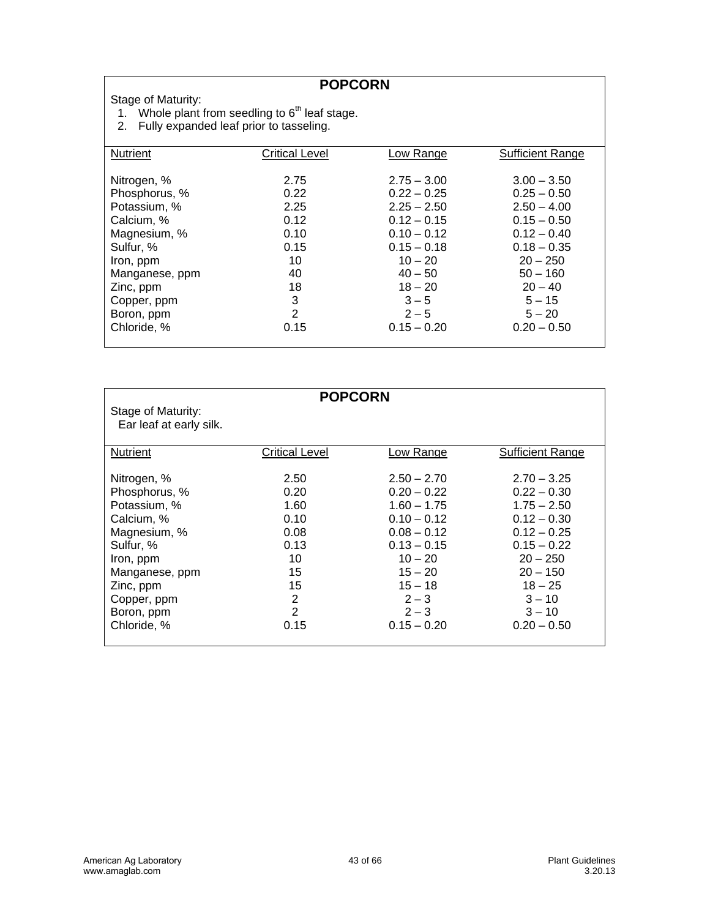## POPCORN

Stage of Maturity:

1. Whole plant from seedling to 6th leaf stage.
2. Fully expanded leaf prior to tasseling.

| Nutrient | Critical Level | Low Range | Sufficient Range |
|---|---|---|---|
| Nitrogen, % | 2.75 | 2.75 – 3.00 | 3.00 – 3.50 |
| Phosphorus, % | 0.22 | 0.22 – 0.25 | 0.25 – 0.50 |
| Potassium, % | 2.25 | 2.25 – 2.50 | 2.50 – 4.00 |
| Calcium, % | 0.12 | 0.12 – 0.15 | 0.15 – 0.50 |
| Magnesium, % | 0.10 | 0.10 – 0.12 | 0.12 – 0.40 |
| Sulfur, % | 0.15 | 0.15 – 0.18 | 0.18 – 0.35 |
| Iron, ppm | 10 | 10 – 20 | 20 – 250 |
| Manganese, ppm | 40 | 40 – 50 | 50 – 160 |
| Zinc, ppm | 18 | 18 – 20 | 20 – 40 |
| Copper, ppm | 3 | 3 – 5 | 5 – 15 |
| Boron, ppm | 2 | 2 – 5 | 5 – 20 |
| Chloride, % | 0.15 | 0.15 – 0.20 | 0.20 – 0.50 |

## POPCORN

Stage of Maturity:
Ear leaf at early silk.

| Nutrient | Critical Level | Low Range | Sufficient Range |
|---|---|---|---|
| Nitrogen, % | 2.50 | 2.50 – 2.70 | 2.70 – 3.25 |
| Phosphorus, % | 0.20 | 0.20 – 0.22 | 0.22 – 0.30 |
| Potassium, % | 1.60 | 1.60 – 1.75 | 1.75 – 2.50 |
| Calcium, % | 0.10 | 0.10 – 0.12 | 0.12 – 0.30 |
| Magnesium, % | 0.08 | 0.08 – 0.12 | 0.12 – 0.25 |
| Sulfur, % | 0.13 | 0.13 – 0.15 | 0.15 – 0.22 |
| Iron, ppm | 10 | 10 – 20 | 20 – 250 |
| Manganese, ppm | 15 | 15 – 20 | 20 – 150 |
| Zinc, ppm | 15 | 15 – 18 | 18 – 25 |
| Copper, ppm | 2 | 2 – 3 | 3 – 10 |
| Boron, ppm | 2 | 2 – 3 | 3 – 10 |
| Chloride, % | 0.15 | 0.15 – 0.20 | 0.20 – 0.50 |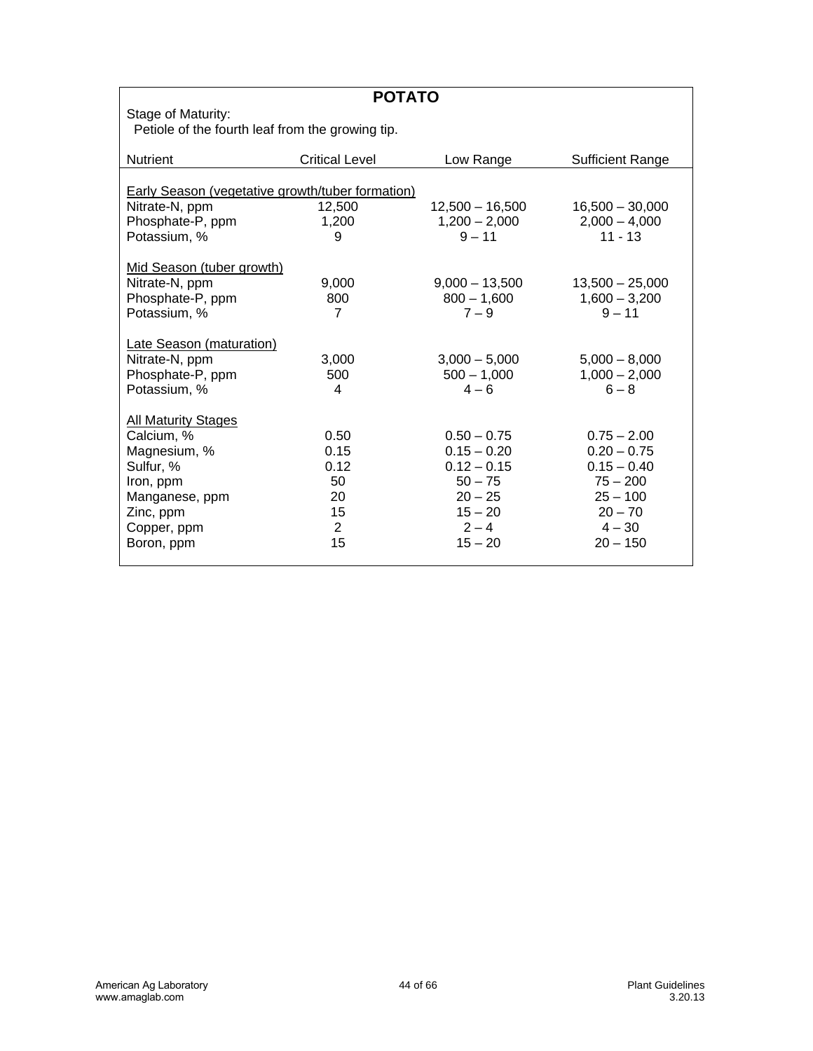## POTATO

Stage of Maturity:
Petiole of the fourth leaf from the growing tip.

| Nutrient | Critical Level | Low Range | Sufficient Range |
|---|---|---|---|
| Early Season (vegetative growth/tuber formation) | | | |
| Nitrate-N, ppm | 12,500 | 12,500 – 16,500 | 16,500 – 30,000 |
| Phosphate-P, ppm | 1,200 | 1,200 – 2,000 | 2,000 – 4,000 |
| Potassium, % | 9 | 9 – 11 | 11 - 13 |
| Mid Season (tuber growth) | | | |
| Nitrate-N, ppm | 9,000 | 9,000 – 13,500 | 13,500 – 25,000 |
| Phosphate-P, ppm | 800 | 800 – 1,600 | 1,600 – 3,200 |
| Potassium, % | 7 | 7 – 9 | 9 – 11 |
| Late Season (maturation) | | | |
| Nitrate-N, ppm | 3,000 | 3,000 – 5,000 | 5,000 – 8,000 |
| Phosphate-P, ppm | 500 | 500 – 1,000 | 1,000 – 2,000 |
| Potassium, % | 4 | 4 – 6 | 6 – 8 |
| All Maturity Stages | | | |
| Calcium, % | 0.50 | 0.50 – 0.75 | 0.75 – 2.00 |
| Magnesium, % | 0.15 | 0.15 – 0.20 | 0.20 – 0.75 |
| Sulfur, % | 0.12 | 0.12 – 0.15 | 0.15 – 0.40 |
| Iron, ppm | 50 | 50 – 75 | 75 – 200 |
| Manganese, ppm | 20 | 20 – 25 | 25 – 100 |
| Zinc, ppm | 15 | 15 – 20 | 20 – 70 |
| Copper, ppm | 2 | 2 – 4 | 4 – 30 |
| Boron, ppm | 15 | 15 – 20 | 20 – 150 |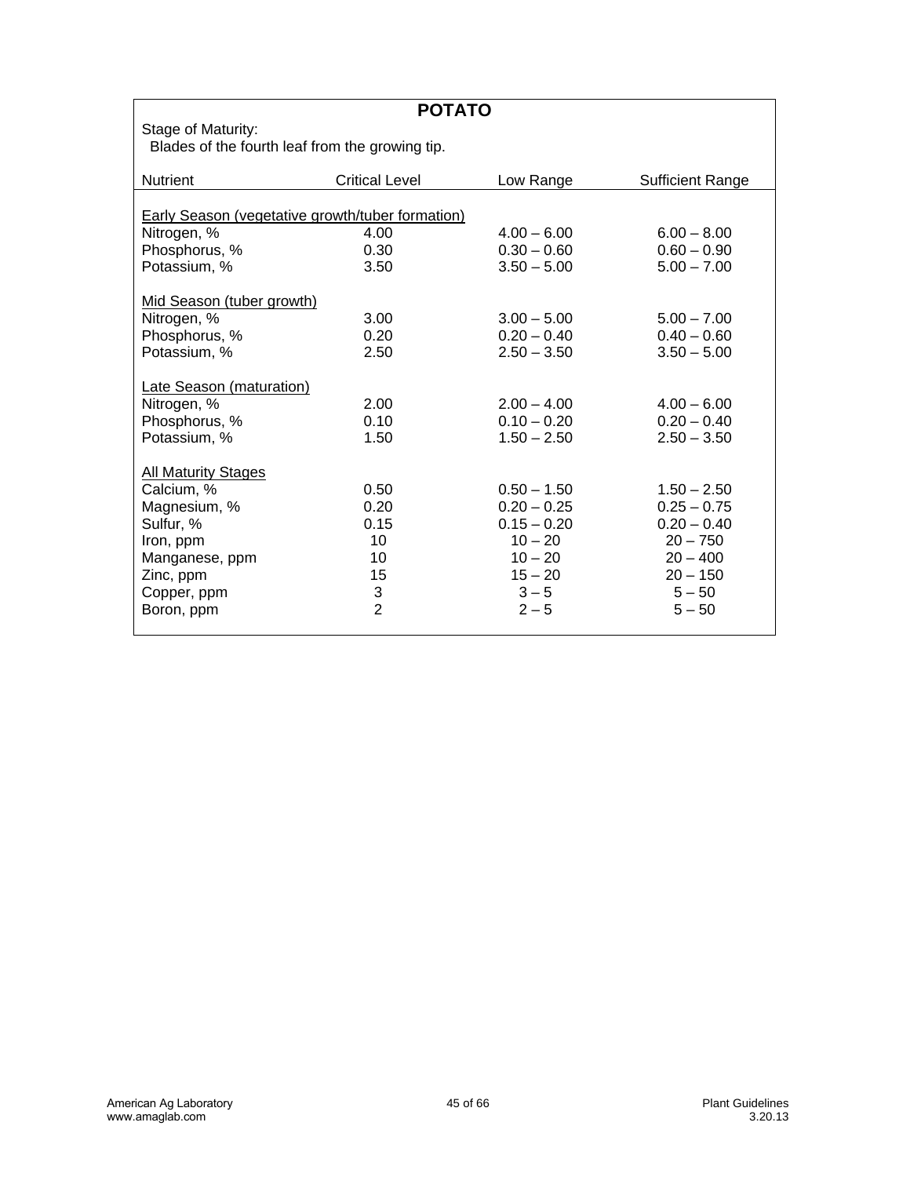# POTATO

Stage of Maturity:
Blades of the fourth leaf from the growing tip.

| Nutrient | Critical Level | Low Range | Sufficient Range |
|---|---|---|---|
| Early Season (vegetative growth/tuber formation) | | | |
| Nitrogen, % | 4.00 | 4.00 – 6.00 | 6.00 – 8.00 |
| Phosphorus, % | 0.30 | 0.30 – 0.60 | 0.60 – 0.90 |
| Potassium, % | 3.50 | 3.50 – 5.00 | 5.00 – 7.00 |
| Mid Season (tuber growth) | | | |
| Nitrogen, % | 3.00 | 3.00 – 5.00 | 5.00 – 7.00 |
| Phosphorus, % | 0.20 | 0.20 – 0.40 | 0.40 – 0.60 |
| Potassium, % | 2.50 | 2.50 – 3.50 | 3.50 – 5.00 |
| Late Season (maturation) | | | |
| Nitrogen, % | 2.00 | 2.00 – 4.00 | 4.00 – 6.00 |
| Phosphorus, % | 0.10 | 0.10 – 0.20 | 0.20 – 0.40 |
| Potassium, % | 1.50 | 1.50 – 2.50 | 2.50 – 3.50 |
| All Maturity Stages | | | |
| Calcium, % | 0.50 | 0.50 – 1.50 | 1.50 – 2.50 |
| Magnesium, % | 0.20 | 0.20 – 0.25 | 0.25 – 0.75 |
| Sulfur, % | 0.15 | 0.15 – 0.20 | 0.20 – 0.40 |
| Iron, ppm | 10 | 10 – 20 | 20 – 750 |
| Manganese, ppm | 10 | 10 – 20 | 20 – 400 |
| Zinc, ppm | 15 | 15 – 20 | 20 – 150 |
| Copper, ppm | 3 | 3 – 5 | 5 – 50 |
| Boron, ppm | 2 | 2 – 5 | 5 – 50 |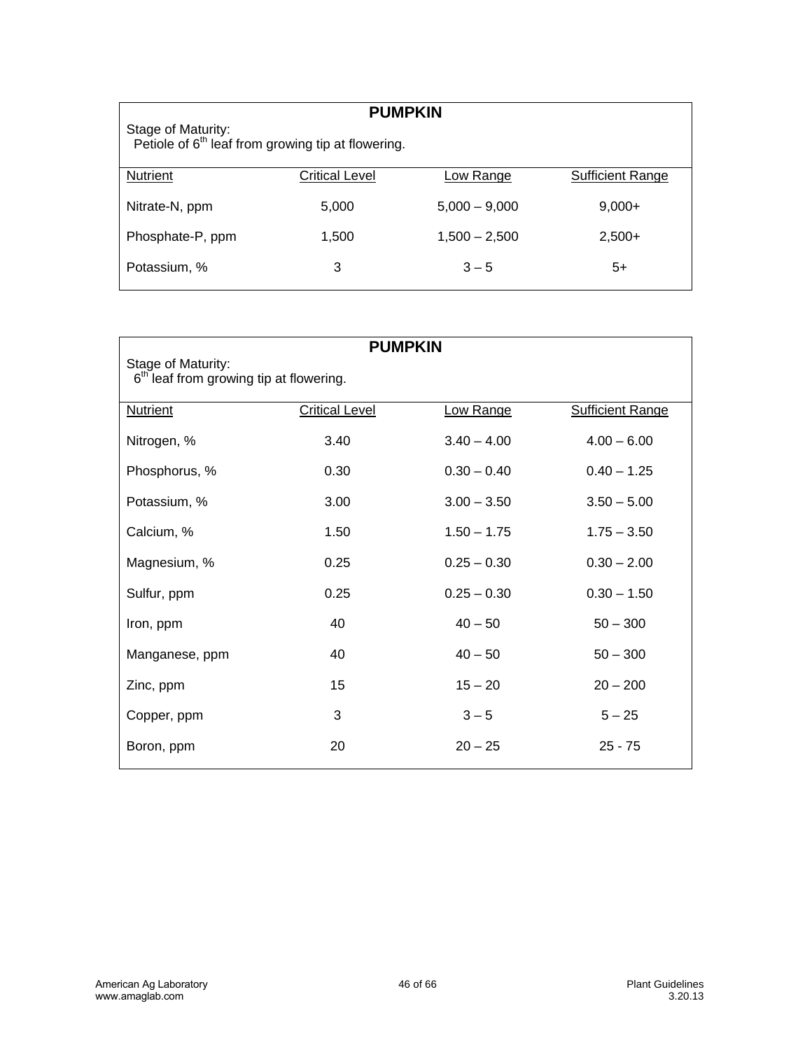## PUMPKIN

Stage of Maturity:
Petiole of 6th leaf from growing tip at flowering.

| Nutrient | Critical Level | Low Range | Sufficient Range |
|---|---|---|---|
| Nitrate-N, ppm | 5,000 | 5,000 – 9,000 | 9,000+ |
| Phosphate-P, ppm | 1,500 | 1,500 – 2,500 | 2,500+ |
| Potassium, % | 3 | 3 – 5 | 5+ |

## PUMPKIN

Stage of Maturity:
6th leaf from growing tip at flowering.

| Nutrient | Critical Level | Low Range | Sufficient Range |
|---|---|---|---|
| Nitrogen, % | 3.40 | 3.40 – 4.00 | 4.00 – 6.00 |
| Phosphorus, % | 0.30 | 0.30 – 0.40 | 0.40 – 1.25 |
| Potassium, % | 3.00 | 3.00 – 3.50 | 3.50 – 5.00 |
| Calcium, % | 1.50 | 1.50 – 1.75 | 1.75 – 3.50 |
| Magnesium, % | 0.25 | 0.25 – 0.30 | 0.30 – 2.00 |
| Sulfur, ppm | 0.25 | 0.25 – 0.30 | 0.30 – 1.50 |
| Iron, ppm | 40 | 40 – 50 | 50 – 300 |
| Manganese, ppm | 40 | 40 – 50 | 50 – 300 |
| Zinc, ppm | 15 | 15 – 20 | 20 – 200 |
| Copper, ppm | 3 | 3 – 5 | 5 – 25 |
| Boron, ppm | 20 | 20 – 25 | 25 - 75 |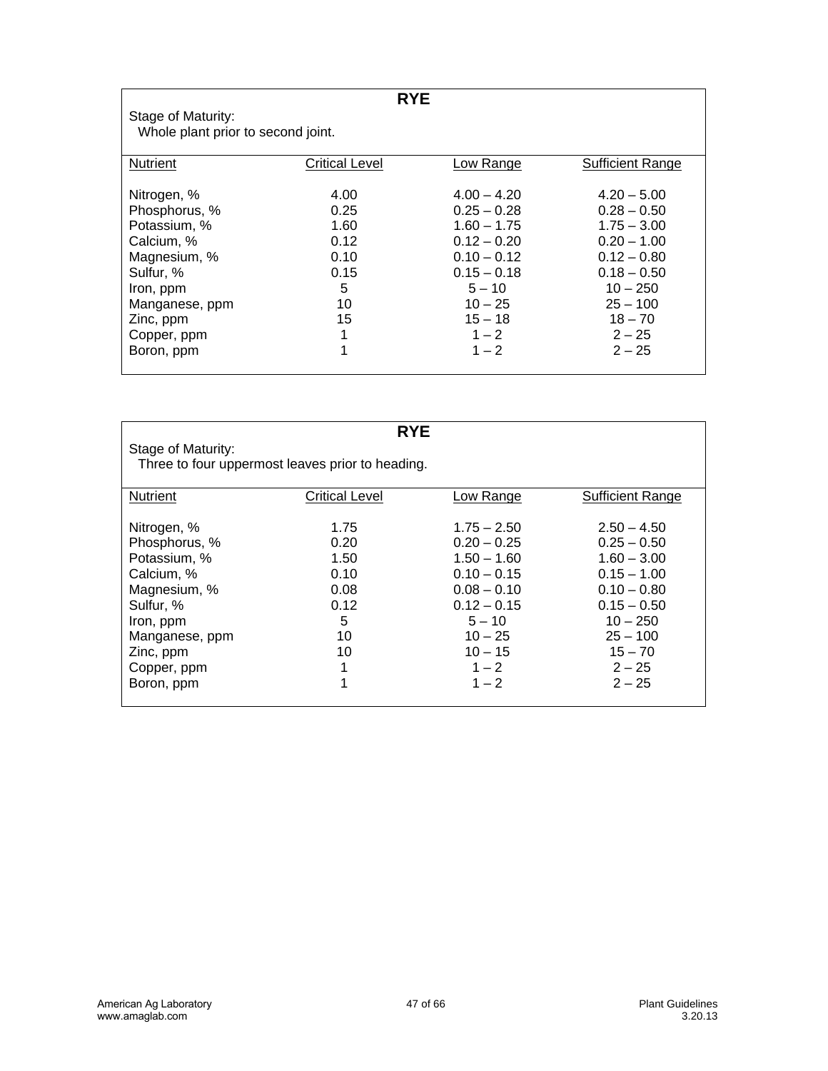## RYE

Stage of Maturity:
Whole plant prior to second joint.

| Nutrient | Critical Level | Low Range | Sufficient Range |
|---|---|---|---|
| Nitrogen, % | 4.00 | 4.00 – 4.20 | 4.20 – 5.00 |
| Phosphorus, % | 0.25 | 0.25 – 0.28 | 0.28 – 0.50 |
| Potassium, % | 1.60 | 1.60 – 1.75 | 1.75 – 3.00 |
| Calcium, % | 0.12 | 0.12 – 0.20 | 0.20 – 1.00 |
| Magnesium, % | 0.10 | 0.10 – 0.12 | 0.12 – 0.80 |
| Sulfur, % | 0.15 | 0.15 – 0.18 | 0.18 – 0.50 |
| Iron, ppm | 5 | 5 – 10 | 10 – 250 |
| Manganese, ppm | 10 | 10 – 25 | 25 – 100 |
| Zinc, ppm | 15 | 15 – 18 | 18 – 70 |
| Copper, ppm | 1 | 1 – 2 | 2 – 25 |
| Boron, ppm | 1 | 1 – 2 | 2 – 25 |

## RYE

Stage of Maturity:
Three to four uppermost leaves prior to heading.

| Nutrient | Critical Level | Low Range | Sufficient Range |
|---|---|---|---|
| Nitrogen, % | 1.75 | 1.75 – 2.50 | 2.50 – 4.50 |
| Phosphorus, % | 0.20 | 0.20 – 0.25 | 0.25 – 0.50 |
| Potassium, % | 1.50 | 1.50 – 1.60 | 1.60 – 3.00 |
| Calcium, % | 0.10 | 0.10 – 0.15 | 0.15 – 1.00 |
| Magnesium, % | 0.08 | 0.08 – 0.10 | 0.10 – 0.80 |
| Sulfur, % | 0.12 | 0.12 – 0.15 | 0.15 – 0.50 |
| Iron, ppm | 5 | 5 – 10 | 10 – 250 |
| Manganese, ppm | 10 | 10 – 25 | 25 – 100 |
| Zinc, ppm | 10 | 10 – 15 | 15 – 70 |
| Copper, ppm | 1 | 1 – 2 | 2 – 25 |
| Boron, ppm | 1 | 1 – 2 | 2 – 25 |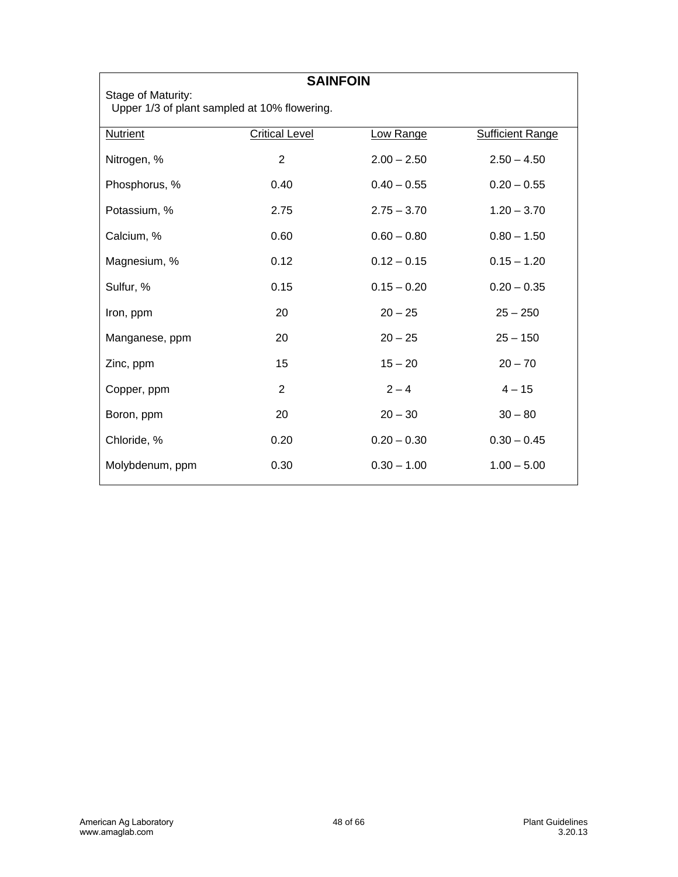## SAINFOIN

Stage of Maturity:
Upper 1/3 of plant sampled at 10% flowering.

| Nutrient | Critical Level | Low Range | Sufficient Range |
|---|---|---|---|
| Nitrogen, % | 2 | 2.00 – 2.50 | 2.50 – 4.50 |
| Phosphorus, % | 0.40 | 0.40 – 0.55 | 0.20 – 0.55 |
| Potassium, % | 2.75 | 2.75 – 3.70 | 1.20 – 3.70 |
| Calcium, % | 0.60 | 0.60 – 0.80 | 0.80 – 1.50 |
| Magnesium, % | 0.12 | 0.12 – 0.15 | 0.15 – 1.20 |
| Sulfur, % | 0.15 | 0.15 – 0.20 | 0.20 – 0.35 |
| Iron, ppm | 20 | 20 – 25 | 25 – 250 |
| Manganese, ppm | 20 | 20 – 25 | 25 – 150 |
| Zinc, ppm | 15 | 15 – 20 | 20 – 70 |
| Copper, ppm | 2 | 2 – 4 | 4 – 15 |
| Boron, ppm | 20 | 20 – 30 | 30 – 80 |
| Chloride, % | 0.20 | 0.20 – 0.30 | 0.30 – 0.45 |
| Molybdenum, ppm | 0.30 | 0.30 – 1.00 | 1.00 – 5.00 |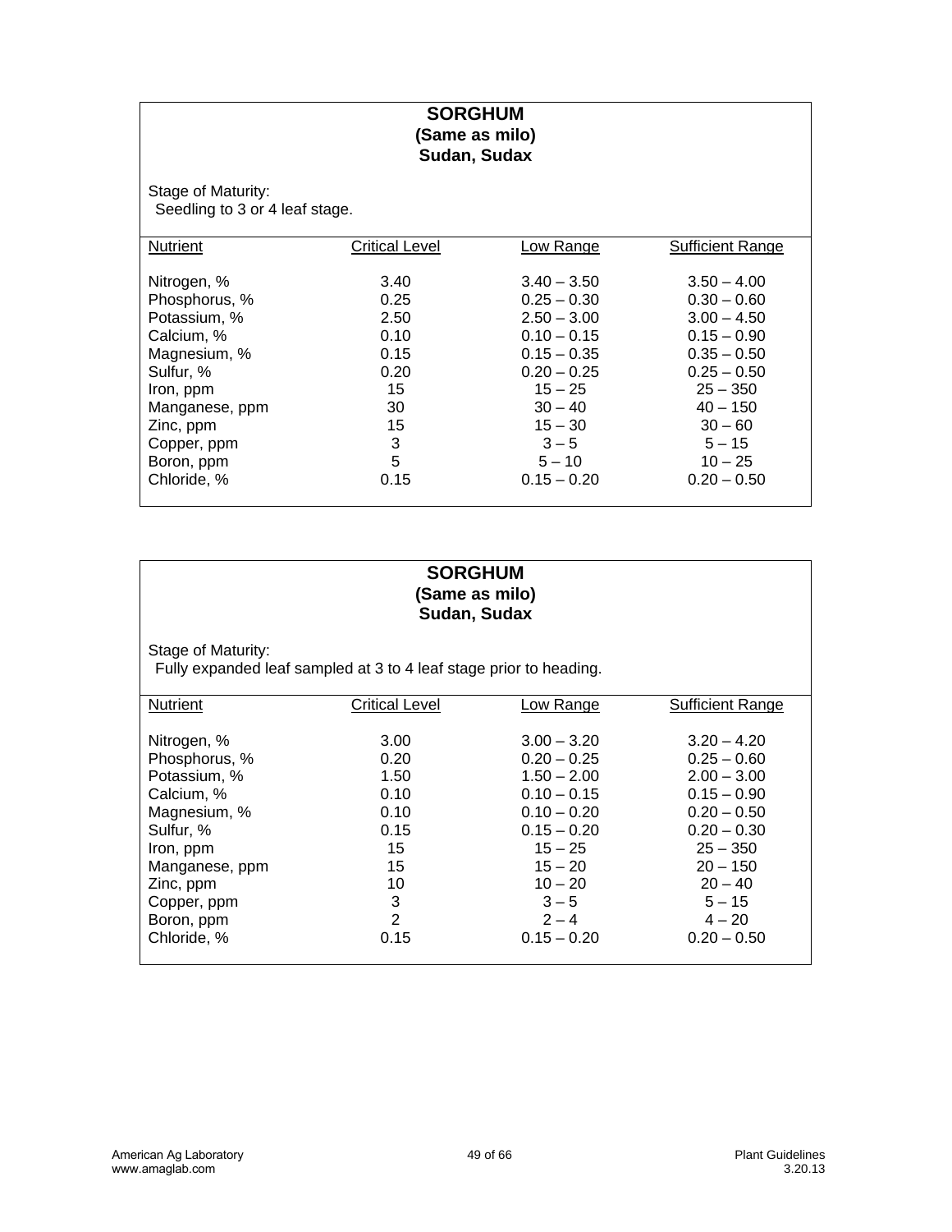## SORGHUM
### (Same as milo)
### Sudan, Sudax

Stage of Maturity:
Seedling to 3 or 4 leaf stage.

| Nutrient | Critical Level | Low Range | Sufficient Range |
|---|---|---|---|
| Nitrogen, % | 3.40 | 3.40 – 3.50 | 3.50 – 4.00 |
| Phosphorus, % | 0.25 | 0.25 – 0.30 | 0.30 – 0.60 |
| Potassium, % | 2.50 | 2.50 – 3.00 | 3.00 – 4.50 |
| Calcium, % | 0.10 | 0.10 – 0.15 | 0.15 – 0.90 |
| Magnesium, % | 0.15 | 0.15 – 0.35 | 0.35 – 0.50 |
| Sulfur, % | 0.20 | 0.20 – 0.25 | 0.25 – 0.50 |
| Iron, ppm | 15 | 15 – 25 | 25 – 350 |
| Manganese, ppm | 30 | 30 – 40 | 40 – 150 |
| Zinc, ppm | 15 | 15 – 30 | 30 – 60 |
| Copper, ppm | 3 | 3 – 5 | 5 – 15 |
| Boron, ppm | 5 | 5 – 10 | 10 – 25 |
| Chloride, % | 0.15 | 0.15 – 0.20 | 0.20 – 0.50 |

## SORGHUM
### (Same as milo)
### Sudan, Sudax

Stage of Maturity:
Fully expanded leaf sampled at 3 to 4 leaf stage prior to heading.

| Nutrient | Critical Level | Low Range | Sufficient Range |
|---|---|---|---|
| Nitrogen, % | 3.00 | 3.00 – 3.20 | 3.20 – 4.20 |
| Phosphorus, % | 0.20 | 0.20 – 0.25 | 0.25 – 0.60 |
| Potassium, % | 1.50 | 1.50 – 2.00 | 2.00 – 3.00 |
| Calcium, % | 0.10 | 0.10 – 0.15 | 0.15 – 0.90 |
| Magnesium, % | 0.10 | 0.10 – 0.20 | 0.20 – 0.50 |
| Sulfur, % | 0.15 | 0.15 – 0.20 | 0.20 – 0.30 |
| Iron, ppm | 15 | 15 – 25 | 25 – 350 |
| Manganese, ppm | 15 | 15 – 20 | 20 – 150 |
| Zinc, ppm | 10 | 10 – 20 | 20 – 40 |
| Copper, ppm | 3 | 3 – 5 | 5 – 15 |
| Boron, ppm | 2 | 2 – 4 | 4 – 20 |
| Chloride, % | 0.15 | 0.15 – 0.20 | 0.20 – 0.50 |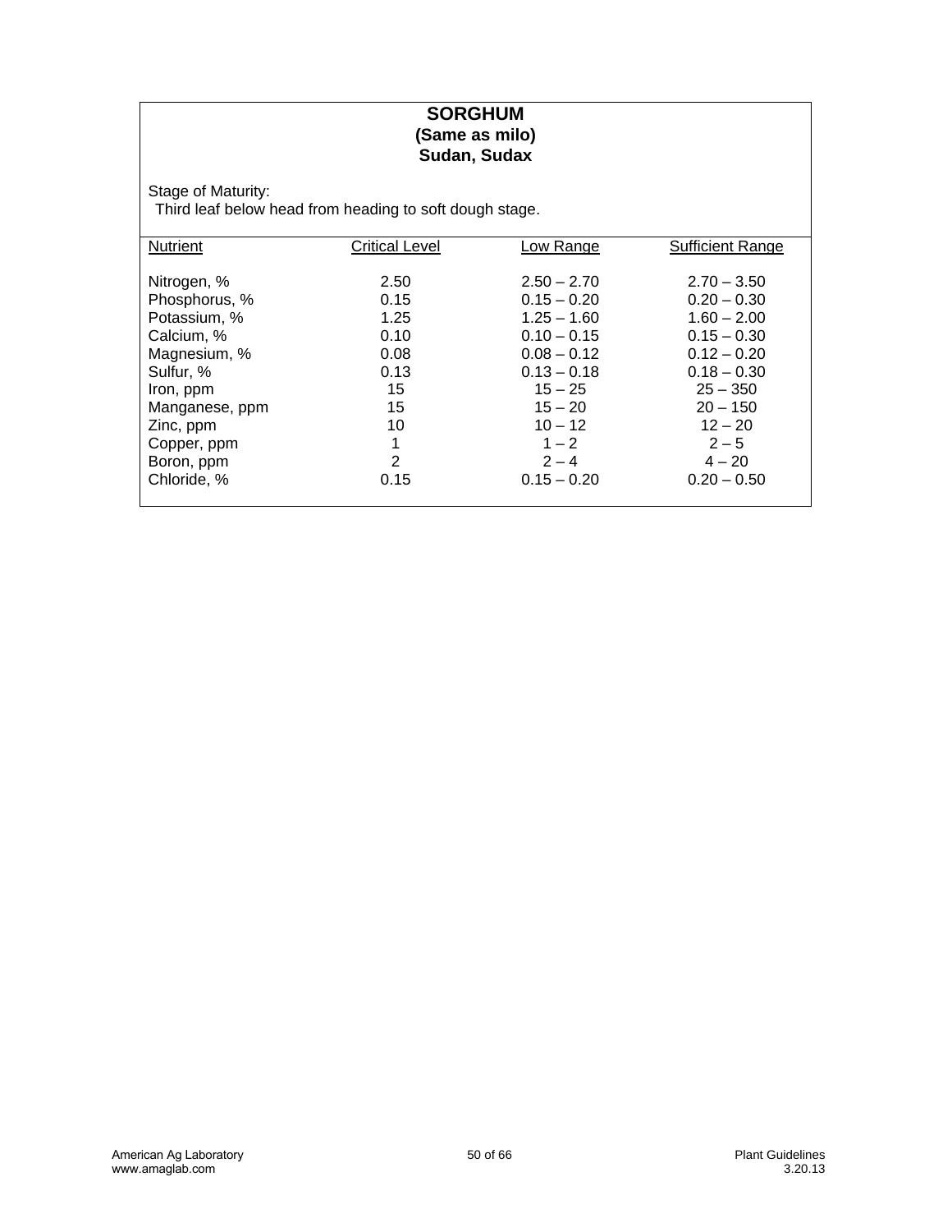# SORGHUM
## (Same as milo)
## Sudan, Sudax

Stage of Maturity:
Third leaf below head from heading to soft dough stage.

| Nutrient | Critical Level | Low Range | Sufficient Range |
|---|---|---|---|
| Nitrogen, % | 2.50 | 2.50 – 2.70 | 2.70 – 3.50 |
| Phosphorus, % | 0.15 | 0.15 – 0.20 | 0.20 – 0.30 |
| Potassium, % | 1.25 | 1.25 – 1.60 | 1.60 – 2.00 |
| Calcium, % | 0.10 | 0.10 – 0.15 | 0.15 – 0.30 |
| Magnesium, % | 0.08 | 0.08 – 0.12 | 0.12 – 0.20 |
| Sulfur, % | 0.13 | 0.13 – 0.18 | 0.18 – 0.30 |
| Iron, ppm | 15 | 15 – 25 | 25 – 350 |
| Manganese, ppm | 15 | 15 – 20 | 20 – 150 |
| Zinc, ppm | 10 | 10 – 12 | 12 – 20 |
| Copper, ppm | 1 | 1 – 2 | 2 – 5 |
| Boron, ppm | 2 | 2 – 4 | 4 – 20 |
| Chloride, % | 0.15 | 0.15 – 0.20 | 0.20 – 0.50 |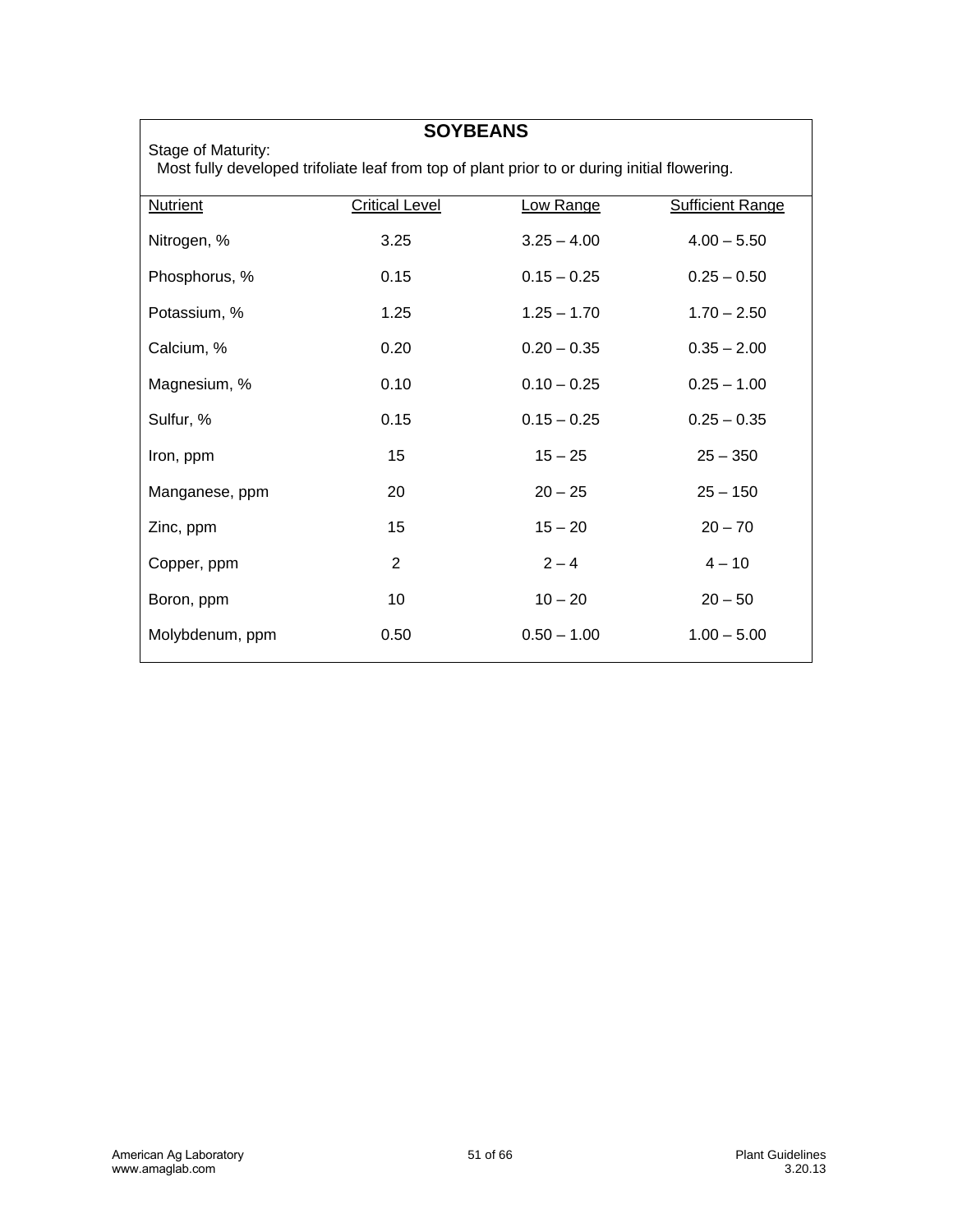## SOYBEANS

Stage of Maturity:
Most fully developed trifoliate leaf from top of plant prior to or during initial flowering.

| Nutrient | Critical Level | Low Range | Sufficient Range |
|---|---|---|---|
| Nitrogen, % | 3.25 | 3.25 – 4.00 | 4.00 – 5.50 |
| Phosphorus, % | 0.15 | 0.15 – 0.25 | 0.25 – 0.50 |
| Potassium, % | 1.25 | 1.25 – 1.70 | 1.70 – 2.50 |
| Calcium, % | 0.20 | 0.20 – 0.35 | 0.35 – 2.00 |
| Magnesium, % | 0.10 | 0.10 – 0.25 | 0.25 – 1.00 |
| Sulfur, % | 0.15 | 0.15 – 0.25 | 0.25 – 0.35 |
| Iron, ppm | 15 | 15 – 25 | 25 – 350 |
| Manganese, ppm | 20 | 20 – 25 | 25 – 150 |
| Zinc, ppm | 15 | 15 – 20 | 20 – 70 |
| Copper, ppm | 2 | 2 – 4 | 4 – 10 |
| Boron, ppm | 10 | 10 – 20 | 20 – 50 |
| Molybdenum, ppm | 0.50 | 0.50 – 1.00 | 1.00 – 5.00 |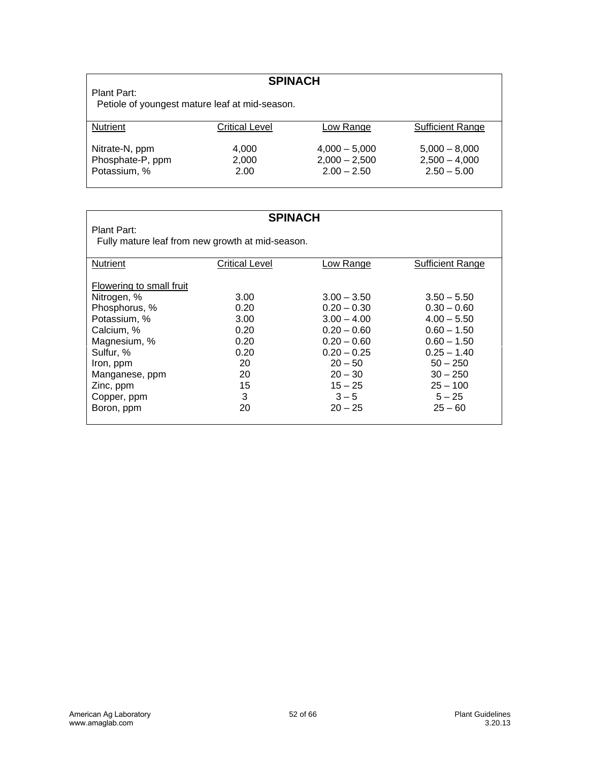## SPINACH

Plant Part:
Petiole of youngest mature leaf at mid-season.

| Nutrient | Critical Level | Low Range | Sufficient Range |
|---|---|---|---|
| Nitrate-N, ppm | 4,000 | 4,000 – 5,000 | 5,000 – 8,000 |
| Phosphate-P, ppm | 2,000 | 2,000 – 2,500 | 2,500 – 4,000 |
| Potassium, % | 2.00 | 2.00 – 2.50 | 2.50 – 5.00 |

## SPINACH

Plant Part:
Fully mature leaf from new growth at mid-season.

| Nutrient | Critical Level | Low Range | Sufficient Range |
|---|---|---|---|
| Flowering to small fruit | | | |
| Nitrogen, % | 3.00 | 3.00 – 3.50 | 3.50 – 5.50 |
| Phosphorus, % | 0.20 | 0.20 – 0.30 | 0.30 – 0.60 |
| Potassium, % | 3.00 | 3.00 – 4.00 | 4.00 – 5.50 |
| Calcium, % | 0.20 | 0.20 – 0.60 | 0.60 – 1.50 |
| Magnesium, % | 0.20 | 0.20 – 0.60 | 0.60 – 1.50 |
| Sulfur, % | 0.20 | 0.20 – 0.25 | 0.25 – 1.40 |
| Iron, ppm | 20 | 20 – 50 | 50 – 250 |
| Manganese, ppm | 20 | 20 – 30 | 30 – 250 |
| Zinc, ppm | 15 | 15 – 25 | 25 – 100 |
| Copper, ppm | 3 | 3 – 5 | 5 – 25 |
| Boron, ppm | 20 | 20 – 25 | 25 – 60 |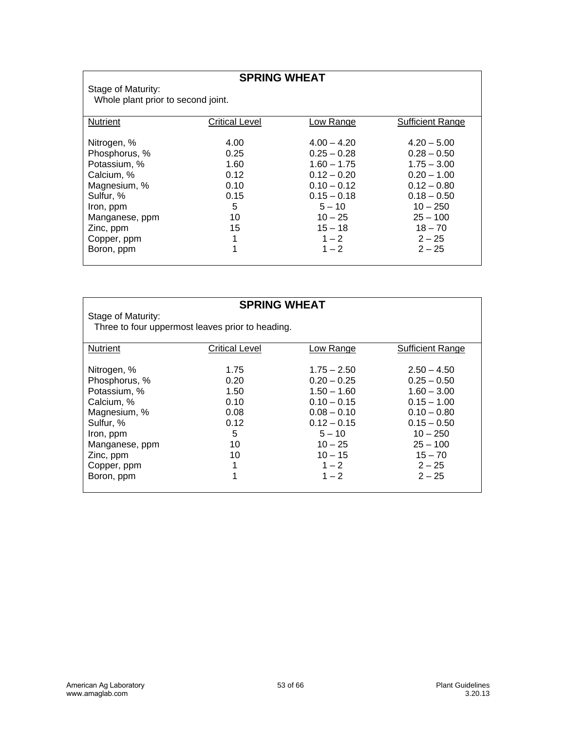## SPRING WHEAT

Stage of Maturity:
Whole plant prior to second joint.

| Nutrient | Critical Level | Low Range | Sufficient Range |
|---|---|---|---|
| Nitrogen, % | 4.00 | 4.00 – 4.20 | 4.20 – 5.00 |
| Phosphorus, % | 0.25 | 0.25 – 0.28 | 0.28 – 0.50 |
| Potassium, % | 1.60 | 1.60 – 1.75 | 1.75 – 3.00 |
| Calcium, % | 0.12 | 0.12 – 0.20 | 0.20 – 1.00 |
| Magnesium, % | 0.10 | 0.10 – 0.12 | 0.12 – 0.80 |
| Sulfur, % | 0.15 | 0.15 – 0.18 | 0.18 – 0.50 |
| Iron, ppm | 5 | 5 – 10 | 10 – 250 |
| Manganese, ppm | 10 | 10 – 25 | 25 – 100 |
| Zinc, ppm | 15 | 15 – 18 | 18 – 70 |
| Copper, ppm | 1 | 1 – 2 | 2 – 25 |
| Boron, ppm | 1 | 1 – 2 | 2 – 25 |

## SPRING WHEAT

Stage of Maturity:
Three to four uppermost leaves prior to heading.

| Nutrient | Critical Level | Low Range | Sufficient Range |
|---|---|---|---|
| Nitrogen, % | 1.75 | 1.75 – 2.50 | 2.50 – 4.50 |
| Phosphorus, % | 0.20 | 0.20 – 0.25 | 0.25 – 0.50 |
| Potassium, % | 1.50 | 1.50 – 1.60 | 1.60 – 3.00 |
| Calcium, % | 0.10 | 0.10 – 0.15 | 0.15 – 1.00 |
| Magnesium, % | 0.08 | 0.08 – 0.10 | 0.10 – 0.80 |
| Sulfur, % | 0.12 | 0.12 – 0.15 | 0.15 – 0.50 |
| Iron, ppm | 5 | 5 – 10 | 10 – 250 |
| Manganese, ppm | 10 | 10 – 25 | 25 – 100 |
| Zinc, ppm | 10 | 10 – 15 | 15 – 70 |
| Copper, ppm | 1 | 1 – 2 | 2 – 25 |
| Boron, ppm | 1 | 1 – 2 | 2 – 25 |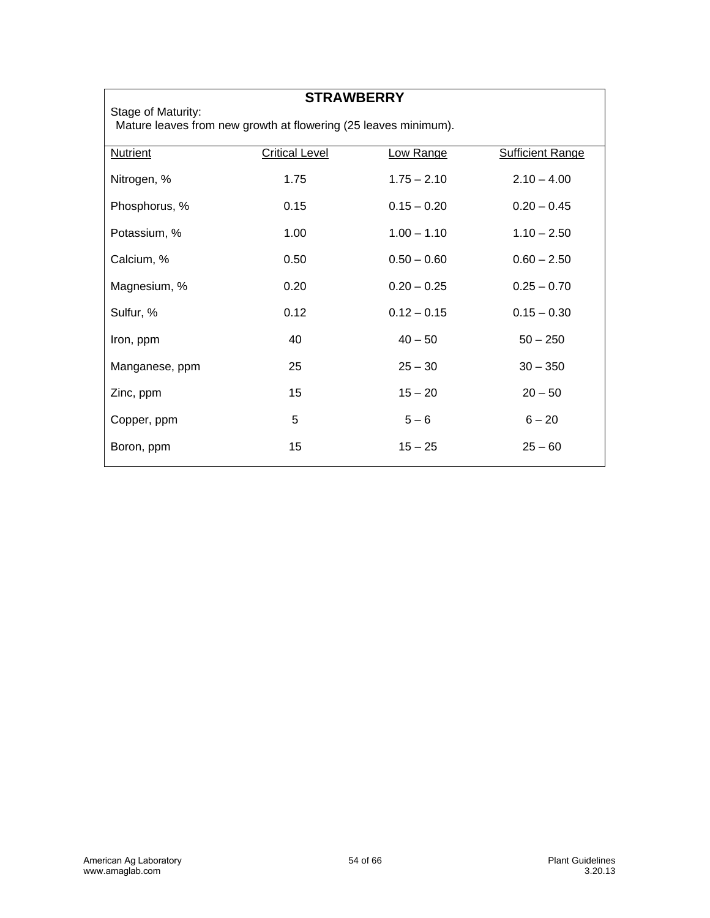## STRAWBERRY

Stage of Maturity:
Mature leaves from new growth at flowering (25 leaves minimum).

| Nutrient | Critical Level | Low Range | Sufficient Range |
|---|---|---|---|
| Nitrogen, % | 1.75 | 1.75 – 2.10 | 2.10 – 4.00 |
| Phosphorus, % | 0.15 | 0.15 – 0.20 | 0.20 – 0.45 |
| Potassium, % | 1.00 | 1.00 – 1.10 | 1.10 – 2.50 |
| Calcium, % | 0.50 | 0.50 – 0.60 | 0.60 – 2.50 |
| Magnesium, % | 0.20 | 0.20 – 0.25 | 0.25 – 0.70 |
| Sulfur, % | 0.12 | 0.12 – 0.15 | 0.15 – 0.30 |
| Iron, ppm | 40 | 40 – 50 | 50 – 250 |
| Manganese, ppm | 25 | 25 – 30 | 30 – 350 |
| Zinc, ppm | 15 | 15 – 20 | 20 – 50 |
| Copper, ppm | 5 | 5 – 6 | 6 – 20 |
| Boron, ppm | 15 | 15 – 25 | 25 – 60 |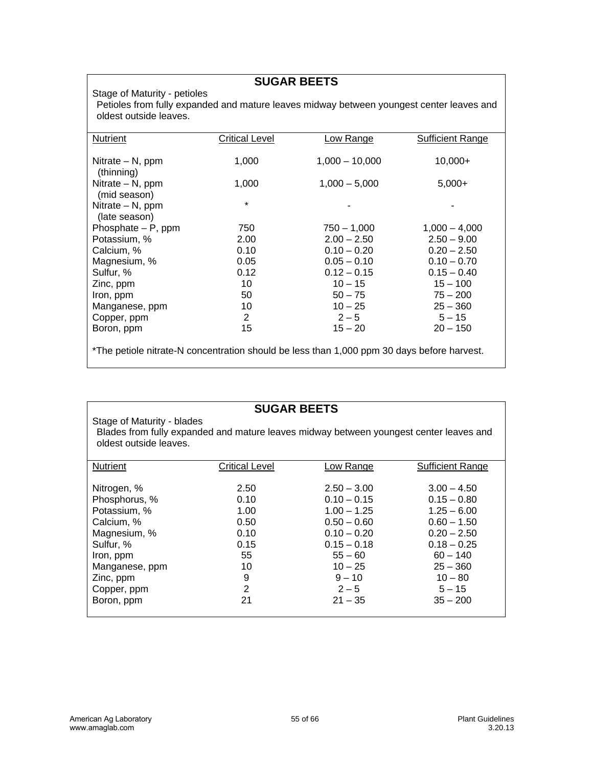## SUGAR BEETS

Stage of Maturity - petioles

Petioles from fully expanded and mature leaves midway between youngest center leaves and oldest outside leaves.

| Nutrient | Critical Level | Low Range | Sufficient Range |
|---|---|---|---|
| Nitrate – N, ppm (thinning) | 1,000 | 1,000 – 10,000 | 10,000+ |
| Nitrate – N, ppm (mid season) | 1,000 | 1,000 – 5,000 | 5,000+ |
| Nitrate – N, ppm (late season) | * | - | - |
| Phosphate – P, ppm | 750 | 750 – 1,000 | 1,000 – 4,000 |
| Potassium, % | 2.00 | 2.00 – 2.50 | 2.50 – 9.00 |
| Calcium, % | 0.10 | 0.10 – 0.20 | 0.20 – 2.50 |
| Magnesium, % | 0.05 | 0.05 – 0.10 | 0.10 – 0.70 |
| Sulfur, % | 0.12 | 0.12 – 0.15 | 0.15 – 0.40 |
| Zinc, ppm | 10 | 10 – 15 | 15 – 100 |
| Iron, ppm | 50 | 50 – 75 | 75 – 200 |
| Manganese, ppm | 10 | 10 – 25 | 25 – 360 |
| Copper, ppm | 2 | 2 – 5 | 5 – 15 |
| Boron, ppm | 15 | 15 – 20 | 20 – 150 |

*The petiole nitrate-N concentration should be less than 1,000 ppm 30 days before harvest.

## SUGAR BEETS

Stage of Maturity - blades

Blades from fully expanded and mature leaves midway between youngest center leaves and oldest outside leaves.

| Nutrient | Critical Level | Low Range | Sufficient Range |
|---|---|---|---|
| Nitrogen, % | 2.50 | 2.50 – 3.00 | 3.00 – 4.50 |
| Phosphorus, % | 0.10 | 0.10 – 0.15 | 0.15 – 0.80 |
| Potassium, % | 1.00 | 1.00 – 1.25 | 1.25 – 6.00 |
| Calcium, % | 0.50 | 0.50 – 0.60 | 0.60 – 1.50 |
| Magnesium, % | 0.10 | 0.10 – 0.20 | 0.20 – 2.50 |
| Sulfur, % | 0.15 | 0.15 – 0.18 | 0.18 – 0.25 |
| Iron, ppm | 55 | 55 – 60 | 60 – 140 |
| Manganese, ppm | 10 | 10 – 25 | 25 – 360 |
| Zinc, ppm | 9 | 9 – 10 | 10 – 80 |
| Copper, ppm | 2 | 2 – 5 | 5 – 15 |
| Boron, ppm | 21 | 21 – 35 | 35 – 200 |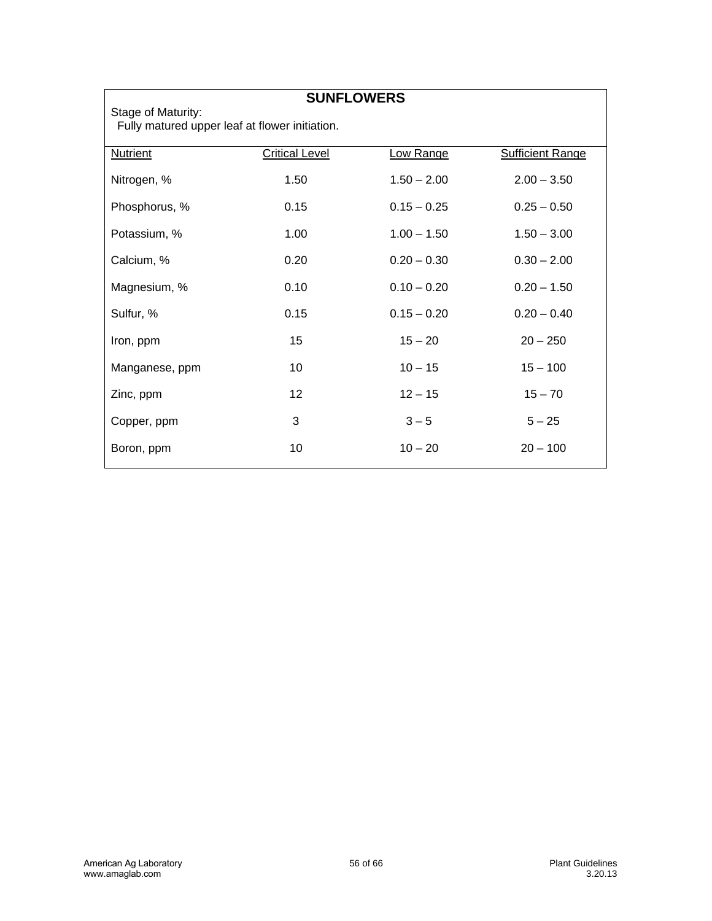## SUNFLOWERS

Stage of Maturity:
Fully matured upper leaf at flower initiation.

| Nutrient | Critical Level | Low Range | Sufficient Range |
|---|---|---|---|
| Nitrogen, % | 1.50 | 1.50 – 2.00 | 2.00 – 3.50 |
| Phosphorus, % | 0.15 | 0.15 – 0.25 | 0.25 – 0.50 |
| Potassium, % | 1.00 | 1.00 – 1.50 | 1.50 – 3.00 |
| Calcium, % | 0.20 | 0.20 – 0.30 | 0.30 – 2.00 |
| Magnesium, % | 0.10 | 0.10 – 0.20 | 0.20 – 1.50 |
| Sulfur, % | 0.15 | 0.15 – 0.20 | 0.20 – 0.40 |
| Iron, ppm | 15 | 15 – 20 | 20 – 250 |
| Manganese, ppm | 10 | 10 – 15 | 15 – 100 |
| Zinc, ppm | 12 | 12 – 15 | 15 – 70 |
| Copper, ppm | 3 | 3 – 5 | 5 – 25 |
| Boron, ppm | 10 | 10 – 20 | 20 – 100 |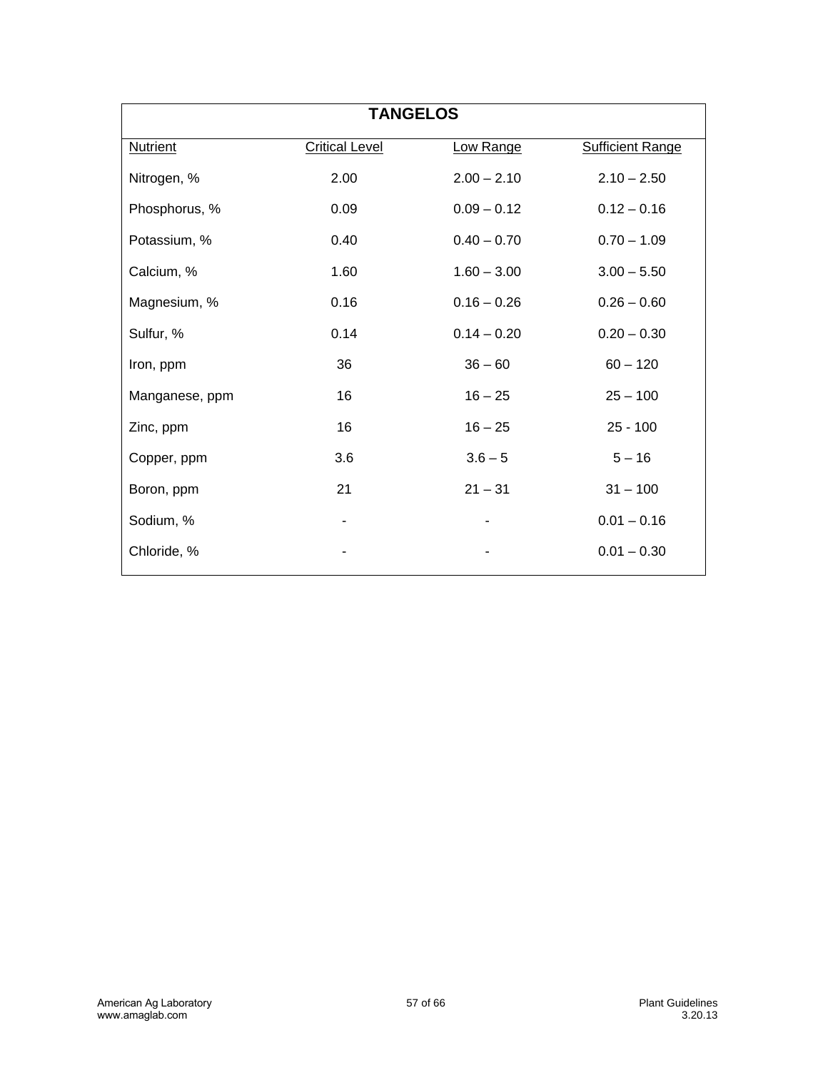| TANGELOS | | | |
|---|---|---|---|
| Nutrient | Critical Level | Low Range | Sufficient Range |
| Nitrogen, % | 2.00 | 2.00 – 2.10 | 2.10 – 2.50 |
| Phosphorus, % | 0.09 | 0.09 – 0.12 | 0.12 – 0.16 |
| Potassium, % | 0.40 | 0.40 – 0.70 | 0.70 – 1.09 |
| Calcium, % | 1.60 | 1.60 – 3.00 | 3.00 – 5.50 |
| Magnesium, % | 0.16 | 0.16 – 0.26 | 0.26 – 0.60 |
| Sulfur, % | 0.14 | 0.14 – 0.20 | 0.20 – 0.30 |
| Iron, ppm | 36 | 36 – 60 | 60 – 120 |
| Manganese, ppm | 16 | 16 – 25 | 25 – 100 |
| Zinc, ppm | 16 | 16 – 25 | 25 - 100 |
| Copper, ppm | 3.6 | 3.6 – 5 | 5 – 16 |
| Boron, ppm | 21 | 21 – 31 | 31 – 100 |
| Sodium, % | - | - | 0.01 – 0.16 |
| Chloride, % | - | - | 0.01 – 0.30 |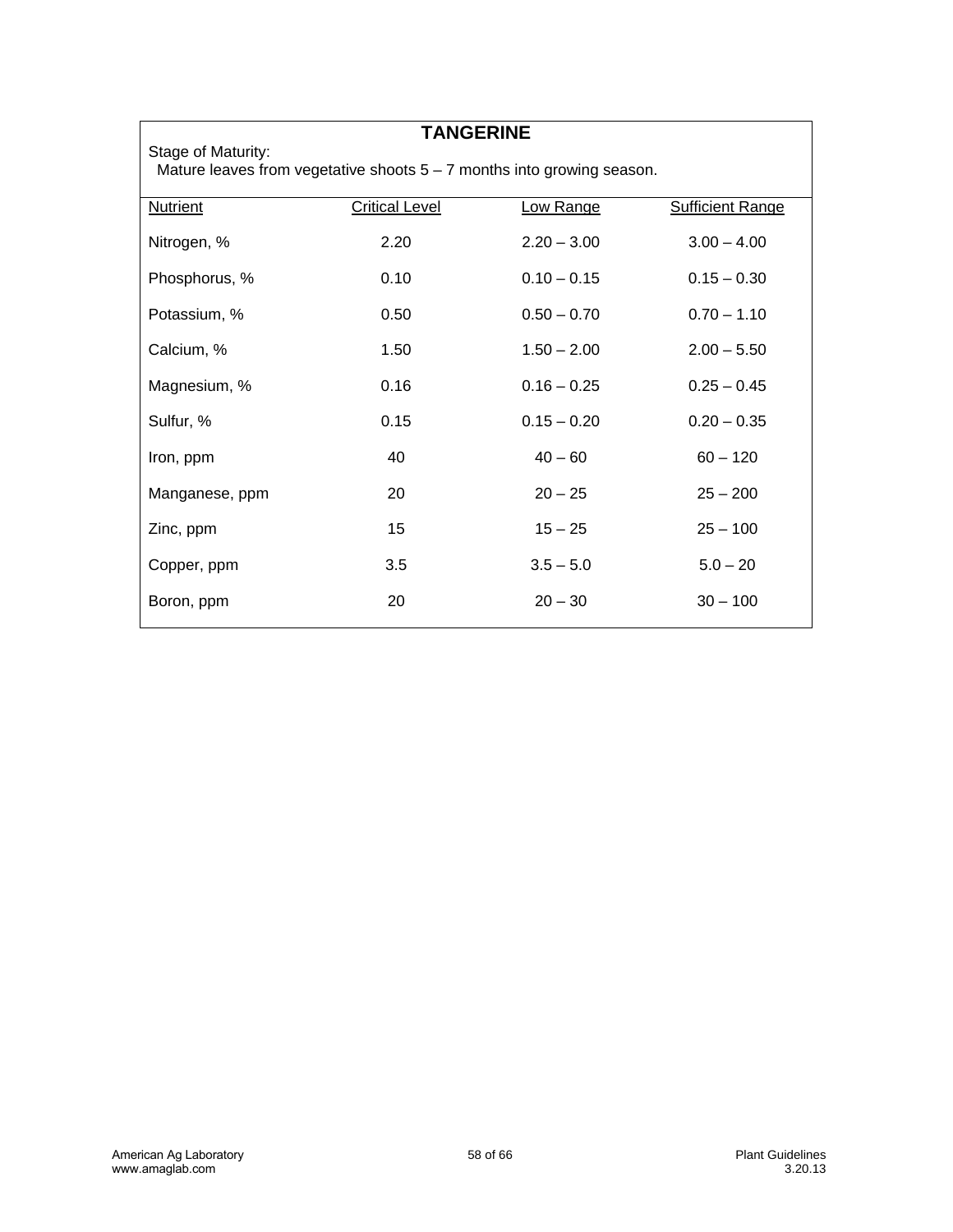## TANGERINE

Stage of Maturity:
Mature leaves from vegetative shoots 5 – 7 months into growing season.

| Nutrient | Critical Level | Low Range | Sufficient Range |
|---|---|---|---|
| Nitrogen, % | 2.20 | 2.20 – 3.00 | 3.00 – 4.00 |
| Phosphorus, % | 0.10 | 0.10 – 0.15 | 0.15 – 0.30 |
| Potassium, % | 0.50 | 0.50 – 0.70 | 0.70 – 1.10 |
| Calcium, % | 1.50 | 1.50 – 2.00 | 2.00 – 5.50 |
| Magnesium, % | 0.16 | 0.16 – 0.25 | 0.25 – 0.45 |
| Sulfur, % | 0.15 | 0.15 – 0.20 | 0.20 – 0.35 |
| Iron, ppm | 40 | 40 – 60 | 60 – 120 |
| Manganese, ppm | 20 | 20 – 25 | 25 – 200 |
| Zinc, ppm | 15 | 15 – 25 | 25 – 100 |
| Copper, ppm | 3.5 | 3.5 – 5.0 | 5.0 – 20 |
| Boron, ppm | 20 | 20 – 30 | 30 – 100 |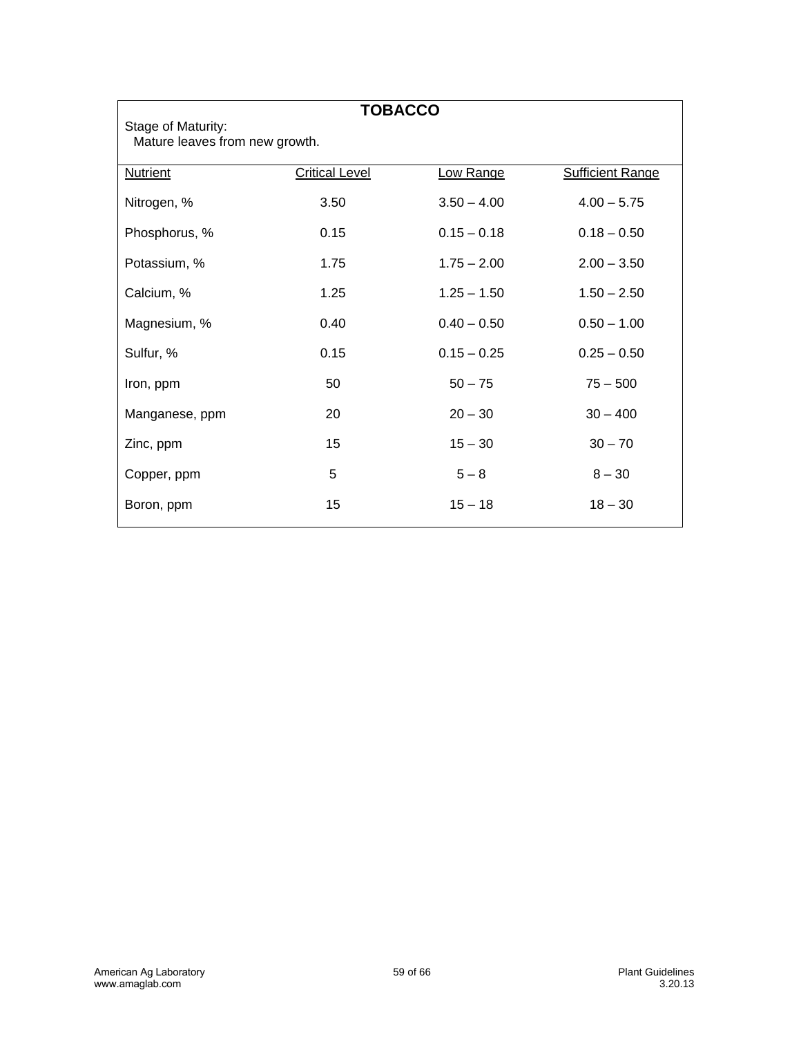## TOBACCO

Stage of Maturity:
Mature leaves from new growth.

| Nutrient | Critical Level | Low Range | Sufficient Range |
|---|---|---|---|
| Nitrogen, % | 3.50 | 3.50 – 4.00 | 4.00 – 5.75 |
| Phosphorus, % | 0.15 | 0.15 – 0.18 | 0.18 – 0.50 |
| Potassium, % | 1.75 | 1.75 – 2.00 | 2.00 – 3.50 |
| Calcium, % | 1.25 | 1.25 – 1.50 | 1.50 – 2.50 |
| Magnesium, % | 0.40 | 0.40 – 0.50 | 0.50 – 1.00 |
| Sulfur, % | 0.15 | 0.15 – 0.25 | 0.25 – 0.50 |
| Iron, ppm | 50 | 50 – 75 | 75 – 500 |
| Manganese, ppm | 20 | 20 – 30 | 30 – 400 |
| Zinc, ppm | 15 | 15 – 30 | 30 – 70 |
| Copper, ppm | 5 | 5 – 8 | 8 – 30 |
| Boron, ppm | 15 | 15 – 18 | 18 – 30 |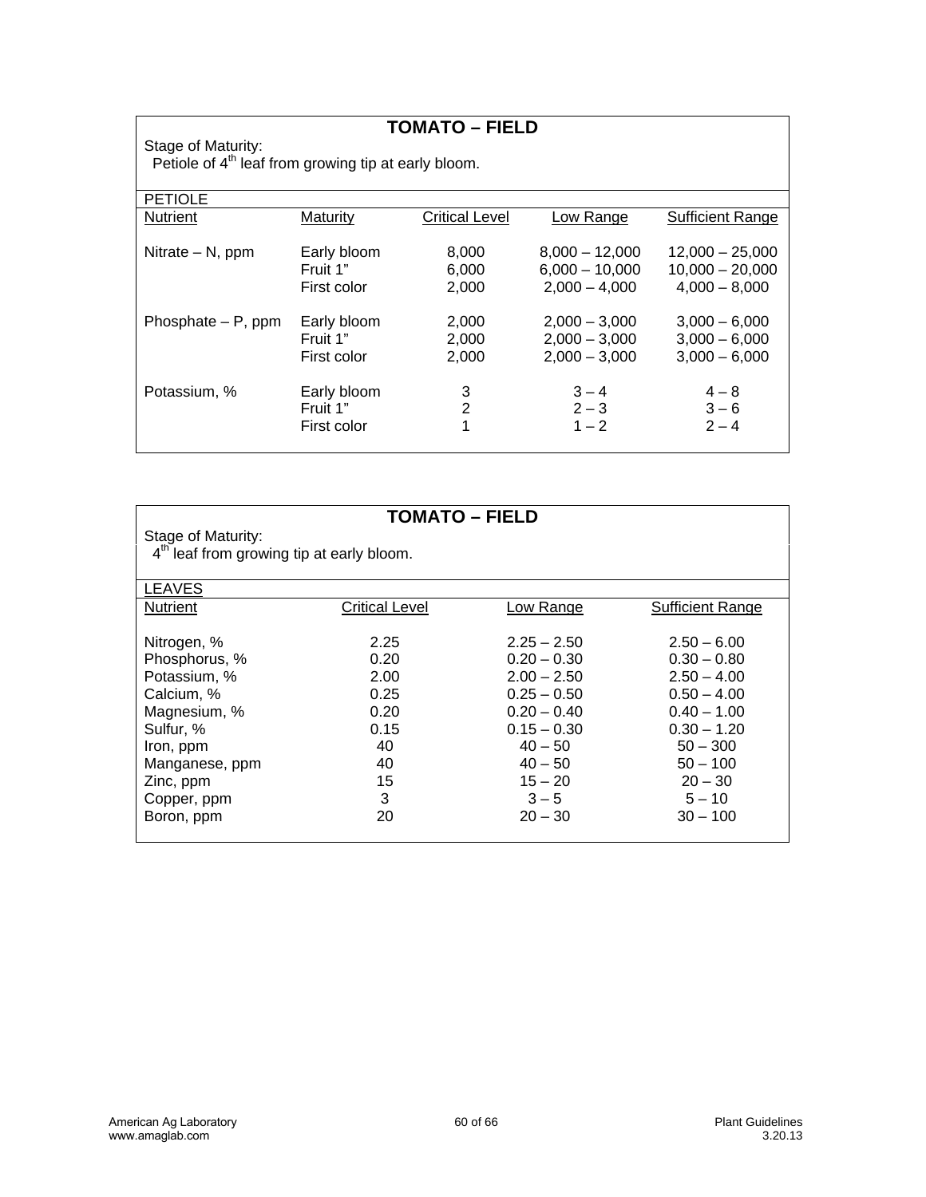## TOMATO – FIELD

Stage of Maturity:
Petiole of 4th leaf from growing tip at early bloom.

PETIOLE

| Nutrient | Maturity | Critical Level | Low Range | Sufficient Range |
|---|---|---|---|---|
| Nitrate – N, ppm | Early bloom | 8,000 | 8,000 – 12,000 | 12,000 – 25,000 |
| | Fruit 1" | 6,000 | 6,000 – 10,000 | 10,000 – 20,000 |
| | First color | 2,000 | 2,000 – 4,000 | 4,000 – 8,000 |
| Phosphate – P, ppm | Early bloom | 2,000 | 2,000 – 3,000 | 3,000 – 6,000 |
| | Fruit 1" | 2,000 | 2,000 – 3,000 | 3,000 – 6,000 |
| | First color | 2,000 | 2,000 – 3,000 | 3,000 – 6,000 |
| Potassium, % | Early bloom | 3 | 3 – 4 | 4 – 8 |
| | Fruit 1" | 2 | 2 – 3 | 3 – 6 |
| | First color | 1 | 1 – 2 | 2 – 4 |

## TOMATO – FIELD

Stage of Maturity:
4th leaf from growing tip at early bloom.

LEAVES

| Nutrient | Critical Level | Low Range | Sufficient Range |
|---|---|---|---|
| Nitrogen, % | 2.25 | 2.25 – 2.50 | 2.50 – 6.00 |
| Phosphorus, % | 0.20 | 0.20 – 0.30 | 0.30 – 0.80 |
| Potassium, % | 2.00 | 2.00 – 2.50 | 2.50 – 4.00 |
| Calcium, % | 0.25 | 0.25 – 0.50 | 0.50 – 4.00 |
| Magnesium, % | 0.20 | 0.20 – 0.40 | 0.40 – 1.00 |
| Sulfur, % | 0.15 | 0.15 – 0.30 | 0.30 – 1.20 |
| Iron, ppm | 40 | 40 – 50 | 50 – 300 |
| Manganese, ppm | 40 | 40 – 50 | 50 – 100 |
| Zinc, ppm | 15 | 15 – 20 | 20 – 30 |
| Copper, ppm | 3 | 3 – 5 | 5 – 10 |
| Boron, ppm | 20 | 20 – 30 | 30 – 100 |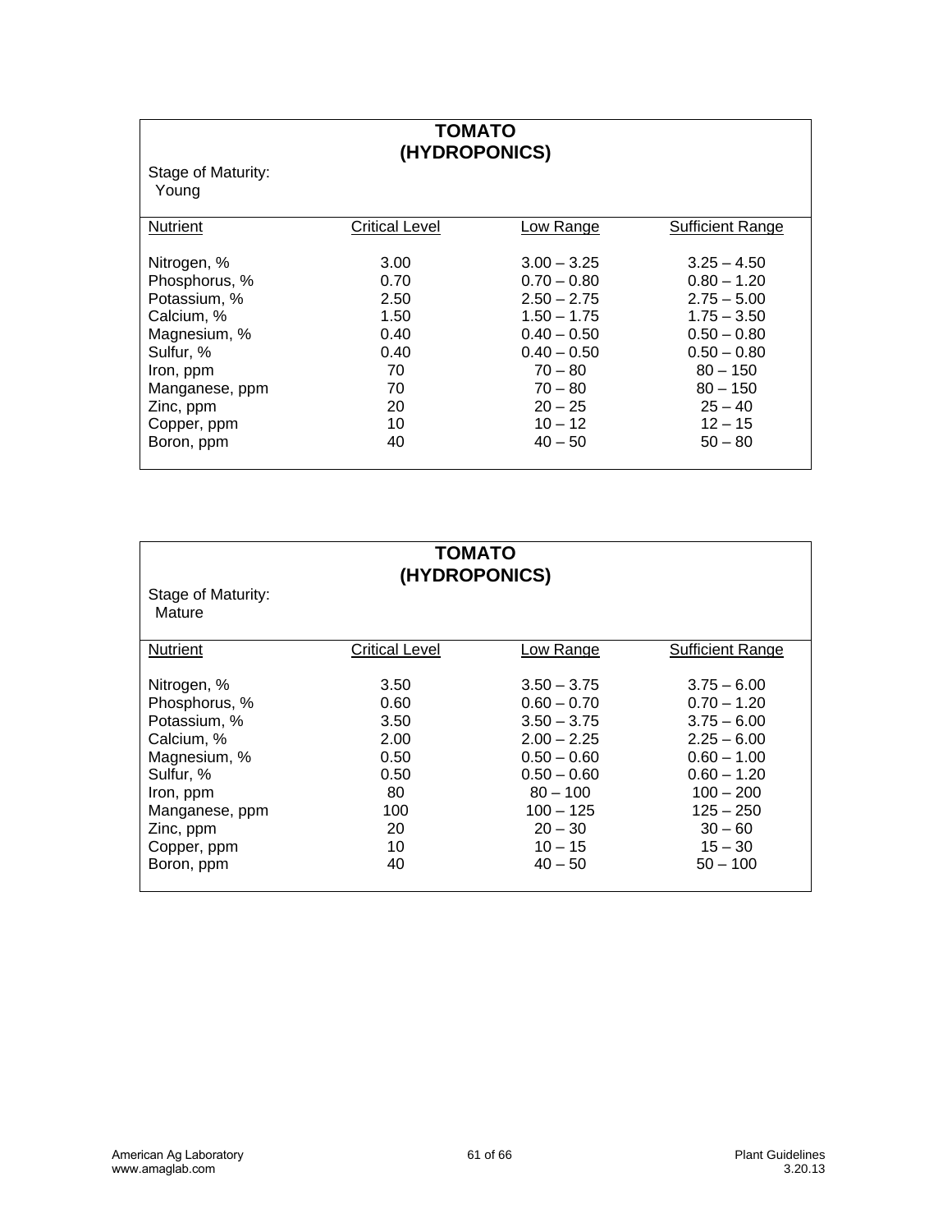## TOMATO (HYDROPONICS)

Stage of Maturity:
Young

| Nutrient | Critical Level | Low Range | Sufficient Range |
|---|---|---|---|
| Nitrogen, % | 3.00 | 3.00 – 3.25 | 3.25 – 4.50 |
| Phosphorus, % | 0.70 | 0.70 – 0.80 | 0.80 – 1.20 |
| Potassium, % | 2.50 | 2.50 – 2.75 | 2.75 – 5.00 |
| Calcium, % | 1.50 | 1.50 – 1.75 | 1.75 – 3.50 |
| Magnesium, % | 0.40 | 0.40 – 0.50 | 0.50 – 0.80 |
| Sulfur, % | 0.40 | 0.40 – 0.50 | 0.50 – 0.80 |
| Iron, ppm | 70 | 70 – 80 | 80 – 150 |
| Manganese, ppm | 70 | 70 – 80 | 80 – 150 |
| Zinc, ppm | 20 | 20 – 25 | 25 – 40 |
| Copper, ppm | 10 | 10 – 12 | 12 – 15 |
| Boron, ppm | 40 | 40 – 50 | 50 – 80 |

## TOMATO (HYDROPONICS)

Stage of Maturity:
Mature

| Nutrient | Critical Level | Low Range | Sufficient Range |
|---|---|---|---|
| Nitrogen, % | 3.50 | 3.50 – 3.75 | 3.75 – 6.00 |
| Phosphorus, % | 0.60 | 0.60 – 0.70 | 0.70 – 1.20 |
| Potassium, % | 3.50 | 3.50 – 3.75 | 3.75 – 6.00 |
| Calcium, % | 2.00 | 2.00 – 2.25 | 2.25 – 6.00 |
| Magnesium, % | 0.50 | 0.50 – 0.60 | 0.60 – 1.00 |
| Sulfur, % | 0.50 | 0.50 – 0.60 | 0.60 – 1.20 |
| Iron, ppm | 80 | 80 – 100 | 100 – 200 |
| Manganese, ppm | 100 | 100 – 125 | 125 – 250 |
| Zinc, ppm | 20 | 20 – 30 | 30 – 60 |
| Copper, ppm | 10 | 10 – 15 | 15 – 30 |
| Boron, ppm | 40 | 40 – 50 | 50 – 100 |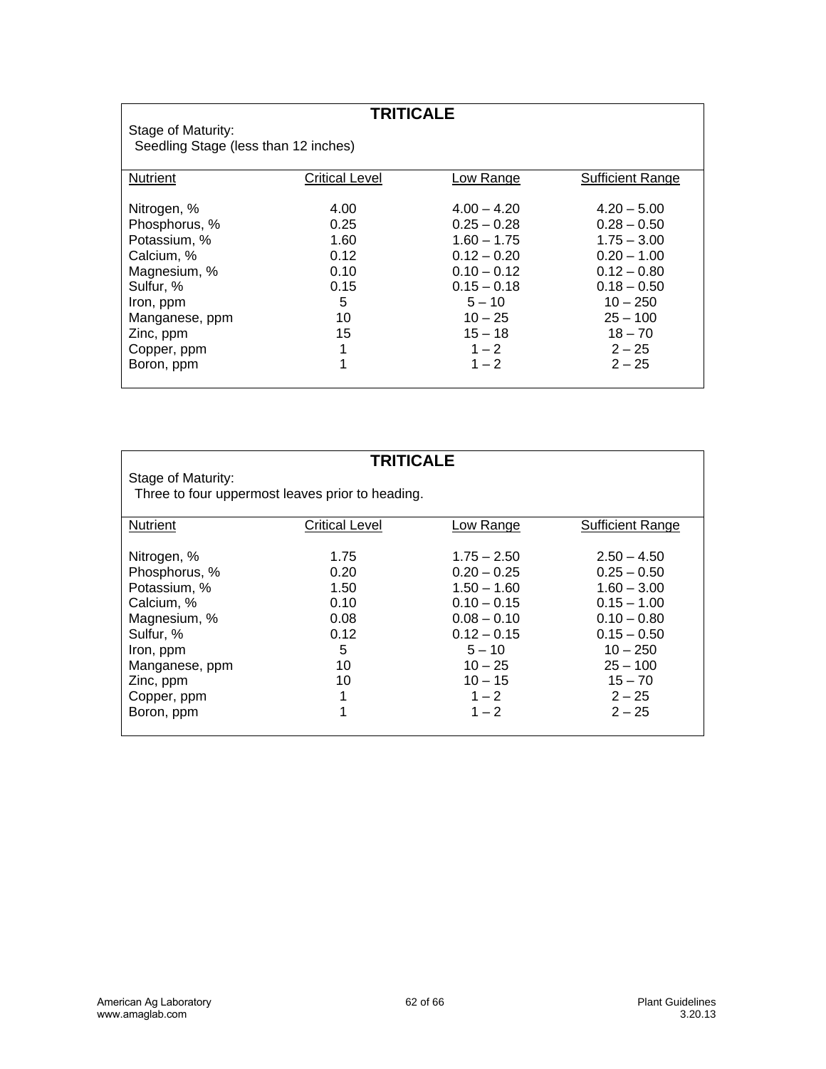## TRITICALE

Stage of Maturity:
Seedling Stage (less than 12 inches)

| Nutrient | Critical Level | Low Range | Sufficient Range |
|---|---|---|---|
| Nitrogen, % | 4.00 | 4.00 – 4.20 | 4.20 – 5.00 |
| Phosphorus, % | 0.25 | 0.25 – 0.28 | 0.28 – 0.50 |
| Potassium, % | 1.60 | 1.60 – 1.75 | 1.75 – 3.00 |
| Calcium, % | 0.12 | 0.12 – 0.20 | 0.20 – 1.00 |
| Magnesium, % | 0.10 | 0.10 – 0.12 | 0.12 – 0.80 |
| Sulfur, % | 0.15 | 0.15 – 0.18 | 0.18 – 0.50 |
| Iron, ppm | 5 | 5 – 10 | 10 – 250 |
| Manganese, ppm | 10 | 10 – 25 | 25 – 100 |
| Zinc, ppm | 15 | 15 – 18 | 18 – 70 |
| Copper, ppm | 1 | 1 – 2 | 2 – 25 |
| Boron, ppm | 1 | 1 – 2 | 2 – 25 |

## TRITICALE

Stage of Maturity:
Three to four uppermost leaves prior to heading.

| Nutrient | Critical Level | Low Range | Sufficient Range |
|---|---|---|---|
| Nitrogen, % | 1.75 | 1.75 – 2.50 | 2.50 – 4.50 |
| Phosphorus, % | 0.20 | 0.20 – 0.25 | 0.25 – 0.50 |
| Potassium, % | 1.50 | 1.50 – 1.60 | 1.60 – 3.00 |
| Calcium, % | 0.10 | 0.10 – 0.15 | 0.15 – 1.00 |
| Magnesium, % | 0.08 | 0.08 – 0.10 | 0.10 – 0.80 |
| Sulfur, % | 0.12 | 0.12 – 0.15 | 0.15 – 0.50 |
| Iron, ppm | 5 | 5 – 10 | 10 – 250 |
| Manganese, ppm | 10 | 10 – 25 | 25 – 100 |
| Zinc, ppm | 10 | 10 – 15 | 15 – 70 |
| Copper, ppm | 1 | 1 – 2 | 2 – 25 |
| Boron, ppm | 1 | 1 – 2 | 2 – 25 |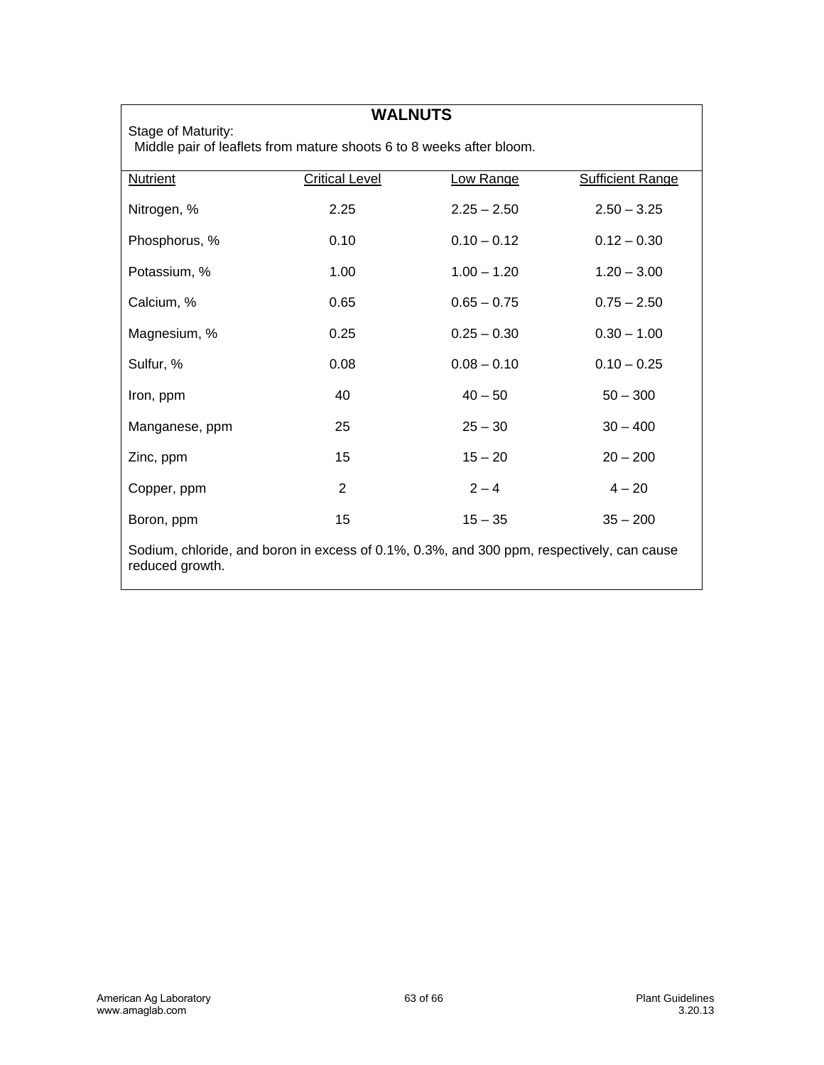## WALNUTS

Stage of Maturity:
Middle pair of leaflets from mature shoots 6 to 8 weeks after bloom.

| Nutrient | Critical Level | Low Range | Sufficient Range |
|---|---|---|---|
| Nitrogen, % | 2.25 | 2.25 – 2.50 | 2.50 – 3.25 |
| Phosphorus, % | 0.10 | 0.10 – 0.12 | 0.12 – 0.30 |
| Potassium, % | 1.00 | 1.00 – 1.20 | 1.20 – 3.00 |
| Calcium, % | 0.65 | 0.65 – 0.75 | 0.75 – 2.50 |
| Magnesium, % | 0.25 | 0.25 – 0.30 | 0.30 – 1.00 |
| Sulfur, % | 0.08 | 0.08 – 0.10 | 0.10 – 0.25 |
| Iron, ppm | 40 | 40 – 50 | 50 – 300 |
| Manganese, ppm | 25 | 25 – 30 | 30 – 400 |
| Zinc, ppm | 15 | 15 – 20 | 20 – 200 |
| Copper, ppm | 2 | 2 – 4 | 4 – 20 |
| Boron, ppm | 15 | 15 – 35 | 35 – 200 |

Sodium, chloride, and boron in excess of 0.1%, 0.3%, and 300 ppm, respectively, can cause reduced growth.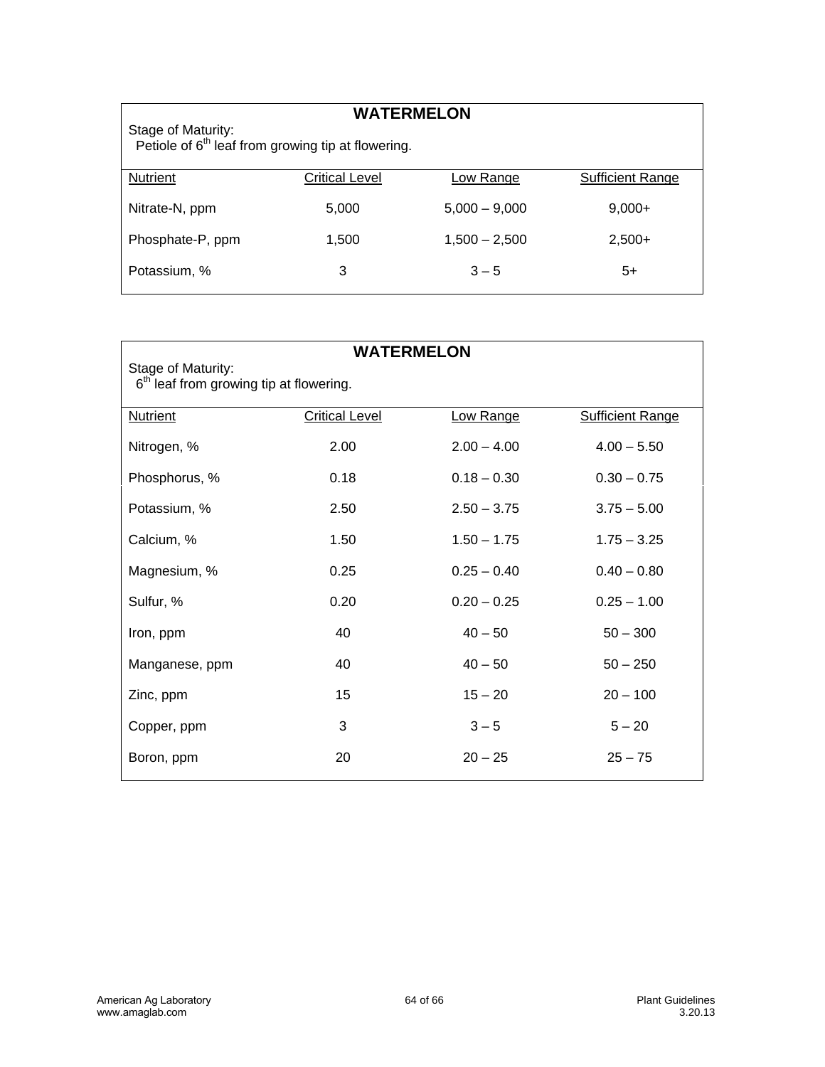## WATERMELON

Stage of Maturity:
Petiole of 6th leaf from growing tip at flowering.

| Nutrient | Critical Level | Low Range | Sufficient Range |
|---|---|---|---|
| Nitrate-N, ppm | 5,000 | 5,000 – 9,000 | 9,000+ |
| Phosphate-P, ppm | 1,500 | 1,500 – 2,500 | 2,500+ |
| Potassium, % | 3 | 3 – 5 | 5+ |

## WATERMELON

Stage of Maturity:
6th leaf from growing tip at flowering.

| Nutrient | Critical Level | Low Range | Sufficient Range |
|---|---|---|---|
| Nitrogen, % | 2.00 | 2.00 – 4.00 | 4.00 – 5.50 |
| Phosphorus, % | 0.18 | 0.18 – 0.30 | 0.30 – 0.75 |
| Potassium, % | 2.50 | 2.50 – 3.75 | 3.75 – 5.00 |
| Calcium, % | 1.50 | 1.50 – 1.75 | 1.75 – 3.25 |
| Magnesium, % | 0.25 | 0.25 – 0.40 | 0.40 – 0.80 |
| Sulfur, % | 0.20 | 0.20 – 0.25 | 0.25 – 1.00 |
| Iron, ppm | 40 | 40 – 50 | 50 – 300 |
| Manganese, ppm | 40 | 40 – 50 | 50 – 250 |
| Zinc, ppm | 15 | 15 – 20 | 20 – 100 |
| Copper, ppm | 3 | 3 – 5 | 5 – 20 |
| Boron, ppm | 20 | 20 – 25 | 25 – 75 |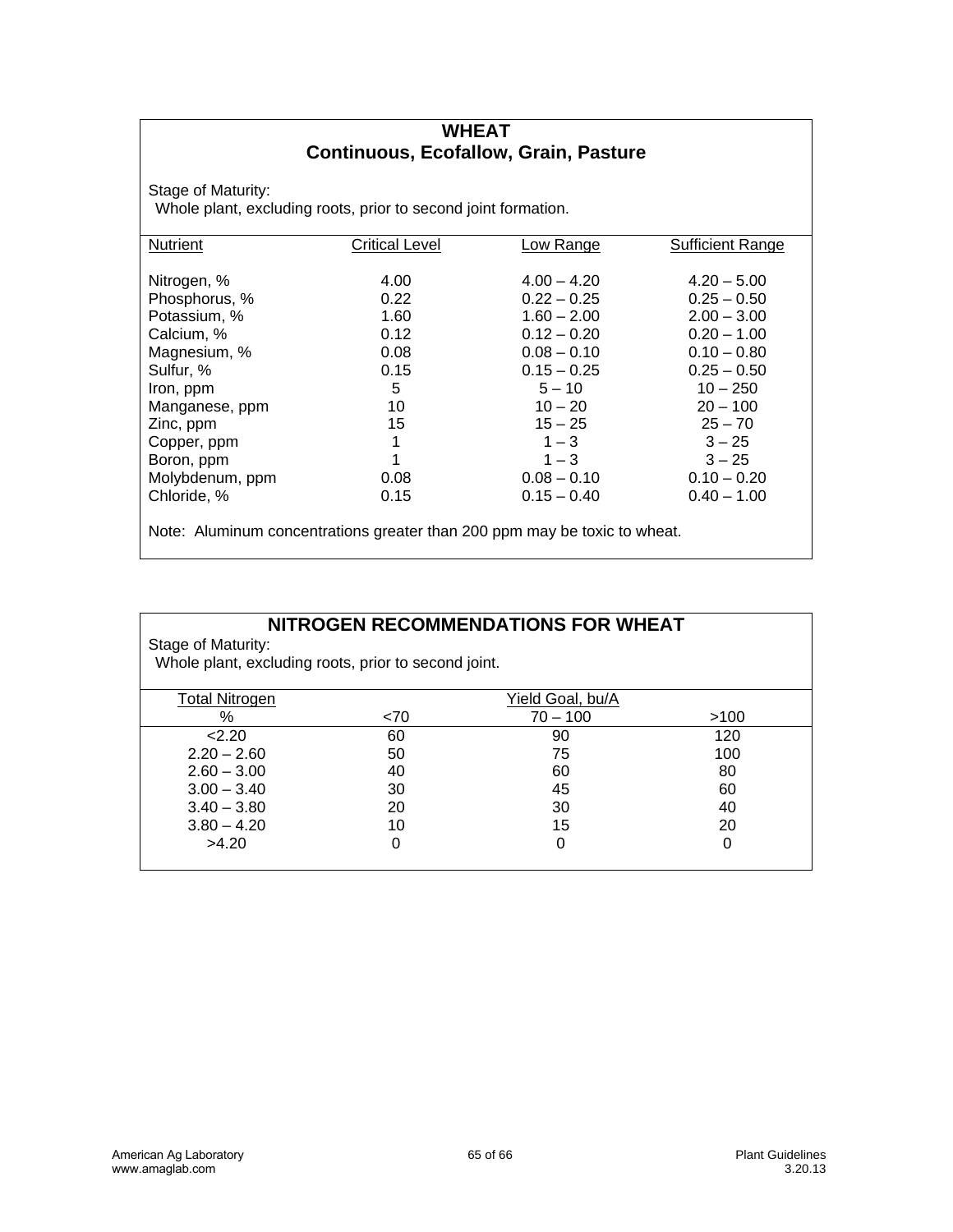## WHEAT
### Continuous, Ecofallow, Grain, Pasture

Stage of Maturity:
Whole plant, excluding roots, prior to second joint formation.

| Nutrient | Critical Level | Low Range | Sufficient Range |
|---|---|---|---|
| Nitrogen, % | 4.00 | 4.00 – 4.20 | 4.20 – 5.00 |
| Phosphorus, % | 0.22 | 0.22 – 0.25 | 0.25 – 0.50 |
| Potassium, % | 1.60 | 1.60 – 2.00 | 2.00 – 3.00 |
| Calcium, % | 0.12 | 0.12 – 0.20 | 0.20 – 1.00 |
| Magnesium, % | 0.08 | 0.08 – 0.10 | 0.10 – 0.80 |
| Sulfur, % | 0.15 | 0.15 – 0.25 | 0.25 – 0.50 |
| Iron, ppm | 5 | 5 – 10 | 10 – 250 |
| Manganese, ppm | 10 | 10 – 20 | 20 – 100 |
| Zinc, ppm | 15 | 15 – 25 | 25 – 70 |
| Copper, ppm | 1 | 1 – 3 | 3 – 25 |
| Boron, ppm | 1 | 1 – 3 | 3 – 25 |
| Molybdenum, ppm | 0.08 | 0.08 – 0.10 | 0.10 – 0.20 |
| Chloride, % | 0.15 | 0.15 – 0.40 | 0.40 – 1.00 |

Note: Aluminum concentrations greater than 200 ppm may be toxic to wheat.

## NITROGEN RECOMMENDATIONS FOR WHEAT

Stage of Maturity:
Whole plant, excluding roots, prior to second joint.

| Total Nitrogen | Yield Goal, bu/A | | |
|---|---|---|---|
| % | <70 | 70 – 100 | >100 |
| <2.20 | 60 | 90 | 120 |
| 2.20 – 2.60 | 50 | 75 | 100 |
| 2.60 – 3.00 | 40 | 60 | 80 |
| 3.00 – 3.40 | 30 | 45 | 60 |
| 3.40 – 3.80 | 20 | 30 | 40 |
| 3.80 – 4.20 | 10 | 15 | 20 |
| >4.20 | 0 | 0 | 0 |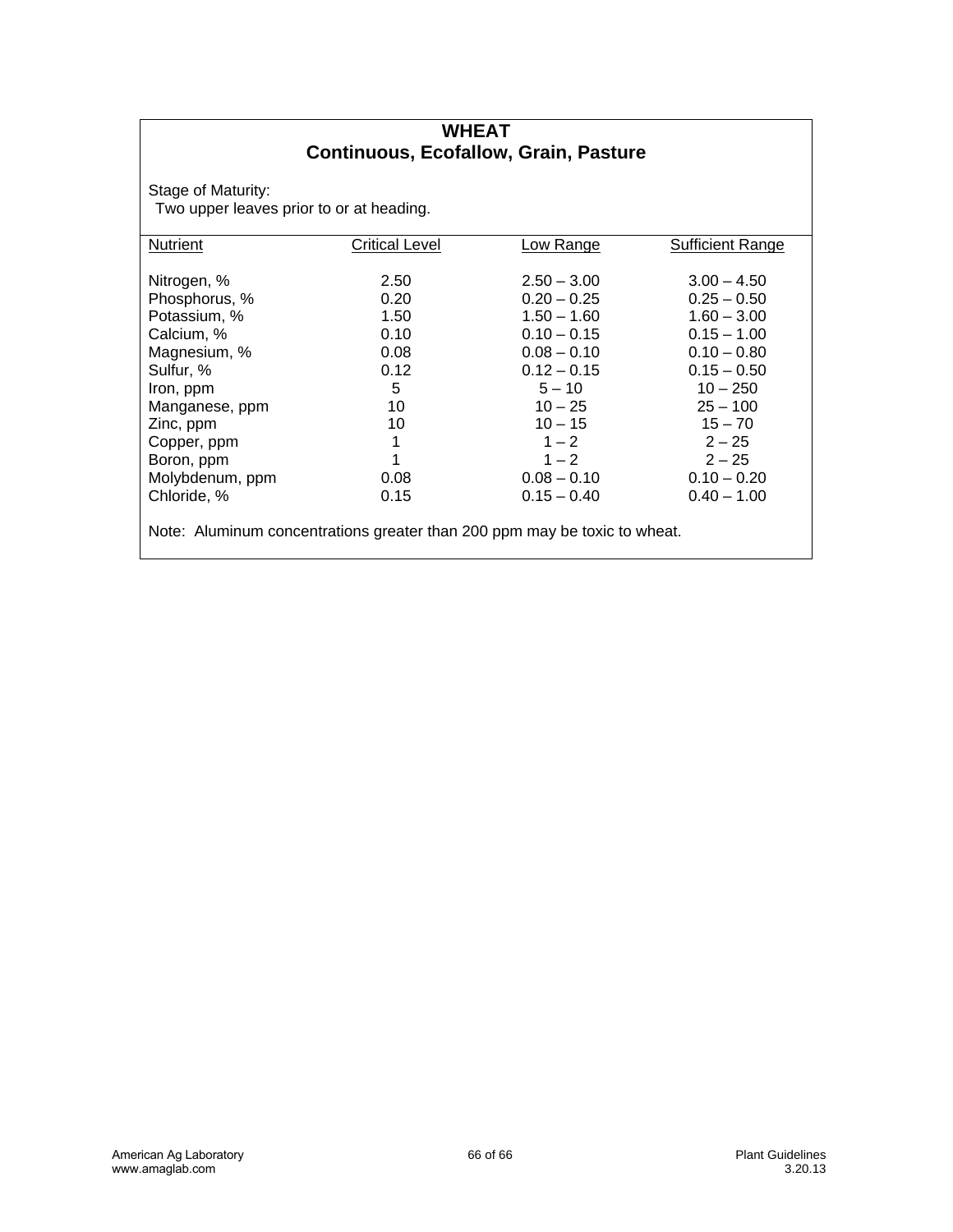## WHEAT
## Continuous, Ecofallow, Grain, Pasture

Stage of Maturity:
Two upper leaves prior to or at heading.

| Nutrient | Critical Level | Low Range | Sufficient Range |
|---|---|---|---|
| Nitrogen, % | 2.50 | 2.50 – 3.00 | 3.00 – 4.50 |
| Phosphorus, % | 0.20 | 0.20 – 0.25 | 0.25 – 0.50 |
| Potassium, % | 1.50 | 1.50 – 1.60 | 1.60 – 3.00 |
| Calcium, % | 0.10 | 0.10 – 0.15 | 0.15 – 1.00 |
| Magnesium, % | 0.08 | 0.08 – 0.10 | 0.10 – 0.80 |
| Sulfur, % | 0.12 | 0.12 – 0.15 | 0.15 – 0.50 |
| Iron, ppm | 5 | 5 – 10 | 10 – 250 |
| Manganese, ppm | 10 | 10 – 25 | 25 – 100 |
| Zinc, ppm | 10 | 10 – 15 | 15 – 70 |
| Copper, ppm | 1 | 1 – 2 | 2 – 25 |
| Boron, ppm | 1 | 1 – 2 | 2 – 25 |
| Molybdenum, ppm | 0.08 | 0.08 – 0.10 | 0.10 – 0.20 |
| Chloride, % | 0.15 | 0.15 – 0.40 | 0.40 – 1.00 |

Note: Aluminum concentrations greater than 200 ppm may be toxic to wheat.